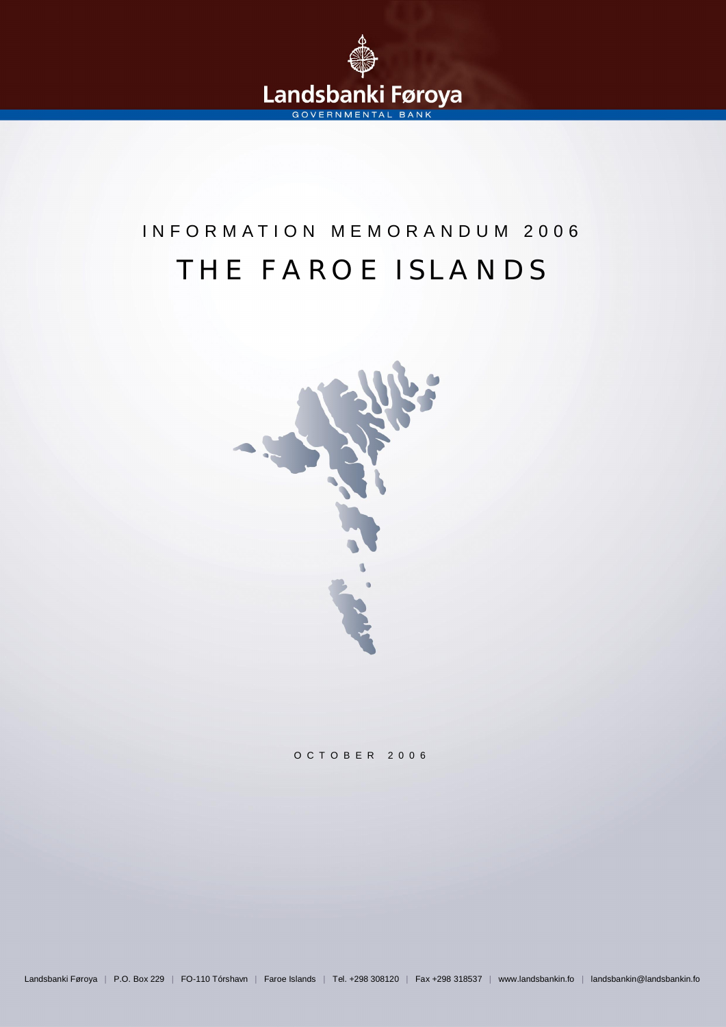Landsbanki Føroya

GOVERNMENTAL BANK

# INFORMATION MEMORANDUM 2006

# THE FAROE ISLANDS

OCTOBER 2006

Landsbanki Føroya | P.O. Box 229 | FO-110 Tórshavn | Faroe Islands | Tel. +298 308120 | Fax +298 318537 | www.landsbankin.fo | landsbankin@landsbankin.fo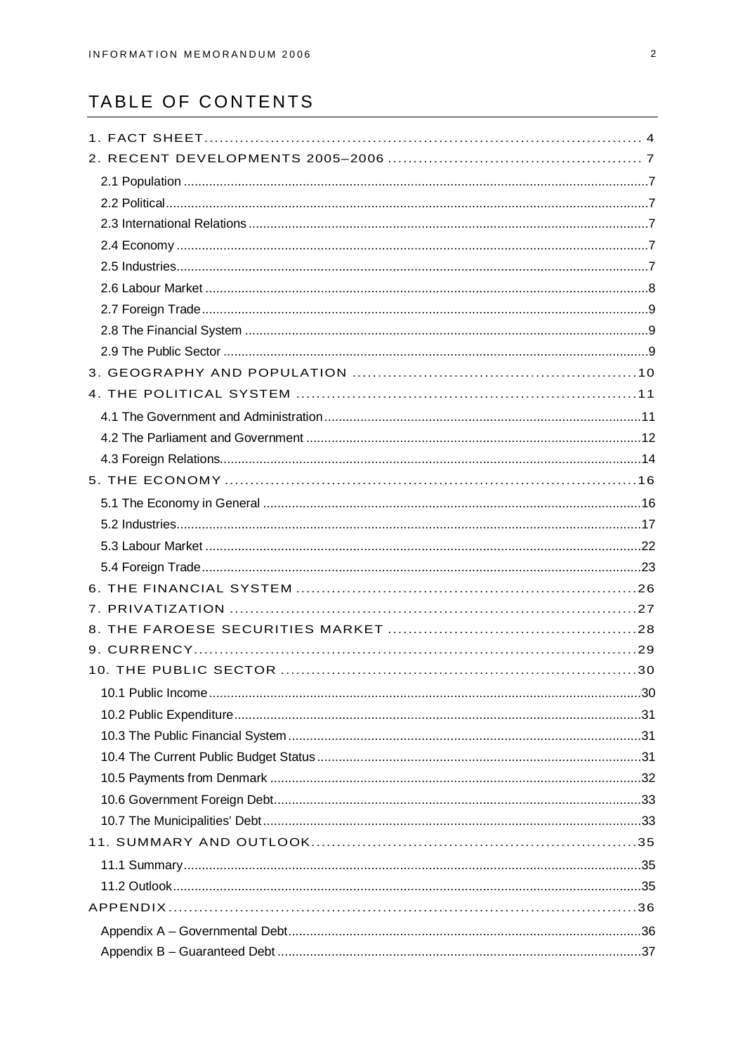# TABLE OF CONTENTS

1. FACT SHEET ........ 4
2. RECENT DEVELOPMENTS 2005–2006 ........ 7
   - 2.1 Population ........ 7
   - 2.2 Political ........ 7
   - 2.3 International Relations ........ 7
   - 2.4 Economy ........ 7
   - 2.5 Industries ........ 7
   - 2.6 Labour Market ........ 8
   - 2.7 Foreign Trade ........ 9
   - 2.8 The Financial System ........ 9
   - 2.9 The Public Sector ........ 9
3. GEOGRAPHY AND POPULATION ........ 10
4. THE POLITICAL SYSTEM ........ 11
   - 4.1 The Government and Administration ........ 11
   - 4.2 The Parliament and Government ........ 12
   - 4.3 Foreign Relations ........ 14
5. THE ECONOMY ........ 16
   - 5.1 The Economy in General ........ 16
   - 5.2 Industries ........ 17
   - 5.3 Labour Market ........ 22
   - 5.4 Foreign Trade ........ 23
6. THE FINANCIAL SYSTEM ........ 26
7. PRIVATIZATION ........ 27
8. THE FAROESE SECURITIES MARKET ........ 28
9. CURRENCY ........ 29
10. THE PUBLIC SECTOR ........ 30
    - 10.1 Public Income ........ 30
    - 10.2 Public Expenditure ........ 31
    - 10.3 The Public Financial System ........ 31
    - 10.4 The Current Public Budget Status ........ 31
    - 10.5 Payments from Denmark ........ 32
    - 10.6 Government Foreign Debt ........ 33
    - 10.7 The Municipalities' Debt ........ 33
11. SUMMARY AND OUTLOOK ........ 35
    - 11.1 Summary ........ 35
    - 11.2 Outlook ........ 35

APPENDIX ........ 36
- Appendix A – Governmental Debt ........ 36
- Appendix B – Guaranteed Debt ........ 37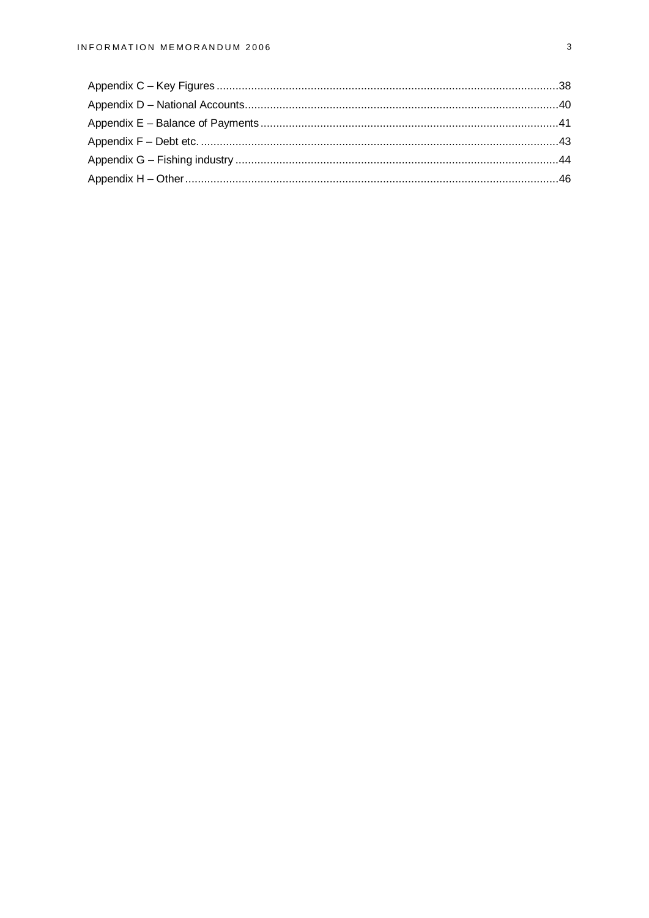Appendix C – Key Figures ............................................................38
Appendix D – National Accounts......................................................40
Appendix E – Balance of Payments...................................................41
Appendix F – Debt etc. ...................................................................43
Appendix G – Fishing industry .........................................................44
Appendix H – Other........................................................................46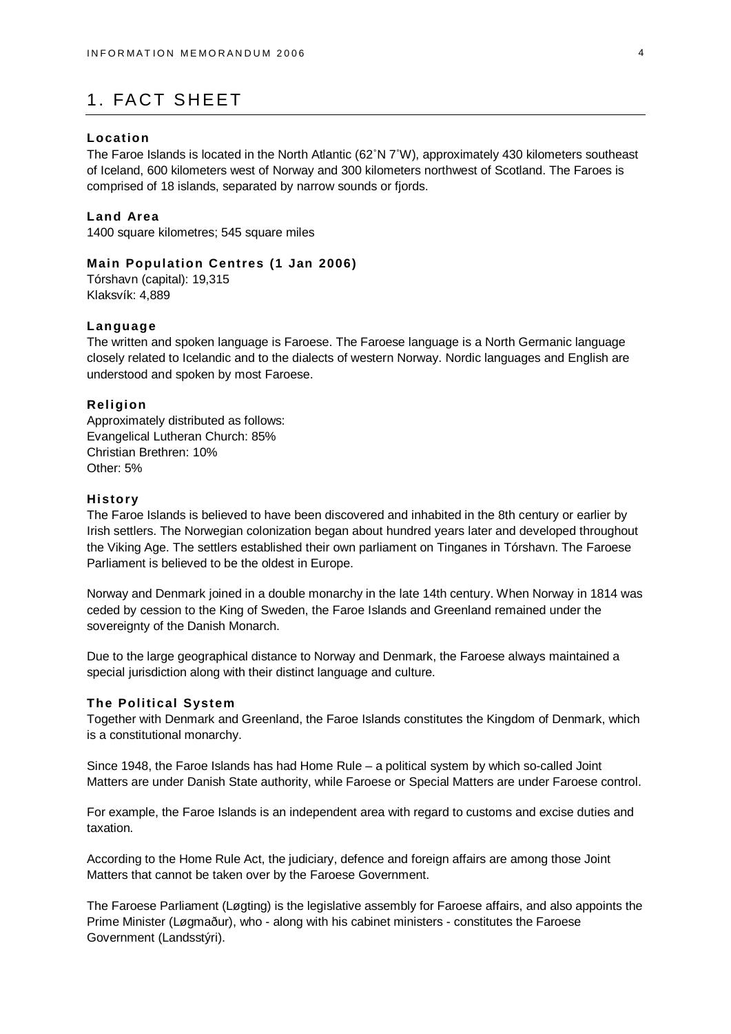# 1. FACT SHEET

### Location

The Faroe Islands is located in the North Atlantic (62˚N 7˚W), approximately 430 kilometers southeast of Iceland, 600 kilometers west of Norway and 300 kilometers northwest of Scotland. The Faroes is comprised of 18 islands, separated by narrow sounds or fjords.

### Land Area

1400 square kilometres; 545 square miles

### Main Population Centres (1 Jan 2006)

Tórshavn (capital): 19,315
Klaksvík: 4,889

### Language

The written and spoken language is Faroese. The Faroese language is a North Germanic language closely related to Icelandic and to the dialects of western Norway. Nordic languages and English are understood and spoken by most Faroese.

### Religion

Approximately distributed as follows:
Evangelical Lutheran Church: 85%
Christian Brethren: 10%
Other: 5%

### History

The Faroe Islands is believed to have been discovered and inhabited in the 8th century or earlier by Irish settlers. The Norwegian colonization began about hundred years later and developed throughout the Viking Age. The settlers established their own parliament on Tinganes in Tórshavn. The Faroese Parliament is believed to be the oldest in Europe.

Norway and Denmark joined in a double monarchy in the late 14th century. When Norway in 1814 was ceded by cession to the King of Sweden, the Faroe Islands and Greenland remained under the sovereignty of the Danish Monarch.

Due to the large geographical distance to Norway and Denmark, the Faroese always maintained a special jurisdiction along with their distinct language and culture.

### The Political System

Together with Denmark and Greenland, the Faroe Islands constitutes the Kingdom of Denmark, which is a constitutional monarchy.

Since 1948, the Faroe Islands has had Home Rule – a political system by which so-called Joint Matters are under Danish State authority, while Faroese or Special Matters are under Faroese control.

For example, the Faroe Islands is an independent area with regard to customs and excise duties and taxation.

According to the Home Rule Act, the judiciary, defence and foreign affairs are among those Joint Matters that cannot be taken over by the Faroese Government.

The Faroese Parliament (Løgting) is the legislative assembly for Faroese affairs, and also appoints the Prime Minister (Løgmaður), who - along with his cabinet ministers - constitutes the Faroese Government (Landsstýri).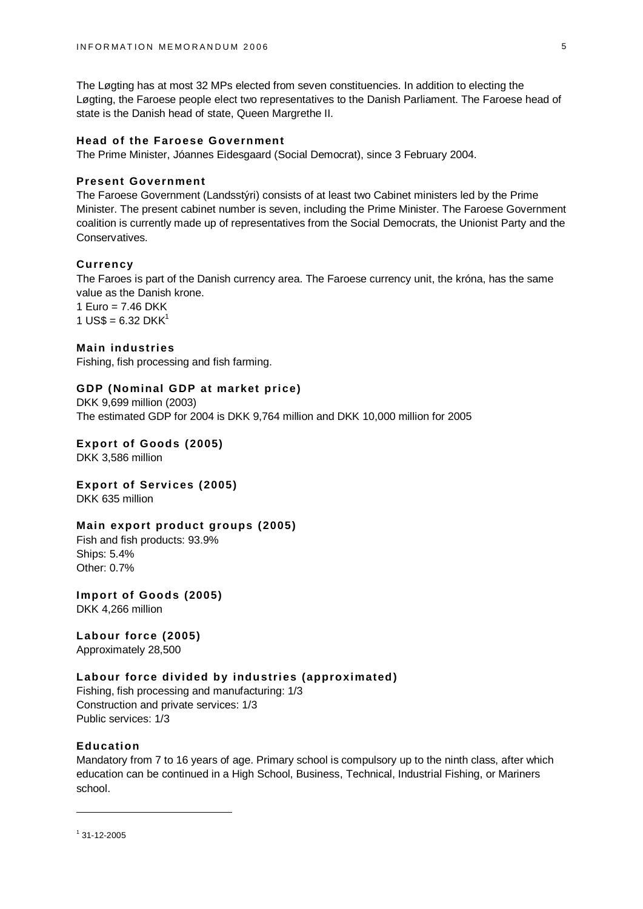The Løgting has at most 32 MPs elected from seven constituencies. In addition to electing the Løgting, the Faroese people elect two representatives to the Danish Parliament. The Faroese head of state is the Danish head of state, Queen Margrethe II.

### Head of the Faroese Government

The Prime Minister, Jóannes Eidesgaard (Social Democrat), since 3 February 2004.

### Present Government

The Faroese Government (Landsstýri) consists of at least two Cabinet ministers led by the Prime Minister. The present cabinet number is seven, including the Prime Minister. The Faroese Government coalition is currently made up of representatives from the Social Democrats, the Unionist Party and the Conservatives.

### Currency

The Faroes is part of the Danish currency area. The Faroese currency unit, the króna, has the same value as the Danish krone.
1 Euro = 7.46 DKK
1 US$ = 6.32 DKK[1]

### Main industries

Fishing, fish processing and fish farming.

### GDP (Nominal GDP at market price)

DKK 9,699 million (2003)
The estimated GDP for 2004 is DKK 9,764 million and DKK 10,000 million for 2005

### Export of Goods (2005)

DKK 3,586 million

### Export of Services (2005)

DKK 635 million

### Main export product groups (2005)

Fish and fish products: 93.9%
Ships: 5.4%
Other: 0.7%

### Import of Goods (2005)

DKK 4,266 million

### Labour force (2005)

Approximately 28,500

### Labour force divided by industries (approximated)

Fishing, fish processing and manufacturing: 1/3
Construction and private services: 1/3
Public services: 1/3

### Education

Mandatory from 7 to 16 years of age. Primary school is compulsory up to the ninth class, after which education can be continued in a High School, Business, Technical, Industrial Fishing, or Mariners school.

---

[1] 31-12-2005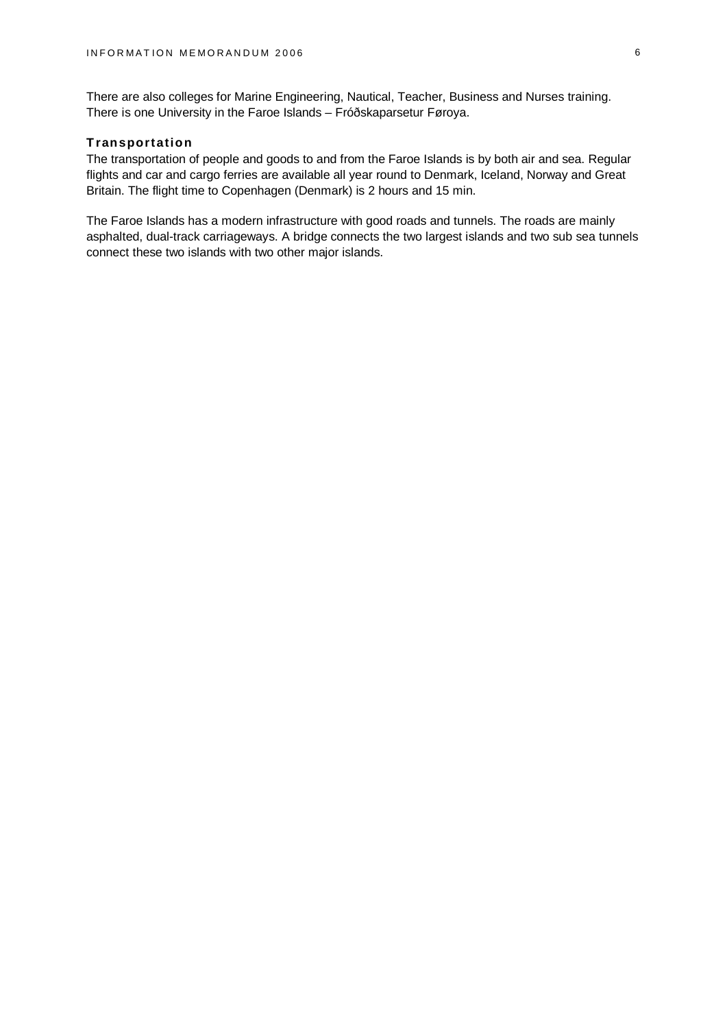There are also colleges for Marine Engineering, Nautical, Teacher, Business and Nurses training. There is one University in the Faroe Islands – Fróðskaparsetur Føroya.

### Transportation

The transportation of people and goods to and from the Faroe Islands is by both air and sea. Regular flights and car and cargo ferries are available all year round to Denmark, Iceland, Norway and Great Britain. The flight time to Copenhagen (Denmark) is 2 hours and 15 min.

The Faroe Islands has a modern infrastructure with good roads and tunnels. The roads are mainly asphalted, dual-track carriageways. A bridge connects the two largest islands and two sub sea tunnels connect these two islands with two other major islands.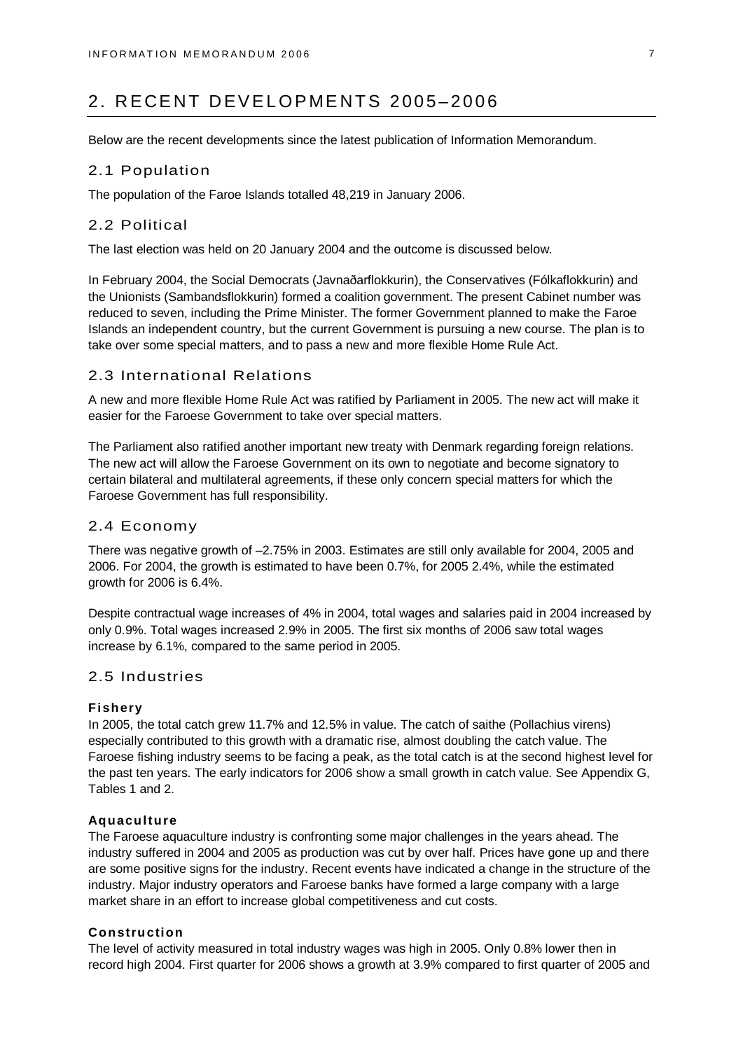# 2. RECENT DEVELOPMENTS 2005–2006

Below are the recent developments since the latest publication of Information Memorandum.

## 2.1 Population

The population of the Faroe Islands totalled 48,219 in January 2006.

## 2.2 Political

The last election was held on 20 January 2004 and the outcome is discussed below.

In February 2004, the Social Democrats (Javnaðarflokkurin), the Conservatives (Fólkaflokkurin) and the Unionists (Sambandsflokkurin) formed a coalition government. The present Cabinet number was reduced to seven, including the Prime Minister. The former Government planned to make the Faroe Islands an independent country, but the current Government is pursuing a new course. The plan is to take over some special matters, and to pass a new and more flexible Home Rule Act.

## 2.3 International Relations

A new and more flexible Home Rule Act was ratified by Parliament in 2005. The new act will make it easier for the Faroese Government to take over special matters.

The Parliament also ratified another important new treaty with Denmark regarding foreign relations. The new act will allow the Faroese Government on its own to negotiate and become signatory to certain bilateral and multilateral agreements, if these only concern special matters for which the Faroese Government has full responsibility.

## 2.4 Economy

There was negative growth of –2.75% in 2003. Estimates are still only available for 2004, 2005 and 2006. For 2004, the growth is estimated to have been 0.7%, for 2005 2.4%, while the estimated growth for 2006 is 6.4%.

Despite contractual wage increases of 4% in 2004, total wages and salaries paid in 2004 increased by only 0.9%. Total wages increased 2.9% in 2005. The first six months of 2006 saw total wages increase by 6.1%, compared to the same period in 2005.

## 2.5 Industries

### Fishery

In 2005, the total catch grew 11.7% and 12.5% in value. The catch of saithe (Pollachius virens) especially contributed to this growth with a dramatic rise, almost doubling the catch value. The Faroese fishing industry seems to be facing a peak, as the total catch is at the second highest level for the past ten years. The early indicators for 2006 show a small growth in catch value. See Appendix G, Tables 1 and 2.

### Aquaculture

The Faroese aquaculture industry is confronting some major challenges in the years ahead. The industry suffered in 2004 and 2005 as production was cut by over half. Prices have gone up and there are some positive signs for the industry. Recent events have indicated a change in the structure of the industry. Major industry operators and Faroese banks have formed a large company with a large market share in an effort to increase global competitiveness and cut costs.

### Construction

The level of activity measured in total industry wages was high in 2005. Only 0.8% lower then in record high 2004. First quarter for 2006 shows a growth at 3.9% compared to first quarter of 2005 and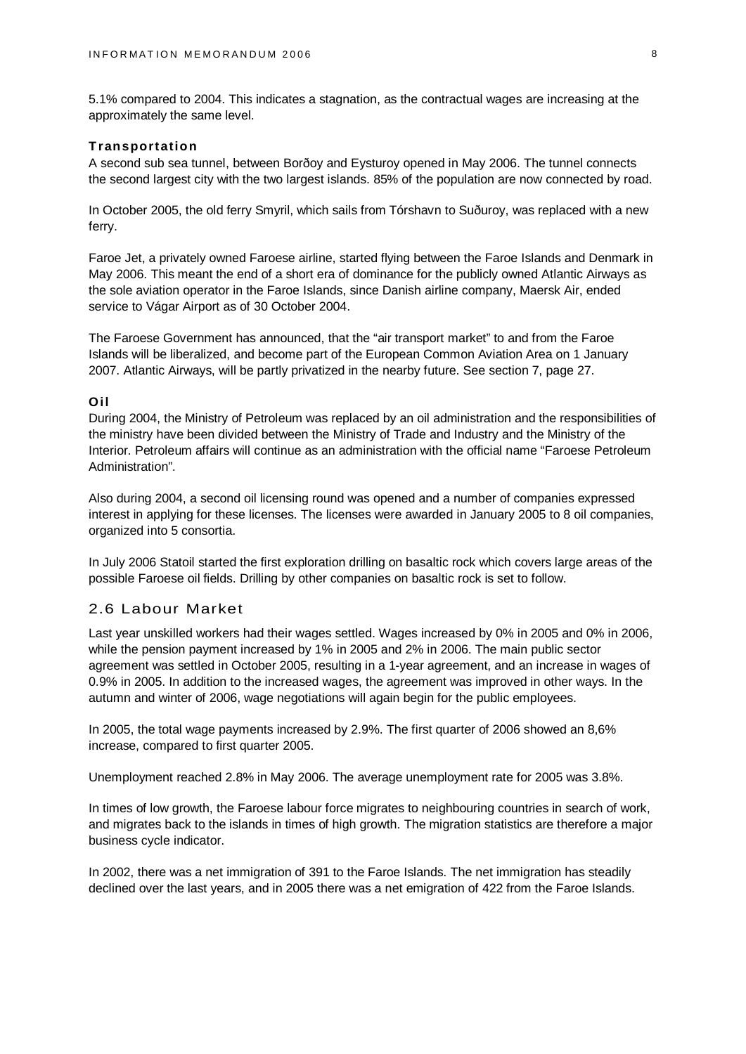5.1% compared to 2004. This indicates a stagnation, as the contractual wages are increasing at the approximately the same level.

### Transportation

A second sub sea tunnel, between Borðoy and Eysturoy opened in May 2006. The tunnel connects the second largest city with the two largest islands. 85% of the population are now connected by road.

In October 2005, the old ferry Smyril, which sails from Tórshavn to Suðuroy, was replaced with a new ferry.

Faroe Jet, a privately owned Faroese airline, started flying between the Faroe Islands and Denmark in May 2006. This meant the end of a short era of dominance for the publicly owned Atlantic Airways as the sole aviation operator in the Faroe Islands, since Danish airline company, Maersk Air, ended service to Vágar Airport as of 30 October 2004.

The Faroese Government has announced, that the "air transport market" to and from the Faroe Islands will be liberalized, and become part of the European Common Aviation Area on 1 January 2007. Atlantic Airways, will be partly privatized in the nearby future. See section 7, page 27.

### Oil

During 2004, the Ministry of Petroleum was replaced by an oil administration and the responsibilities of the ministry have been divided between the Ministry of Trade and Industry and the Ministry of the Interior. Petroleum affairs will continue as an administration with the official name "Faroese Petroleum Administration".

Also during 2004, a second oil licensing round was opened and a number of companies expressed interest in applying for these licenses. The licenses were awarded in January 2005 to 8 oil companies, organized into 5 consortia.

In July 2006 Statoil started the first exploration drilling on basaltic rock which covers large areas of the possible Faroese oil fields. Drilling by other companies on basaltic rock is set to follow.

## 2.6 Labour Market

Last year unskilled workers had their wages settled. Wages increased by 0% in 2005 and 0% in 2006, while the pension payment increased by 1% in 2005 and 2% in 2006. The main public sector agreement was settled in October 2005, resulting in a 1-year agreement, and an increase in wages of 0.9% in 2005. In addition to the increased wages, the agreement was improved in other ways. In the autumn and winter of 2006, wage negotiations will again begin for the public employees.

In 2005, the total wage payments increased by 2.9%. The first quarter of 2006 showed an 8,6% increase, compared to first quarter 2005.

Unemployment reached 2.8% in May 2006. The average unemployment rate for 2005 was 3.8%.

In times of low growth, the Faroese labour force migrates to neighbouring countries in search of work, and migrates back to the islands in times of high growth. The migration statistics are therefore a major business cycle indicator.

In 2002, there was a net immigration of 391 to the Faroe Islands. The net immigration has steadily declined over the last years, and in 2005 there was a net emigration of 422 from the Faroe Islands.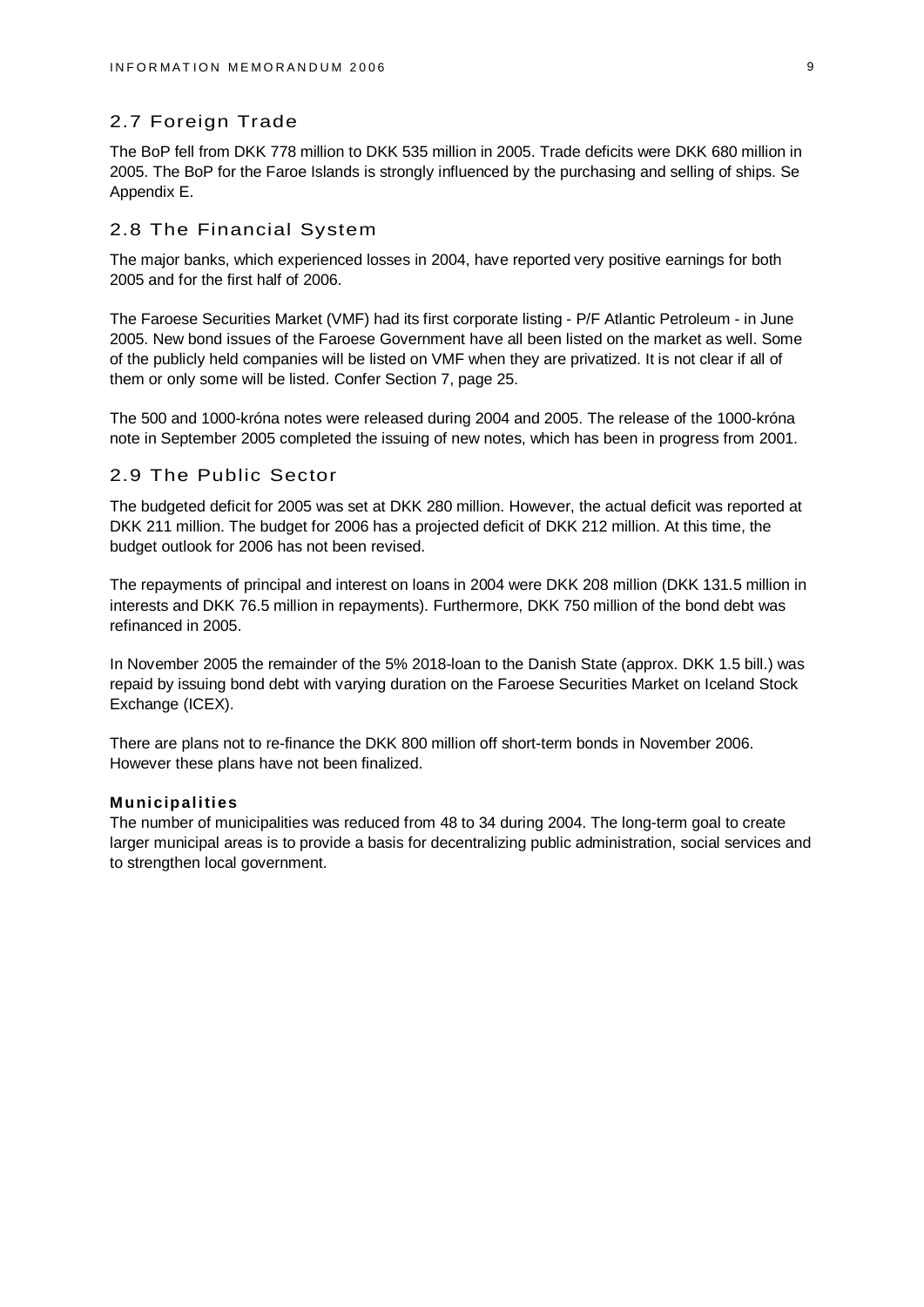## 2.7 Foreign Trade

The BoP fell from DKK 778 million to DKK 535 million in 2005. Trade deficits were DKK 680 million in 2005. The BoP for the Faroe Islands is strongly influenced by the purchasing and selling of ships. Se Appendix E.

## 2.8 The Financial System

The major banks, which experienced losses in 2004, have reported very positive earnings for both 2005 and for the first half of 2006.

The Faroese Securities Market (VMF) had its first corporate listing - P/F Atlantic Petroleum - in June 2005. New bond issues of the Faroese Government have all been listed on the market as well. Some of the publicly held companies will be listed on VMF when they are privatized. It is not clear if all of them or only some will be listed. Confer Section 7, page 25.

The 500 and 1000-króna notes were released during 2004 and 2005. The release of the 1000-króna note in September 2005 completed the issuing of new notes, which has been in progress from 2001.

## 2.9 The Public Sector

The budgeted deficit for 2005 was set at DKK 280 million. However, the actual deficit was reported at DKK 211 million. The budget for 2006 has a projected deficit of DKK 212 million. At this time, the budget outlook for 2006 has not been revised.

The repayments of principal and interest on loans in 2004 were DKK 208 million (DKK 131.5 million in interests and DKK 76.5 million in repayments). Furthermore, DKK 750 million of the bond debt was refinanced in 2005.

In November 2005 the remainder of the 5% 2018-loan to the Danish State (approx. DKK 1.5 bill.) was repaid by issuing bond debt with varying duration on the Faroese Securities Market on Iceland Stock Exchange (ICEX).

There are plans not to re-finance the DKK 800 million off short-term bonds in November 2006. However these plans have not been finalized.

**Municipalities**

The number of municipalities was reduced from 48 to 34 during 2004. The long-term goal to create larger municipal areas is to provide a basis for decentralizing public administration, social services and to strengthen local government.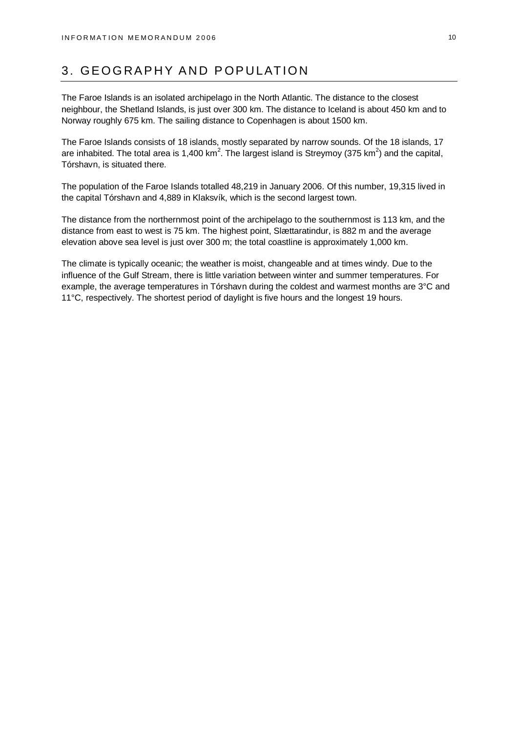# 3. GEOGRAPHY AND POPULATION

The Faroe Islands is an isolated archipelago in the North Atlantic. The distance to the closest neighbour, the Shetland Islands, is just over 300 km. The distance to Iceland is about 450 km and to Norway roughly 675 km. The sailing distance to Copenhagen is about 1500 km.

The Faroe Islands consists of 18 islands, mostly separated by narrow sounds. Of the 18 islands, 17 are inhabited. The total area is 1,400 $km^2$. The largest island is Streymoy (375 $km^2$) and the capital, Tórshavn, is situated there.

The population of the Faroe Islands totalled 48,219 in January 2006. Of this number, 19,315 lived in the capital Tórshavn and 4,889 in Klaksvík, which is the second largest town.

The distance from the northernmost point of the archipelago to the southernmost is 113 km, and the distance from east to west is 75 km. The highest point, Slættaratindur, is 882 m and the average elevation above sea level is just over 300 m; the total coastline is approximately 1,000 km.

The climate is typically oceanic; the weather is moist, changeable and at times windy. Due to the influence of the Gulf Stream, there is little variation between winter and summer temperatures. For example, the average temperatures in Tórshavn during the coldest and warmest months are 3°C and 11°C, respectively. The shortest period of daylight is five hours and the longest 19 hours.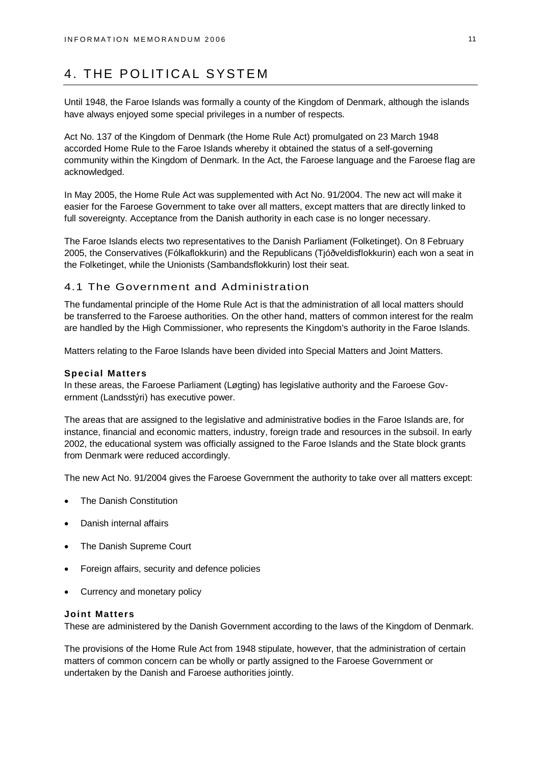# 4. THE POLITICAL SYSTEM

Until 1948, the Faroe Islands was formally a county of the Kingdom of Denmark, although the islands have always enjoyed some special privileges in a number of respects.

Act No. 137 of the Kingdom of Denmark (the Home Rule Act) promulgated on 23 March 1948 accorded Home Rule to the Faroe Islands whereby it obtained the status of a self-governing community within the Kingdom of Denmark. In the Act, the Faroese language and the Faroese flag are acknowledged.

In May 2005, the Home Rule Act was supplemented with Act No. 91/2004. The new act will make it easier for the Faroese Government to take over all matters, except matters that are directly linked to full sovereignty. Acceptance from the Danish authority in each case is no longer necessary.

The Faroe Islands elects two representatives to the Danish Parliament (Folketinget). On 8 February 2005, the Conservatives (Fólkaflokkurin) and the Republicans (Tjóðveldisflokkurin) each won a seat in the Folketinget, while the Unionists (Sambandsflokkurin) lost their seat.

## 4.1 The Government and Administration

The fundamental principle of the Home Rule Act is that the administration of all local matters should be transferred to the Faroese authorities. On the other hand, matters of common interest for the realm are handled by the High Commissioner, who represents the Kingdom's authority in the Faroe Islands.

Matters relating to the Faroe Islands have been divided into Special Matters and Joint Matters.

### Special Matters

In these areas, the Faroese Parliament (Løgting) has legislative authority and the Faroese Government (Landsstýri) has executive power.

The areas that are assigned to the legislative and administrative bodies in the Faroe Islands are, for instance, financial and economic matters, industry, foreign trade and resources in the subsoil. In early 2002, the educational system was officially assigned to the Faroe Islands and the State block grants from Denmark were reduced accordingly.

The new Act No. 91/2004 gives the Faroese Government the authority to take over all matters except:

- The Danish Constitution
- Danish internal affairs
- The Danish Supreme Court
- Foreign affairs, security and defence policies
- Currency and monetary policy

### Joint Matters

These are administered by the Danish Government according to the laws of the Kingdom of Denmark.

The provisions of the Home Rule Act from 1948 stipulate, however, that the administration of certain matters of common concern can be wholly or partly assigned to the Faroese Government or undertaken by the Danish and Faroese authorities jointly.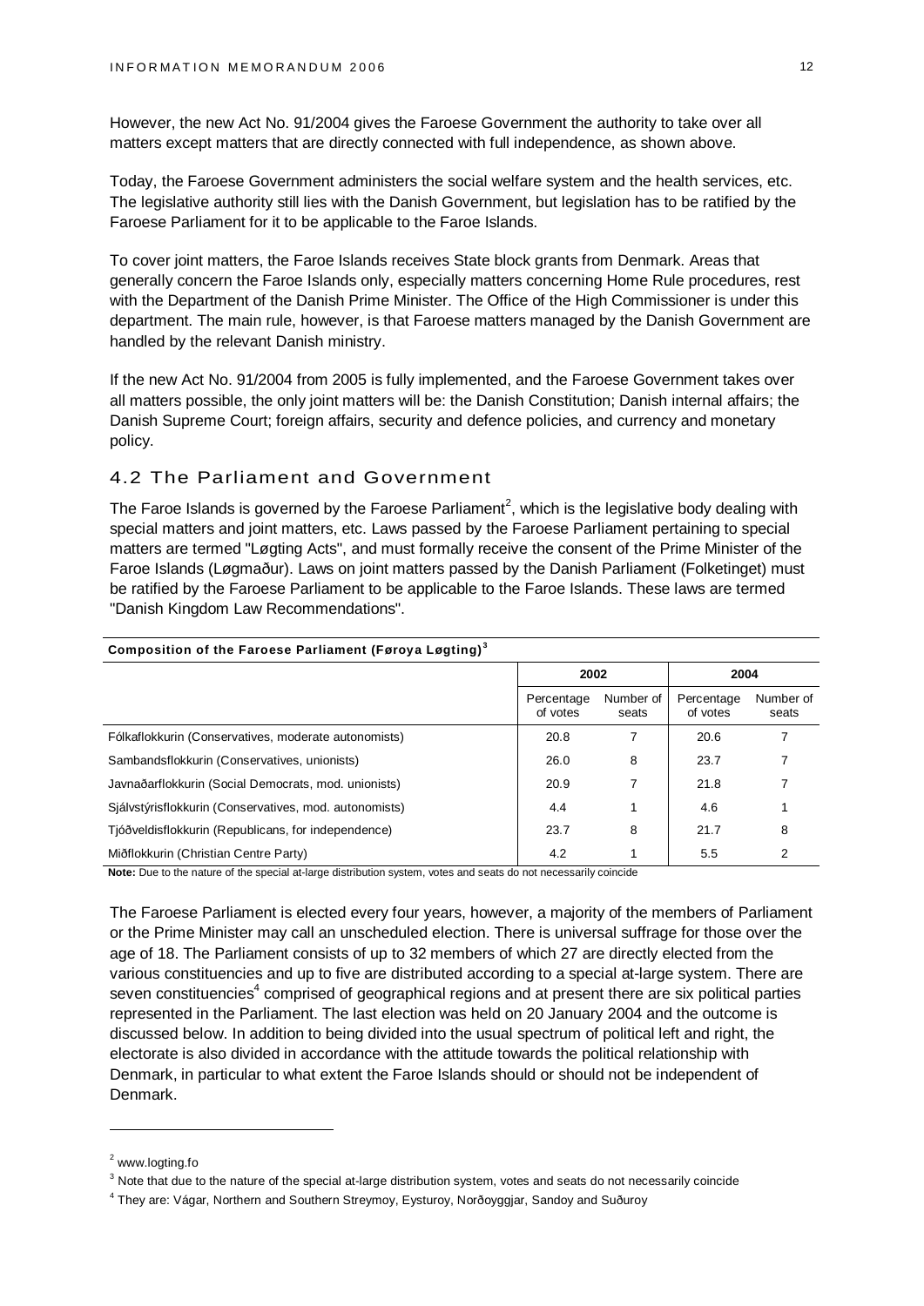However, the new Act No. 91/2004 gives the Faroese Government the authority to take over all matters except matters that are directly connected with full independence, as shown above.

Today, the Faroese Government administers the social welfare system and the health services, etc. The legislative authority still lies with the Danish Government, but legislation has to be ratified by the Faroese Parliament for it to be applicable to the Faroe Islands.

To cover joint matters, the Faroe Islands receives State block grants from Denmark. Areas that generally concern the Faroe Islands only, especially matters concerning Home Rule procedures, rest with the Department of the Danish Prime Minister. The Office of the High Commissioner is under this department. The main rule, however, is that Faroese matters managed by the Danish Government are handled by the relevant Danish ministry.

If the new Act No. 91/2004 from 2005 is fully implemented, and the Faroese Government takes over all matters possible, the only joint matters will be: the Danish Constitution; Danish internal affairs; the Danish Supreme Court; foreign affairs, security and defence policies, and currency and monetary policy.

## 4.2 The Parliament and Government

The Faroe Islands is governed by the Faroese Parliament[2], which is the legislative body dealing with special matters and joint matters, etc. Laws passed by the Faroese Parliament pertaining to special matters are termed "Løgting Acts", and must formally receive the consent of the Prime Minister of the Faroe Islands (Løgmaður). Laws on joint matters passed by the Danish Parliament (Folketinget) must be ratified by the Faroese Parliament to be applicable to the Faroe Islands. These laws are termed "Danish Kingdom Law Recommendations".

**Composition of the Faroese Parliament (Føroya Løgting)[3]**

| | 2002 | | 2004 | |
|---|---|---|---|---|
| | Percentage of votes | Number of seats | Percentage of votes | Number of seats |
| Fólkaflokkurin (Conservatives, moderate autonomists) | 20.8 | 7 | 20.6 | 7 |
| Sambandsflokkurin (Conservatives, unionists) | 26.0 | 8 | 23.7 | 7 |
| Javnaðarflokkurin (Social Democrats, mod. unionists) | 20.9 | 7 | 21.8 | 7 |
| Sjálvstýrisflokkurin (Conservatives, mod. autonomists) | 4.4 | 1 | 4.6 | 1 |
| Tjóðveldisflokkurin (Republicans, for independence) | 23.7 | 8 | 21.7 | 8 |
| Miðflokkurin (Christian Centre Party) | 4.2 | 1 | 5.5 | 2 |

**Note:** Due to the nature of the special at-large distribution system, votes and seats do not necessarily coincide

The Faroese Parliament is elected every four years, however, a majority of the members of Parliament or the Prime Minister may call an unscheduled election. There is universal suffrage for those over the age of 18. The Parliament consists of up to 32 members of which 27 are directly elected from the various constituencies and up to five are distributed according to a special at-large system. There are seven constituencies[4] comprised of geographical regions and at present there are six political parties represented in the Parliament. The last election was held on 20 January 2004 and the outcome is discussed below. In addition to being divided into the usual spectrum of political left and right, the electorate is also divided in accordance with the attitude towards the political relationship with Denmark, in particular to what extent the Faroe Islands should or should not be independent of Denmark.

---

[2] www.logting.fo

[3] Note that due to the nature of the special at-large distribution system, votes and seats do not necessarily coincide

[4] They are: Vágar, Northern and Southern Streymoy, Eysturoy, Norðoyggjar, Sandoy and Suðuroy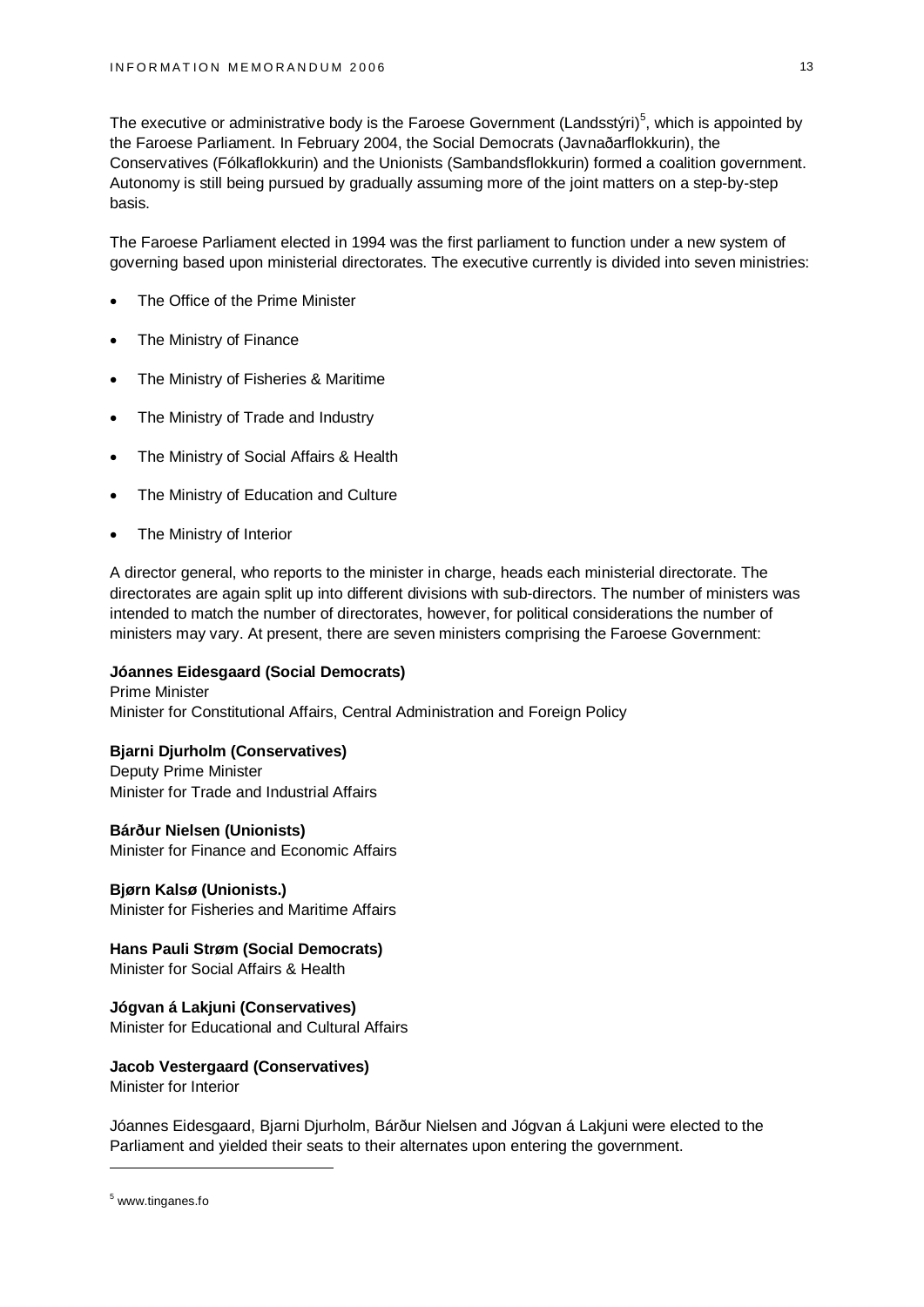The executive or administrative body is the Faroese Government (Landsstýri)[5], which is appointed by the Faroese Parliament. In February 2004, the Social Democrats (Javnaðarflokkurin), the Conservatives (Fólkaflokkurin) and the Unionists (Sambandsflokkurin) formed a coalition government. Autonomy is still being pursued by gradually assuming more of the joint matters on a step-by-step basis.

The Faroese Parliament elected in 1994 was the first parliament to function under a new system of governing based upon ministerial directorates. The executive currently is divided into seven ministries:

- The Office of the Prime Minister
- The Ministry of Finance
- The Ministry of Fisheries & Maritime
- The Ministry of Trade and Industry
- The Ministry of Social Affairs & Health
- The Ministry of Education and Culture
- The Ministry of Interior

A director general, who reports to the minister in charge, heads each ministerial directorate. The directorates are again split up into different divisions with sub-directors. The number of ministers was intended to match the number of directorates, however, for political considerations the number of ministers may vary. At present, there are seven ministers comprising the Faroese Government:

**Jóannes Eidesgaard (Social Democrats)**
Prime Minister
Minister for Constitutional Affairs, Central Administration and Foreign Policy

**Bjarni Djurholm (Conservatives)**
Deputy Prime Minister
Minister for Trade and Industrial Affairs

**Bárður Nielsen (Unionists)**
Minister for Finance and Economic Affairs

**Bjørn Kalsø (Unionists.)**
Minister for Fisheries and Maritime Affairs

**Hans Pauli Strøm (Social Democrats)**
Minister for Social Affairs & Health

**Jógvan á Lakjuni (Conservatives)**
Minister for Educational and Cultural Affairs

**Jacob Vestergaard (Conservatives)**
Minister for Interior

Jóannes Eidesgaard, Bjarni Djurholm, Bárður Nielsen and Jógvan á Lakjuni were elected to the Parliament and yielded their seats to their alternates upon entering the government.

---

[5] www.tinganes.fo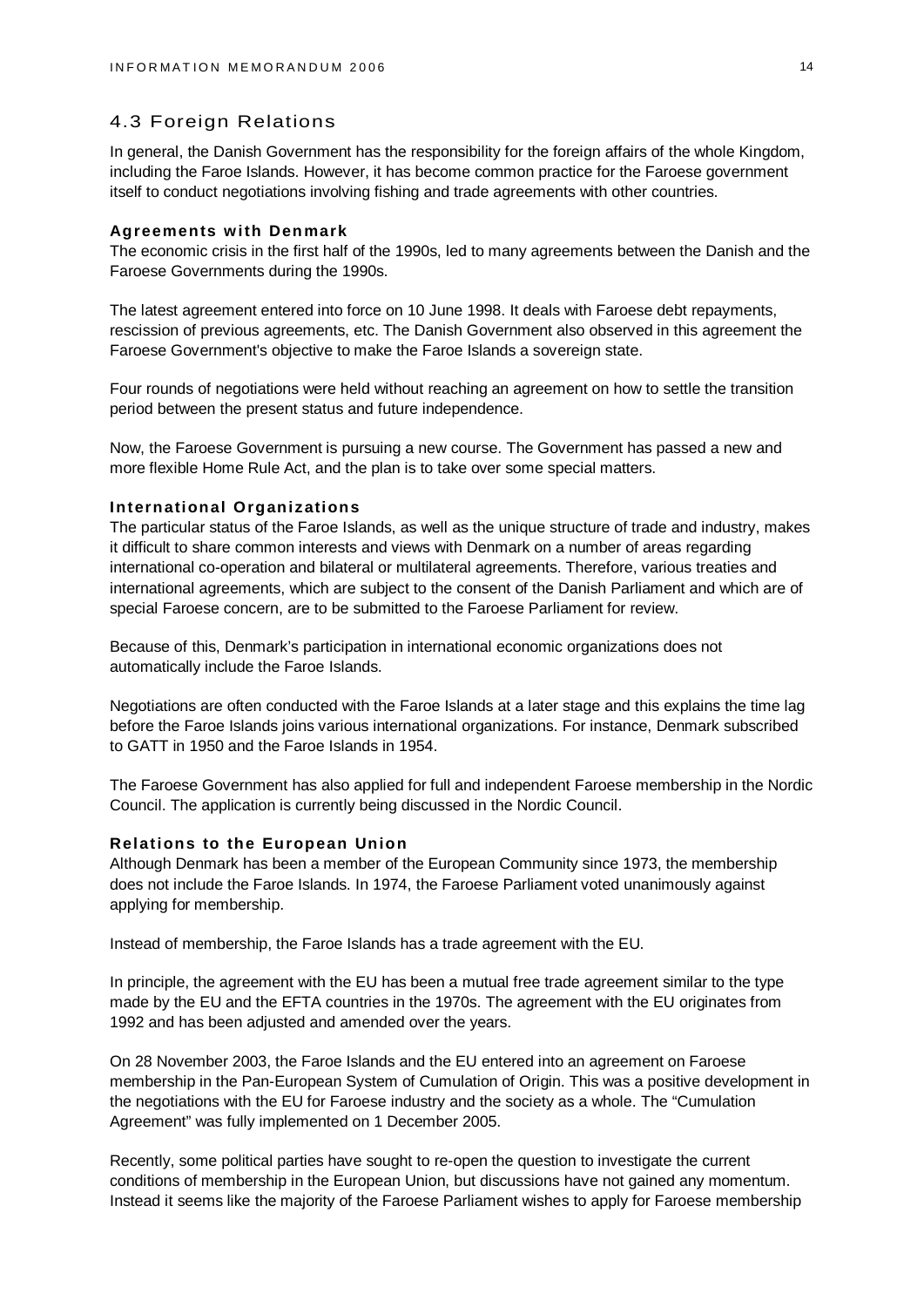## 4.3 Foreign Relations

In general, the Danish Government has the responsibility for the foreign affairs of the whole Kingdom, including the Faroe Islands. However, it has become common practice for the Faroese government itself to conduct negotiations involving fishing and trade agreements with other countries.

### Agreements with Denmark

The economic crisis in the first half of the 1990s, led to many agreements between the Danish and the Faroese Governments during the 1990s.

The latest agreement entered into force on 10 June 1998. It deals with Faroese debt repayments, rescission of previous agreements, etc. The Danish Government also observed in this agreement the Faroese Government's objective to make the Faroe Islands a sovereign state.

Four rounds of negotiations were held without reaching an agreement on how to settle the transition period between the present status and future independence.

Now, the Faroese Government is pursuing a new course. The Government has passed a new and more flexible Home Rule Act, and the plan is to take over some special matters.

### International Organizations

The particular status of the Faroe Islands, as well as the unique structure of trade and industry, makes it difficult to share common interests and views with Denmark on a number of areas regarding international co-operation and bilateral or multilateral agreements. Therefore, various treaties and international agreements, which are subject to the consent of the Danish Parliament and which are of special Faroese concern, are to be submitted to the Faroese Parliament for review.

Because of this, Denmark's participation in international economic organizations does not automatically include the Faroe Islands.

Negotiations are often conducted with the Faroe Islands at a later stage and this explains the time lag before the Faroe Islands joins various international organizations. For instance, Denmark subscribed to GATT in 1950 and the Faroe Islands in 1954.

The Faroese Government has also applied for full and independent Faroese membership in the Nordic Council. The application is currently being discussed in the Nordic Council.

### Relations to the European Union

Although Denmark has been a member of the European Community since 1973, the membership does not include the Faroe Islands. In 1974, the Faroese Parliament voted unanimously against applying for membership.

Instead of membership, the Faroe Islands has a trade agreement with the EU.

In principle, the agreement with the EU has been a mutual free trade agreement similar to the type made by the EU and the EFTA countries in the 1970s. The agreement with the EU originates from 1992 and has been adjusted and amended over the years.

On 28 November 2003, the Faroe Islands and the EU entered into an agreement on Faroese membership in the Pan-European System of Cumulation of Origin. This was a positive development in the negotiations with the EU for Faroese industry and the society as a whole. The "Cumulation Agreement" was fully implemented on 1 December 2005.

Recently, some political parties have sought to re-open the question to investigate the current conditions of membership in the European Union, but discussions have not gained any momentum. Instead it seems like the majority of the Faroese Parliament wishes to apply for Faroese membership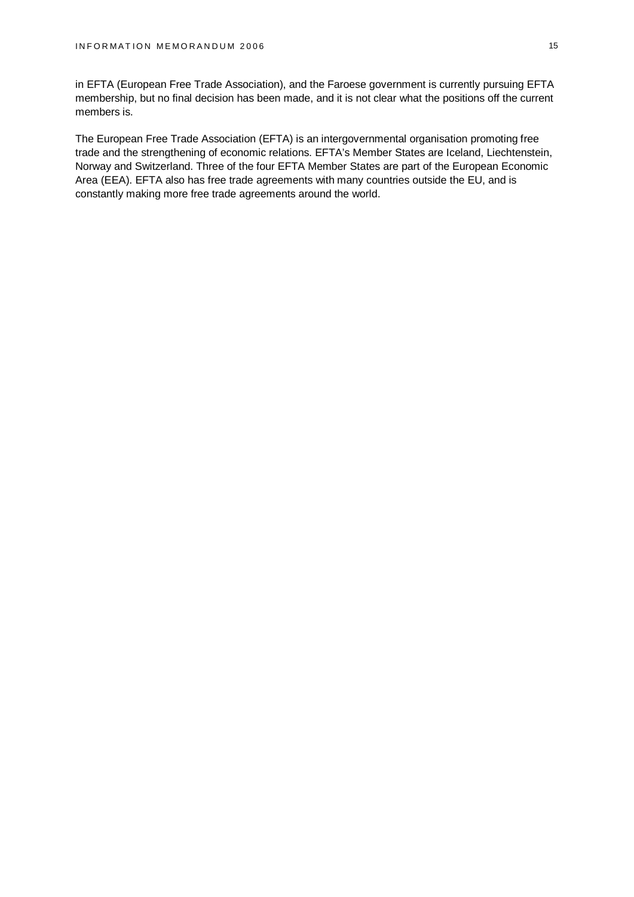in EFTA (European Free Trade Association), and the Faroese government is currently pursuing EFTA membership, but no final decision has been made, and it is not clear what the positions off the current members is.

The European Free Trade Association (EFTA) is an intergovernmental organisation promoting free trade and the strengthening of economic relations. EFTA's Member States are Iceland, Liechtenstein, Norway and Switzerland. Three of the four EFTA Member States are part of the European Economic Area (EEA). EFTA also has free trade agreements with many countries outside the EU, and is constantly making more free trade agreements around the world.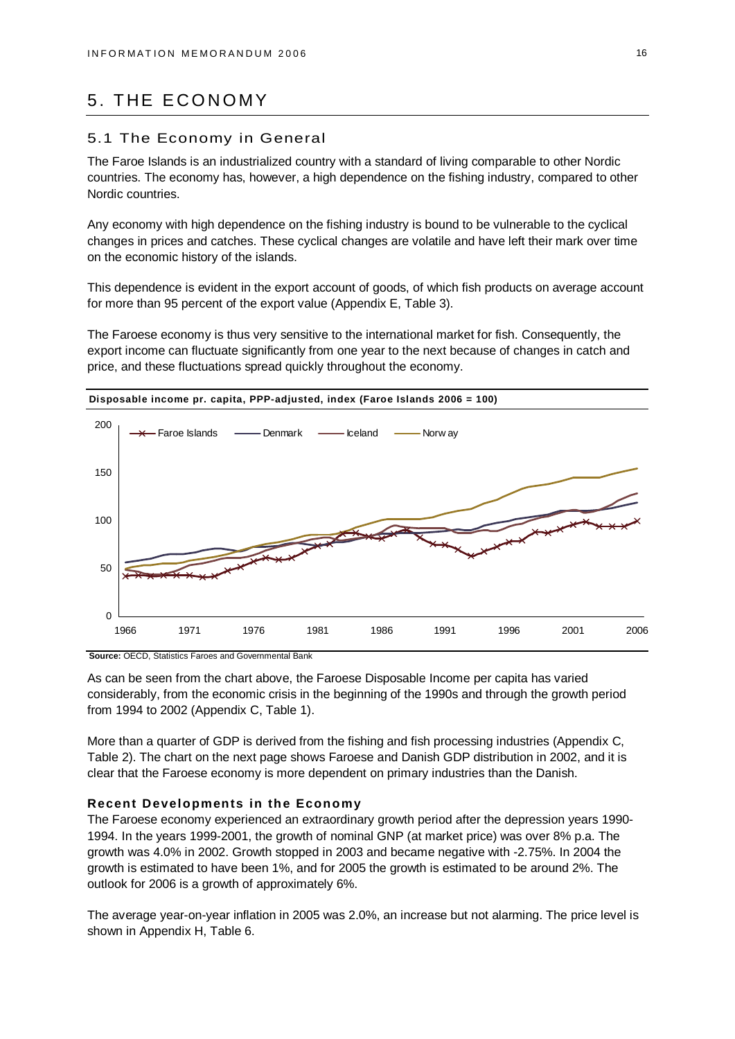# 5. THE ECONOMY

## 5.1 The Economy in General

The Faroe Islands is an industrialized country with a standard of living comparable to other Nordic countries. The economy has, however, a high dependence on the fishing industry, compared to other Nordic countries.

Any economy with high dependence on the fishing industry is bound to be vulnerable to the cyclical changes in prices and catches. These cyclical changes are volatile and have left their mark over time on the economic history of the islands.

This dependence is evident in the export account of goods, of which fish products on average account for more than 95 percent of the export value (Appendix E, Table 3).

The Faroese economy is thus very sensitive to the international market for fish. Consequently, the export income can fluctuate significantly from one year to the next because of changes in catch and price, and these fluctuations spread quickly throughout the economy.

**Disposable income pr. capita, PPP-adjusted, index (Faroe Islands 2006 = 100)**

**Source:** OECD, Statistics Faroes and Governmental Bank

As can be seen from the chart above, the Faroese Disposable Income per capita has varied considerably, from the economic crisis in the beginning of the 1990s and through the growth period from 1994 to 2002 (Appendix C, Table 1).

More than a quarter of GDP is derived from the fishing and fish processing industries (Appendix C, Table 2). The chart on the next page shows Faroese and Danish GDP distribution in 2002, and it is clear that the Faroese economy is more dependent on primary industries than the Danish.

### Recent Developments in the Economy

The Faroese economy experienced an extraordinary growth period after the depression years 1990-1994. In the years 1999-2001, the growth of nominal GNP (at market price) was over 8% p.a. The growth was 4.0% in 2002. Growth stopped in 2003 and became negative with -2.75%. In 2004 the growth is estimated to have been 1%, and for 2005 the growth is estimated to be around 2%. The outlook for 2006 is a growth of approximately 6%.

The average year-on-year inflation in 2005 was 2.0%, an increase but not alarming. The price level is shown in Appendix H, Table 6.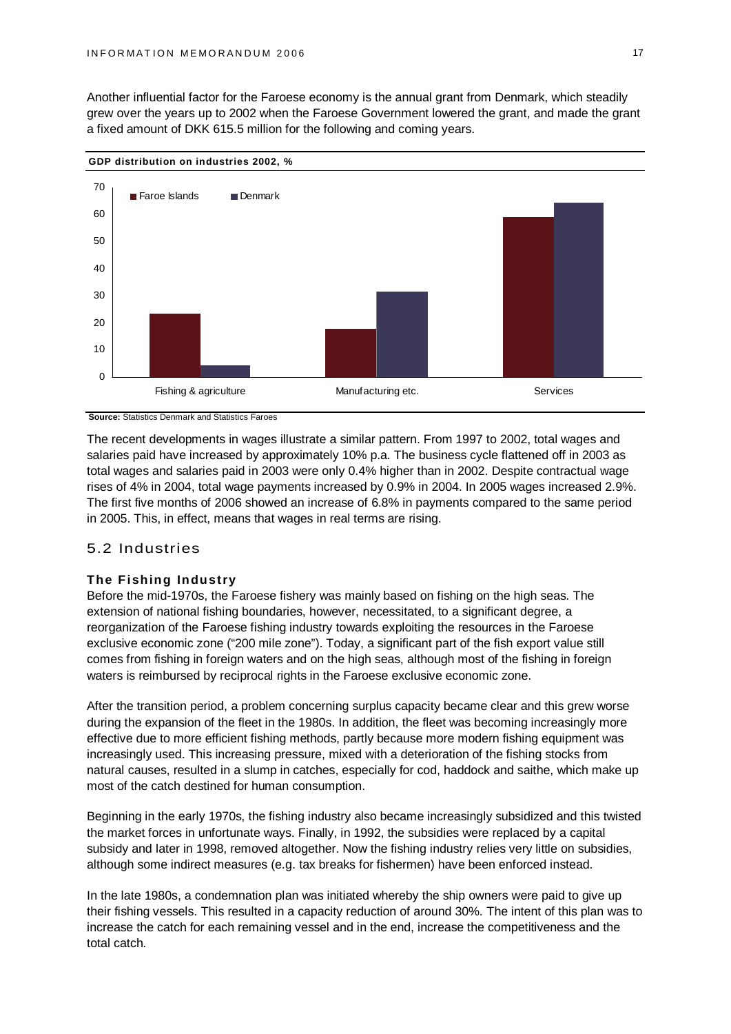Another influential factor for the Faroese economy is the annual grant from Denmark, which steadily grew over the years up to 2002 when the Faroese Government lowered the grant, and made the grant a fixed amount of DKK 615.5 million for the following and coming years.

**GDP distribution on industries 2002, %**

**Source:** Statistics Denmark and Statistics Faroes

The recent developments in wages illustrate a similar pattern. From 1997 to 2002, total wages and salaries paid have increased by approximately 10% p.a. The business cycle flattened off in 2003 as total wages and salaries paid in 2003 were only 0.4% higher than in 2002. Despite contractual wage rises of 4% in 2004, total wage payments increased by 0.9% in 2004. In 2005 wages increased 2.9%. The first five months of 2006 showed an increase of 6.8% in payments compared to the same period in 2005. This, in effect, means that wages in real terms are rising.

## 5.2 Industries

### The Fishing Industry

Before the mid-1970s, the Faroese fishery was mainly based on fishing on the high seas. The extension of national fishing boundaries, however, necessitated, to a significant degree, a reorganization of the Faroese fishing industry towards exploiting the resources in the Faroese exclusive economic zone ("200 mile zone"). Today, a significant part of the fish export value still comes from fishing in foreign waters and on the high seas, although most of the fishing in foreign waters is reimbursed by reciprocal rights in the Faroese exclusive economic zone.

After the transition period, a problem concerning surplus capacity became clear and this grew worse during the expansion of the fleet in the 1980s. In addition, the fleet was becoming increasingly more effective due to more efficient fishing methods, partly because more modern fishing equipment was increasingly used. This increasing pressure, mixed with a deterioration of the fishing stocks from natural causes, resulted in a slump in catches, especially for cod, haddock and saithe, which make up most of the catch destined for human consumption.

Beginning in the early 1970s, the fishing industry also became increasingly subsidized and this twisted the market forces in unfortunate ways. Finally, in 1992, the subsidies were replaced by a capital subsidy and later in 1998, removed altogether. Now the fishing industry relies very little on subsidies, although some indirect measures (e.g. tax breaks for fishermen) have been enforced instead.

In the late 1980s, a condemnation plan was initiated whereby the ship owners were paid to give up their fishing vessels. This resulted in a capacity reduction of around 30%. The intent of this plan was to increase the catch for each remaining vessel and in the end, increase the competitiveness and the total catch.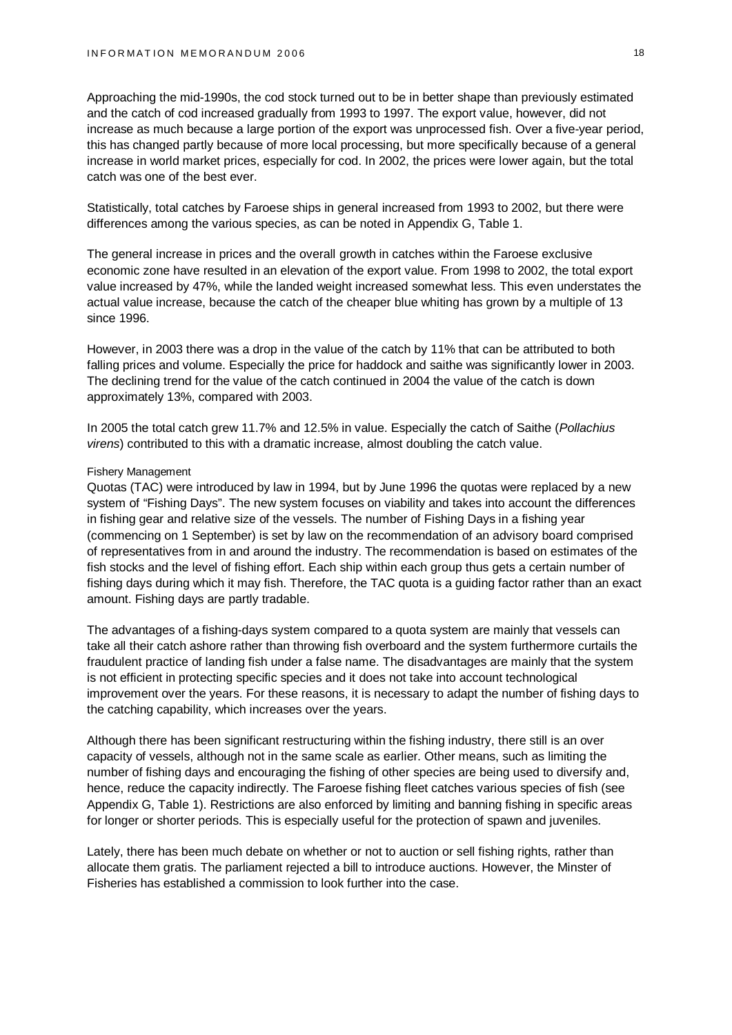Approaching the mid-1990s, the cod stock turned out to be in better shape than previously estimated and the catch of cod increased gradually from 1993 to 1997. The export value, however, did not increase as much because a large portion of the export was unprocessed fish. Over a five-year period, this has changed partly because of more local processing, but more specifically because of a general increase in world market prices, especially for cod. In 2002, the prices were lower again, but the total catch was one of the best ever.

Statistically, total catches by Faroese ships in general increased from 1993 to 2002, but there were differences among the various species, as can be noted in Appendix G, Table 1.

The general increase in prices and the overall growth in catches within the Faroese exclusive economic zone have resulted in an elevation of the export value. From 1998 to 2002, the total export value increased by 47%, while the landed weight increased somewhat less. This even understates the actual value increase, because the catch of the cheaper blue whiting has grown by a multiple of 13 since 1996.

However, in 2003 there was a drop in the value of the catch by 11% that can be attributed to both falling prices and volume. Especially the price for haddock and saithe was significantly lower in 2003. The declining trend for the value of the catch continued in 2004 the value of the catch is down approximately 13%, compared with 2003.

In 2005 the total catch grew 11.7% and 12.5% in value. Especially the catch of Saithe (*Pollachius virens*) contributed to this with a dramatic increase, almost doubling the catch value.

#### Fishery Management

Quotas (TAC) were introduced by law in 1994, but by June 1996 the quotas were replaced by a new system of "Fishing Days". The new system focuses on viability and takes into account the differences in fishing gear and relative size of the vessels. The number of Fishing Days in a fishing year (commencing on 1 September) is set by law on the recommendation of an advisory board comprised of representatives from in and around the industry. The recommendation is based on estimates of the fish stocks and the level of fishing effort. Each ship within each group thus gets a certain number of fishing days during which it may fish. Therefore, the TAC quota is a guiding factor rather than an exact amount. Fishing days are partly tradable.

The advantages of a fishing-days system compared to a quota system are mainly that vessels can take all their catch ashore rather than throwing fish overboard and the system furthermore curtails the fraudulent practice of landing fish under a false name. The disadvantages are mainly that the system is not efficient in protecting specific species and it does not take into account technological improvement over the years. For these reasons, it is necessary to adapt the number of fishing days to the catching capability, which increases over the years.

Although there has been significant restructuring within the fishing industry, there still is an over capacity of vessels, although not in the same scale as earlier. Other means, such as limiting the number of fishing days and encouraging the fishing of other species are being used to diversify and, hence, reduce the capacity indirectly. The Faroese fishing fleet catches various species of fish (see Appendix G, Table 1). Restrictions are also enforced by limiting and banning fishing in specific areas for longer or shorter periods. This is especially useful for the protection of spawn and juveniles.

Lately, there has been much debate on whether or not to auction or sell fishing rights, rather than allocate them gratis. The parliament rejected a bill to introduce auctions. However, the Minster of Fisheries has established a commission to look further into the case.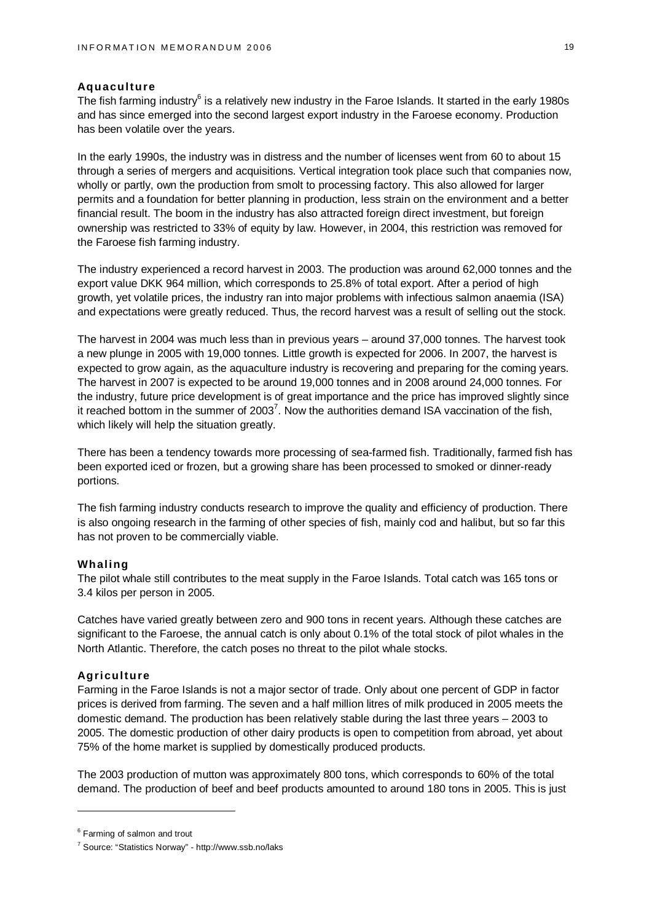### Aquaculture

The fish farming industry[6] is a relatively new industry in the Faroe Islands. It started in the early 1980s and has since emerged into the second largest export industry in the Faroese economy. Production has been volatile over the years.

In the early 1990s, the industry was in distress and the number of licenses went from 60 to about 15 through a series of mergers and acquisitions. Vertical integration took place such that companies now, wholly or partly, own the production from smolt to processing factory. This also allowed for larger permits and a foundation for better planning in production, less strain on the environment and a better financial result. The boom in the industry has also attracted foreign direct investment, but foreign ownership was restricted to 33% of equity by law. However, in 2004, this restriction was removed for the Faroese fish farming industry.

The industry experienced a record harvest in 2003. The production was around 62,000 tonnes and the export value DKK 964 million, which corresponds to 25.8% of total export. After a period of high growth, yet volatile prices, the industry ran into major problems with infectious salmon anaemia (ISA) and expectations were greatly reduced. Thus, the record harvest was a result of selling out the stock.

The harvest in 2004 was much less than in previous years – around 37,000 tonnes. The harvest took a new plunge in 2005 with 19,000 tonnes. Little growth is expected for 2006. In 2007, the harvest is expected to grow again, as the aquaculture industry is recovering and preparing for the coming years. The harvest in 2007 is expected to be around 19,000 tonnes and in 2008 around 24,000 tonnes. For the industry, future price development is of great importance and the price has improved slightly since it reached bottom in the summer of 2003[7]. Now the authorities demand ISA vaccination of the fish, which likely will help the situation greatly.

There has been a tendency towards more processing of sea-farmed fish. Traditionally, farmed fish has been exported iced or frozen, but a growing share has been processed to smoked or dinner-ready portions.

The fish farming industry conducts research to improve the quality and efficiency of production. There is also ongoing research in the farming of other species of fish, mainly cod and halibut, but so far this has not proven to be commercially viable.

### Whaling

The pilot whale still contributes to the meat supply in the Faroe Islands. Total catch was 165 tons or 3.4 kilos per person in 2005.

Catches have varied greatly between zero and 900 tons in recent years. Although these catches are significant to the Faroese, the annual catch is only about 0.1% of the total stock of pilot whales in the North Atlantic. Therefore, the catch poses no threat to the pilot whale stocks.

### Agriculture

Farming in the Faroe Islands is not a major sector of trade. Only about one percent of GDP in factor prices is derived from farming. The seven and a half million litres of milk produced in 2005 meets the domestic demand. The production has been relatively stable during the last three years – 2003 to 2005. The domestic production of other dairy products is open to competition from abroad, yet about 75% of the home market is supplied by domestically produced products.

The 2003 production of mutton was approximately 800 tons, which corresponds to 60% of the total demand. The production of beef and beef products amounted to around 180 tons in 2005. This is just

---

[6] Farming of salmon and trout

[7] Source: "Statistics Norway" - http://www.ssb.no/laks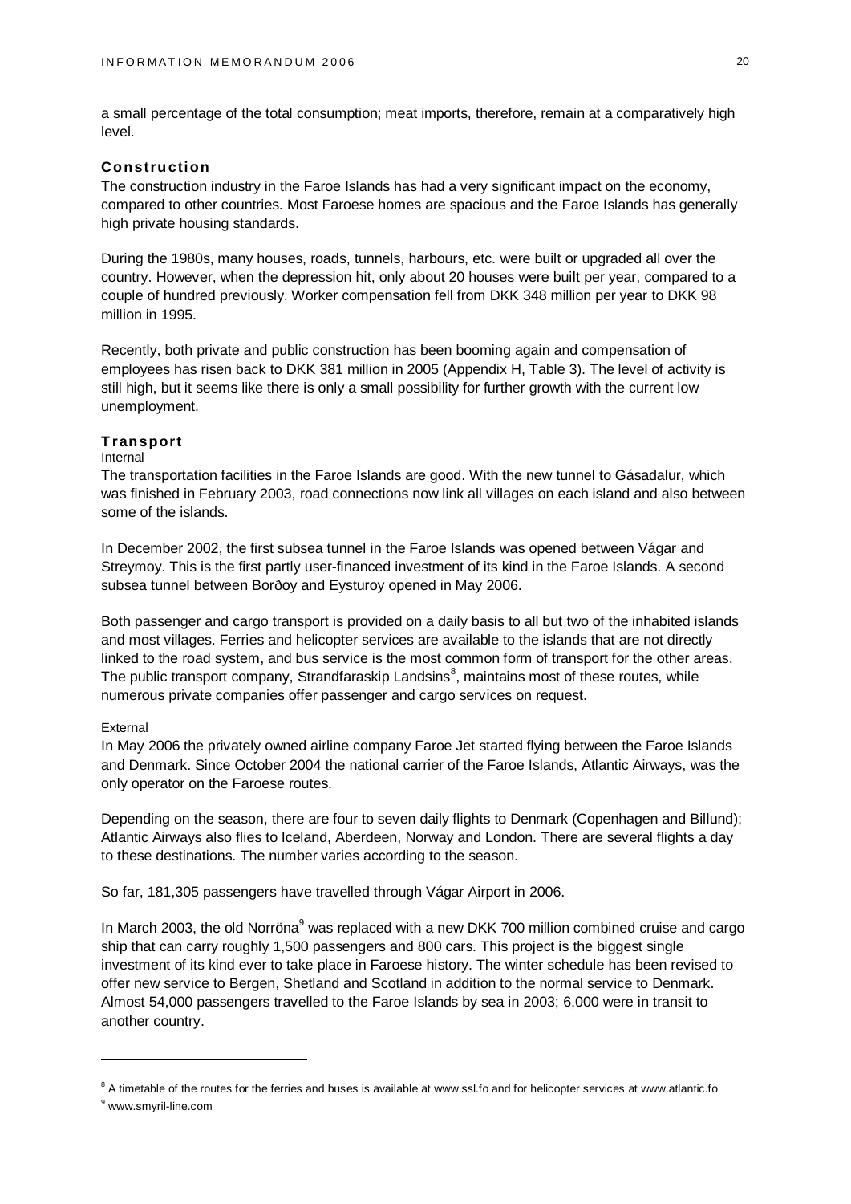a small percentage of the total consumption; meat imports, therefore, remain at a comparatively high level.

## Construction

The construction industry in the Faroe Islands has had a very significant impact on the economy, compared to other countries. Most Faroese homes are spacious and the Faroe Islands has generally high private housing standards.

During the 1980s, many houses, roads, tunnels, harbours, etc. were built or upgraded all over the country. However, when the depression hit, only about 20 houses were built per year, compared to a couple of hundred previously. Worker compensation fell from DKK 348 million per year to DKK 98 million in 1995.

Recently, both private and public construction has been booming again and compensation of employees has risen back to DKK 381 million in 2005 (Appendix H, Table 3). The level of activity is still high, but it seems like there is only a small possibility for further growth with the current low unemployment.

## Transport

### Internal

The transportation facilities in the Faroe Islands are good. With the new tunnel to Gásadalur, which was finished in February 2003, road connections now link all villages on each island and also between some of the islands.

In December 2002, the first subsea tunnel in the Faroe Islands was opened between Vágar and Streymoy. This is the first partly user-financed investment of its kind in the Faroe Islands. A second subsea tunnel between Borðoy and Eysturoy opened in May 2006.

Both passenger and cargo transport is provided on a daily basis to all but two of the inhabited islands and most villages. Ferries and helicopter services are available to the islands that are not directly linked to the road system, and bus service is the most common form of transport for the other areas. The public transport company, Strandfaraskip Landsins[8], maintains most of these routes, while numerous private companies offer passenger and cargo services on request.

### External

In May 2006 the privately owned airline company Faroe Jet started flying between the Faroe Islands and Denmark. Since October 2004 the national carrier of the Faroe Islands, Atlantic Airways, was the only operator on the Faroese routes.

Depending on the season, there are four to seven daily flights to Denmark (Copenhagen and Billund); Atlantic Airways also flies to Iceland, Aberdeen, Norway and London. There are several flights a day to these destinations. The number varies according to the season.

So far, 181,305 passengers have travelled through Vágar Airport in 2006.

In March 2003, the old Norröna[9] was replaced with a new DKK 700 million combined cruise and cargo ship that can carry roughly 1,500 passengers and 800 cars. This project is the biggest single investment of its kind ever to take place in Faroese history. The winter schedule has been revised to offer new service to Bergen, Shetland and Scotland in addition to the normal service to Denmark. Almost 54,000 passengers travelled to the Faroe Islands by sea in 2003; 6,000 were in transit to another country.

---

[8] A timetable of the routes for the ferries and buses is available at www.ssl.fo and for helicopter services at www.atlantic.fo

[9] www.smyril-line.com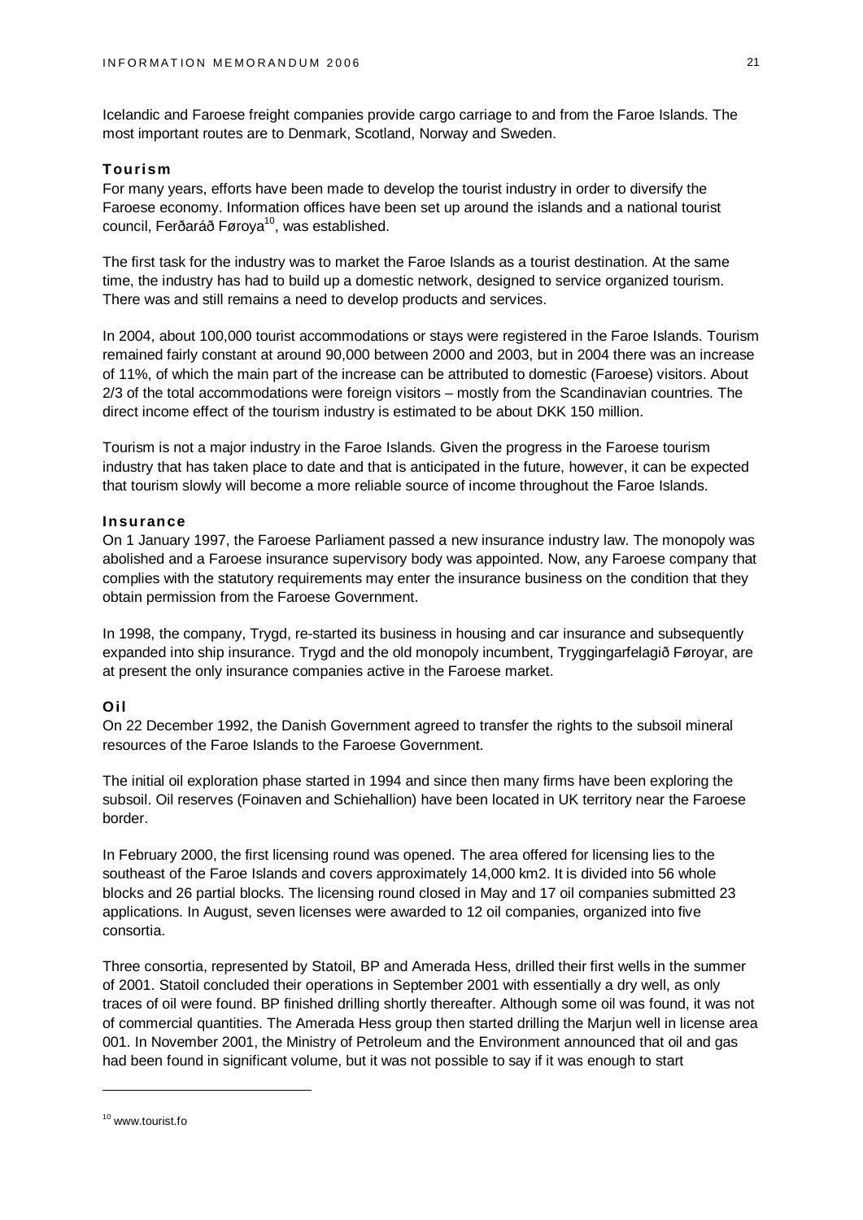Icelandic and Faroese freight companies provide cargo carriage to and from the Faroe Islands. The most important routes are to Denmark, Scotland, Norway and Sweden.

### Tourism

For many years, efforts have been made to develop the tourist industry in order to diversify the Faroese economy. Information offices have been set up around the islands and a national tourist council, Ferðaráð Føroya[10], was established.

The first task for the industry was to market the Faroe Islands as a tourist destination. At the same time, the industry has had to build up a domestic network, designed to service organized tourism. There was and still remains a need to develop products and services.

In 2004, about 100,000 tourist accommodations or stays were registered in the Faroe Islands. Tourism remained fairly constant at around 90,000 between 2000 and 2003, but in 2004 there was an increase of 11%, of which the main part of the increase can be attributed to domestic (Faroese) visitors. About 2/3 of the total accommodations were foreign visitors – mostly from the Scandinavian countries. The direct income effect of the tourism industry is estimated to be about DKK 150 million.

Tourism is not a major industry in the Faroe Islands. Given the progress in the Faroese tourism industry that has taken place to date and that is anticipated in the future, however, it can be expected that tourism slowly will become a more reliable source of income throughout the Faroe Islands.

### Insurance

On 1 January 1997, the Faroese Parliament passed a new insurance industry law. The monopoly was abolished and a Faroese insurance supervisory body was appointed. Now, any Faroese company that complies with the statutory requirements may enter the insurance business on the condition that they obtain permission from the Faroese Government.

In 1998, the company, Trygd, re-started its business in housing and car insurance and subsequently expanded into ship insurance. Trygd and the old monopoly incumbent, Tryggingarfelagið Føroyar, are at present the only insurance companies active in the Faroese market.

### Oil

On 22 December 1992, the Danish Government agreed to transfer the rights to the subsoil mineral resources of the Faroe Islands to the Faroese Government.

The initial oil exploration phase started in 1994 and since then many firms have been exploring the subsoil. Oil reserves (Foinaven and Schiehallion) have been located in UK territory near the Faroese border.

In February 2000, the first licensing round was opened. The area offered for licensing lies to the southeast of the Faroe Islands and covers approximately 14,000 km2. It is divided into 56 whole blocks and 26 partial blocks. The licensing round closed in May and 17 oil companies submitted 23 applications. In August, seven licenses were awarded to 12 oil companies, organized into five consortia.

Three consortia, represented by Statoil, BP and Amerada Hess, drilled their first wells in the summer of 2001. Statoil concluded their operations in September 2001 with essentially a dry well, as only traces of oil were found. BP finished drilling shortly thereafter. Although some oil was found, it was not of commercial quantities. The Amerada Hess group then started drilling the Marjun well in license area 001. In November 2001, the Ministry of Petroleum and the Environment announced that oil and gas had been found in significant volume, but it was not possible to say if it was enough to start

[10] www.tourist.fo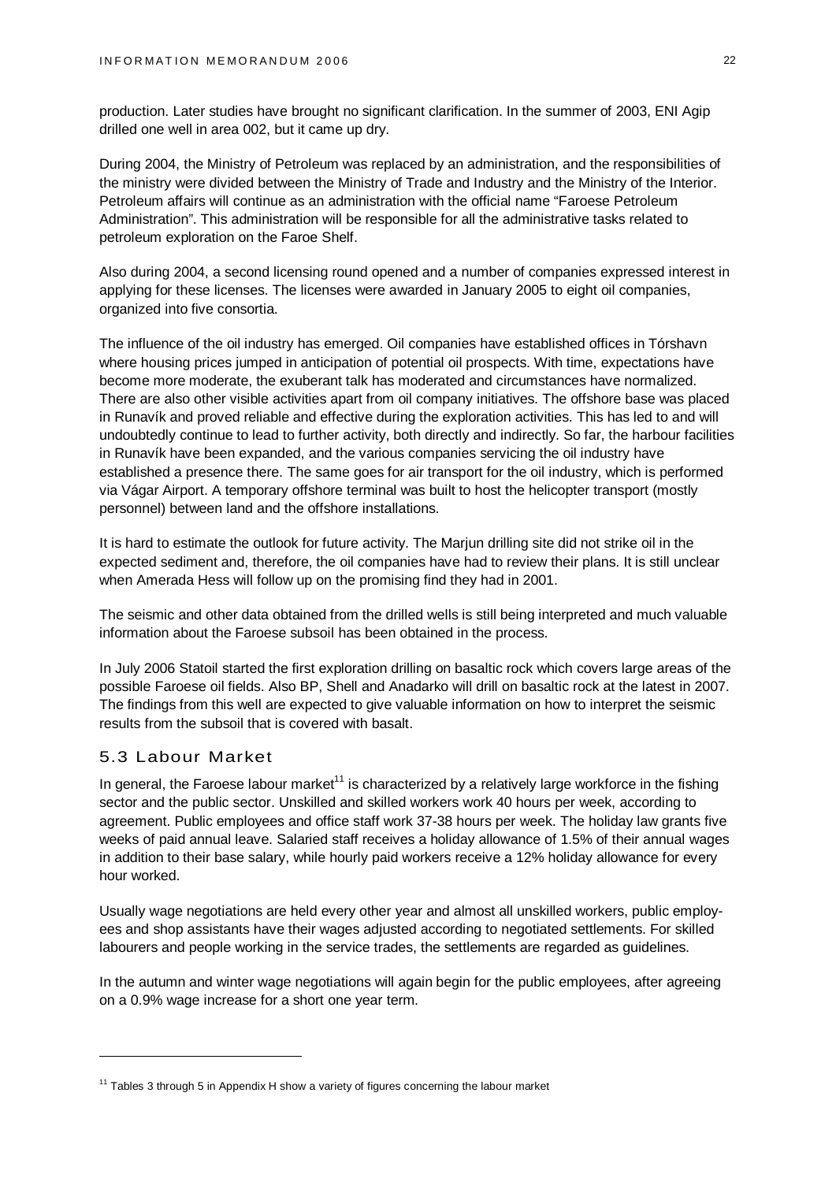production. Later studies have brought no significant clarification. In the summer of 2003, ENI Agip drilled one well in area 002, but it came up dry.

During 2004, the Ministry of Petroleum was replaced by an administration, and the responsibilities of the ministry were divided between the Ministry of Trade and Industry and the Ministry of the Interior. Petroleum affairs will continue as an administration with the official name "Faroese Petroleum Administration". This administration will be responsible for all the administrative tasks related to petroleum exploration on the Faroe Shelf.

Also during 2004, a second licensing round opened and a number of companies expressed interest in applying for these licenses. The licenses were awarded in January 2005 to eight oil companies, organized into five consortia.

The influence of the oil industry has emerged. Oil companies have established offices in Tórshavn where housing prices jumped in anticipation of potential oil prospects. With time, expectations have become more moderate, the exuberant talk has moderated and circumstances have normalized. There are also other visible activities apart from oil company initiatives. The offshore base was placed in Runavík and proved reliable and effective during the exploration activities. This has led to and will undoubtedly continue to lead to further activity, both directly and indirectly. So far, the harbour facilities in Runavík have been expanded, and the various companies servicing the oil industry have established a presence there. The same goes for air transport for the oil industry, which is performed via Vágar Airport. A temporary offshore terminal was built to host the helicopter transport (mostly personnel) between land and the offshore installations.

It is hard to estimate the outlook for future activity. The Marjun drilling site did not strike oil in the expected sediment and, therefore, the oil companies have had to review their plans. It is still unclear when Amerada Hess will follow up on the promising find they had in 2001.

The seismic and other data obtained from the drilled wells is still being interpreted and much valuable information about the Faroese subsoil has been obtained in the process.

In July 2006 Statoil started the first exploration drilling on basaltic rock which covers large areas of the possible Faroese oil fields. Also BP, Shell and Anadarko will drill on basaltic rock at the latest in 2007. The findings from this well are expected to give valuable information on how to interpret the seismic results from the subsoil that is covered with basalt.

## 5.3 Labour Market

In general, the Faroese labour market[11] is characterized by a relatively large workforce in the fishing sector and the public sector. Unskilled and skilled workers work 40 hours per week, according to agreement. Public employees and office staff work 37-38 hours per week. The holiday law grants five weeks of paid annual leave. Salaried staff receives a holiday allowance of 1.5% of their annual wages in addition to their base salary, while hourly paid workers receive a 12% holiday allowance for every hour worked.

Usually wage negotiations are held every other year and almost all unskilled workers, public employees and shop assistants have their wages adjusted according to negotiated settlements. For skilled labourers and people working in the service trades, the settlements are regarded as guidelines.

In the autumn and winter wage negotiations will again begin for the public employees, after agreeing on a 0.9% wage increase for a short one year term.

[11] Tables 3 through 5 in Appendix H show a variety of figures concerning the labour market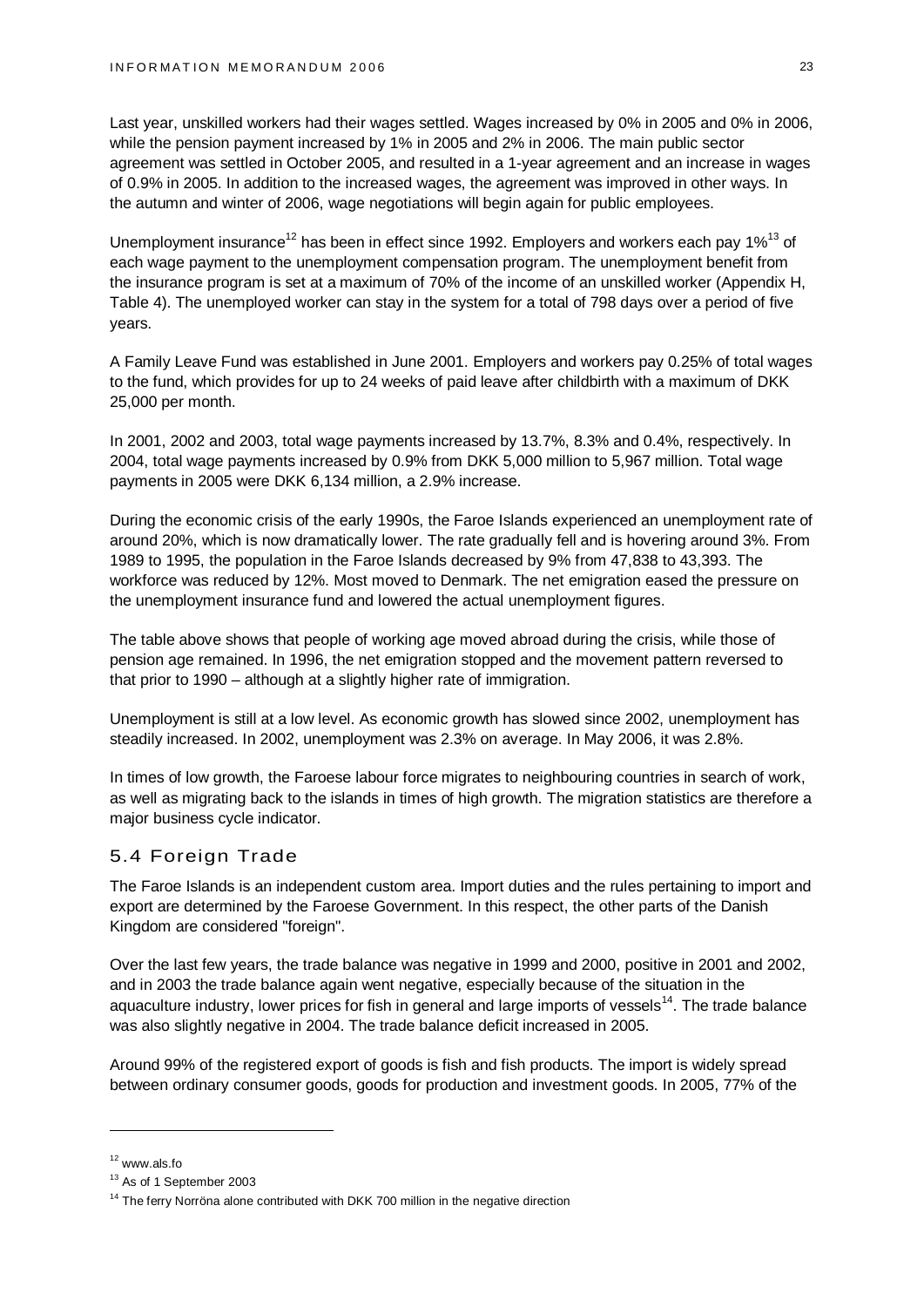Last year, unskilled workers had their wages settled. Wages increased by 0% in 2005 and 0% in 2006, while the pension payment increased by 1% in 2005 and 2% in 2006. The main public sector agreement was settled in October 2005, and resulted in a 1-year agreement and an increase in wages of 0.9% in 2005. In addition to the increased wages, the agreement was improved in other ways. In the autumn and winter of 2006, wage negotiations will begin again for public employees.

Unemployment insurance[12] has been in effect since 1992. Employers and workers each pay 1%[13] of each wage payment to the unemployment compensation program. The unemployment benefit from the insurance program is set at a maximum of 70% of the income of an unskilled worker (Appendix H, Table 4). The unemployed worker can stay in the system for a total of 798 days over a period of five years.

A Family Leave Fund was established in June 2001. Employers and workers pay 0.25% of total wages to the fund, which provides for up to 24 weeks of paid leave after childbirth with a maximum of DKK 25,000 per month.

In 2001, 2002 and 2003, total wage payments increased by 13.7%, 8.3% and 0.4%, respectively. In 2004, total wage payments increased by 0.9% from DKK 5,000 million to 5,967 million. Total wage payments in 2005 were DKK 6,134 million, a 2.9% increase.

During the economic crisis of the early 1990s, the Faroe Islands experienced an unemployment rate of around 20%, which is now dramatically lower. The rate gradually fell and is hovering around 3%. From 1989 to 1995, the population in the Faroe Islands decreased by 9% from 47,838 to 43,393. The workforce was reduced by 12%. Most moved to Denmark. The net emigration eased the pressure on the unemployment insurance fund and lowered the actual unemployment figures.

The table above shows that people of working age moved abroad during the crisis, while those of pension age remained. In 1996, the net emigration stopped and the movement pattern reversed to that prior to 1990 – although at a slightly higher rate of immigration.

Unemployment is still at a low level. As economic growth has slowed since 2002, unemployment has steadily increased. In 2002, unemployment was 2.3% on average. In May 2006, it was 2.8%.

In times of low growth, the Faroese labour force migrates to neighbouring countries in search of work, as well as migrating back to the islands in times of high growth. The migration statistics are therefore a major business cycle indicator.

## 5.4 Foreign Trade

The Faroe Islands is an independent custom area. Import duties and the rules pertaining to import and export are determined by the Faroese Government. In this respect, the other parts of the Danish Kingdom are considered "foreign".

Over the last few years, the trade balance was negative in 1999 and 2000, positive in 2001 and 2002, and in 2003 the trade balance again went negative, especially because of the situation in the aquaculture industry, lower prices for fish in general and large imports of vessels[14]. The trade balance was also slightly negative in 2004. The trade balance deficit increased in 2005.

Around 99% of the registered export of goods is fish and fish products. The import is widely spread between ordinary consumer goods, goods for production and investment goods. In 2005, 77% of the

---

[12] www.als.fo

[13] As of 1 September 2003

[14] The ferry Norröna alone contributed with DKK 700 million in the negative direction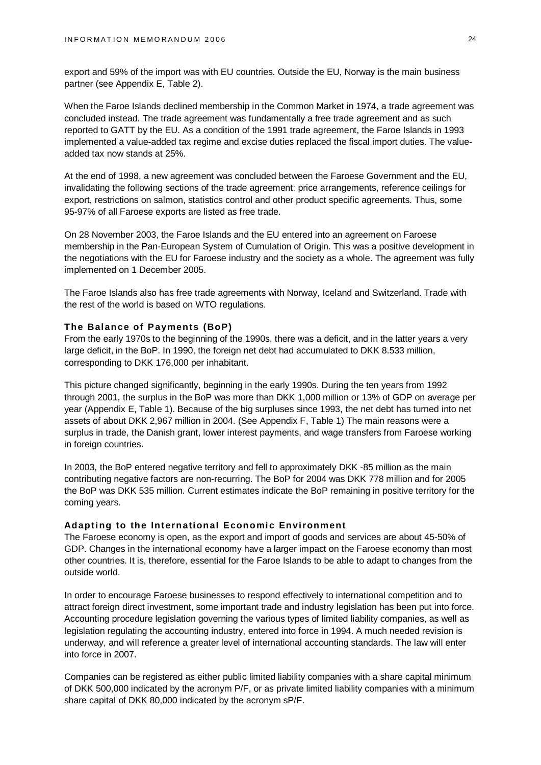export and 59% of the import was with EU countries. Outside the EU, Norway is the main business partner (see Appendix E, Table 2).

When the Faroe Islands declined membership in the Common Market in 1974, a trade agreement was concluded instead. The trade agreement was fundamentally a free trade agreement and as such reported to GATT by the EU. As a condition of the 1991 trade agreement, the Faroe Islands in 1993 implemented a value-added tax regime and excise duties replaced the fiscal import duties. The value-added tax now stands at 25%.

At the end of 1998, a new agreement was concluded between the Faroese Government and the EU, invalidating the following sections of the trade agreement: price arrangements, reference ceilings for export, restrictions on salmon, statistics control and other product specific agreements. Thus, some 95-97% of all Faroese exports are listed as free trade.

On 28 November 2003, the Faroe Islands and the EU entered into an agreement on Faroese membership in the Pan-European System of Cumulation of Origin. This was a positive development in the negotiations with the EU for Faroese industry and the society as a whole. The agreement was fully implemented on 1 December 2005.

The Faroe Islands also has free trade agreements with Norway, Iceland and Switzerland. Trade with the rest of the world is based on WTO regulations.

### The Balance of Payments (BoP)

From the early 1970s to the beginning of the 1990s, there was a deficit, and in the latter years a very large deficit, in the BoP. In 1990, the foreign net debt had accumulated to DKK 8.533 million, corresponding to DKK 176,000 per inhabitant.

This picture changed significantly, beginning in the early 1990s. During the ten years from 1992 through 2001, the surplus in the BoP was more than DKK 1,000 million or 13% of GDP on average per year (Appendix E, Table 1). Because of the big surpluses since 1993, the net debt has turned into net assets of about DKK 2,967 million in 2004. (See Appendix F, Table 1) The main reasons were a surplus in trade, the Danish grant, lower interest payments, and wage transfers from Faroese working in foreign countries.

In 2003, the BoP entered negative territory and fell to approximately DKK -85 million as the main contributing negative factors are non-recurring. The BoP for 2004 was DKK 778 million and for 2005 the BoP was DKK 535 million. Current estimates indicate the BoP remaining in positive territory for the coming years.

### Adapting to the International Economic Environment

The Faroese economy is open, as the export and import of goods and services are about 45-50% of GDP. Changes in the international economy have a larger impact on the Faroese economy than most other countries. It is, therefore, essential for the Faroe Islands to be able to adapt to changes from the outside world.

In order to encourage Faroese businesses to respond effectively to international competition and to attract foreign direct investment, some important trade and industry legislation has been put into force. Accounting procedure legislation governing the various types of limited liability companies, as well as legislation regulating the accounting industry, entered into force in 1994. A much needed revision is underway, and will reference a greater level of international accounting standards. The law will enter into force in 2007.

Companies can be registered as either public limited liability companies with a share capital minimum of DKK 500,000 indicated by the acronym P/F, or as private limited liability companies with a minimum share capital of DKK 80,000 indicated by the acronym sP/F.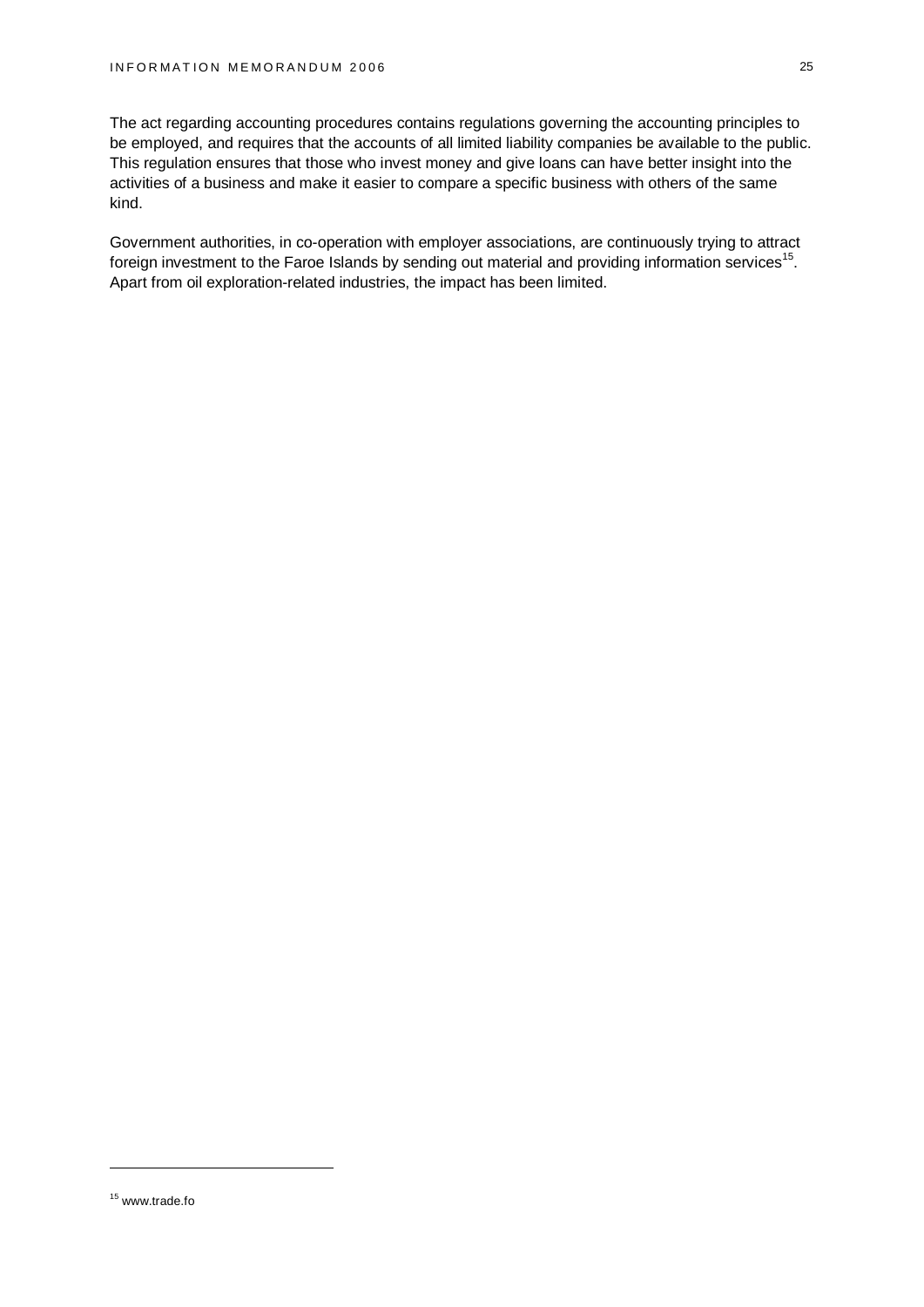The act regarding accounting procedures contains regulations governing the accounting principles to be employed, and requires that the accounts of all limited liability companies be available to the public. This regulation ensures that those who invest money and give loans can have better insight into the activities of a business and make it easier to compare a specific business with others of the same kind.

Government authorities, in co-operation with employer associations, are continuously trying to attract foreign investment to the Faroe Islands by sending out material and providing information services[15]. Apart from oil exploration-related industries, the impact has been limited.

---

[15] www.trade.fo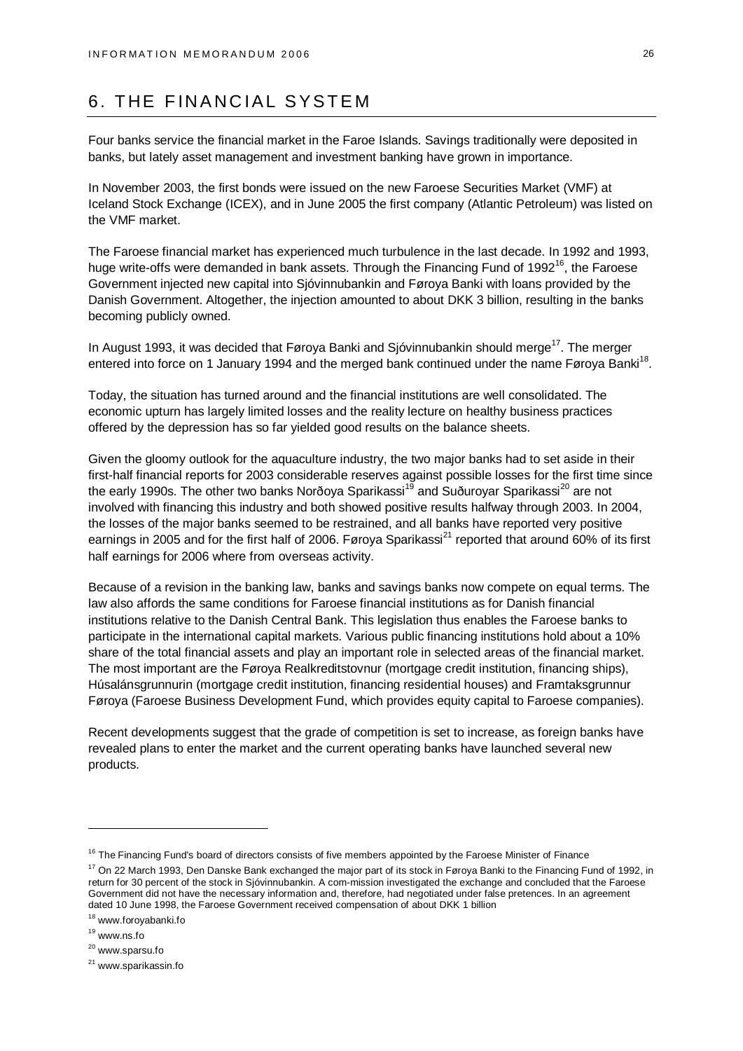# 6. THE FINANCIAL SYSTEM

Four banks service the financial market in the Faroe Islands. Savings traditionally were deposited in banks, but lately asset management and investment banking have grown in importance.

In November 2003, the first bonds were issued on the new Faroese Securities Market (VMF) at Iceland Stock Exchange (ICEX), and in June 2005 the first company (Atlantic Petroleum) was listed on the VMF market.

The Faroese financial market has experienced much turbulence in the last decade. In 1992 and 1993, huge write-offs were demanded in bank assets. Through the Financing Fund of 1992[16], the Faroese Government injected new capital into Sjóvinnubankin and Føroya Banki with loans provided by the Danish Government. Altogether, the injection amounted to about DKK 3 billion, resulting in the banks becoming publicly owned.

In August 1993, it was decided that Føroya Banki and Sjóvinnubankin should merge[17]. The merger entered into force on 1 January 1994 and the merged bank continued under the name Føroya Banki[18].

Today, the situation has turned around and the financial institutions are well consolidated. The economic upturn has largely limited losses and the reality lecture on healthy business practices offered by the depression has so far yielded good results on the balance sheets.

Given the gloomy outlook for the aquaculture industry, the two major banks had to set aside in their first-half financial reports for 2003 considerable reserves against possible losses for the first time since the early 1990s. The other two banks Norðoya Sparikassi[19] and Suðuroyar Sparikassi[20] are not involved with financing this industry and both showed positive results halfway through 2003. In 2004, the losses of the major banks seemed to be restrained, and all banks have reported very positive earnings in 2005 and for the first half of 2006. Føroya Sparikassi[21] reported that around 60% of its first half earnings for 2006 where from overseas activity.

Because of a revision in the banking law, banks and savings banks now compete on equal terms. The law also affords the same conditions for Faroese financial institutions as for Danish financial institutions relative to the Danish Central Bank. This legislation thus enables the Faroese banks to participate in the international capital markets. Various public financing institutions hold about a 10% share of the total financial assets and play an important role in selected areas of the financial market. The most important are the Føroya Realkreditstovnur (mortgage credit institution, financing ships), Húsalánsgrunnurin (mortgage credit institution, financing residential houses) and Framtaksgrunnur Føroya (Faroese Business Development Fund, which provides equity capital to Faroese companies).

Recent developments suggest that the grade of competition is set to increase, as foreign banks have revealed plans to enter the market and the current operating banks have launched several new products.

---

[16] The Financing Fund's board of directors consists of five members appointed by the Faroese Minister of Finance

[17] On 22 March 1993, Den Danske Bank exchanged the major part of its stock in Føroya Banki to the Financing Fund of 1992, in return for 30 percent of the stock in Sjóvinnubankin. A com-mission investigated the exchange and concluded that the Faroese Government did not have the necessary information and, therefore, had negotiated under false pretences. In an agreement dated 10 June 1998, the Faroese Government received compensation of about DKK 1 billion

[18] www.foroyabanki.fo

[19] www.ns.fo

[20] www.sparsu.fo

[21] www.sparikassin.fo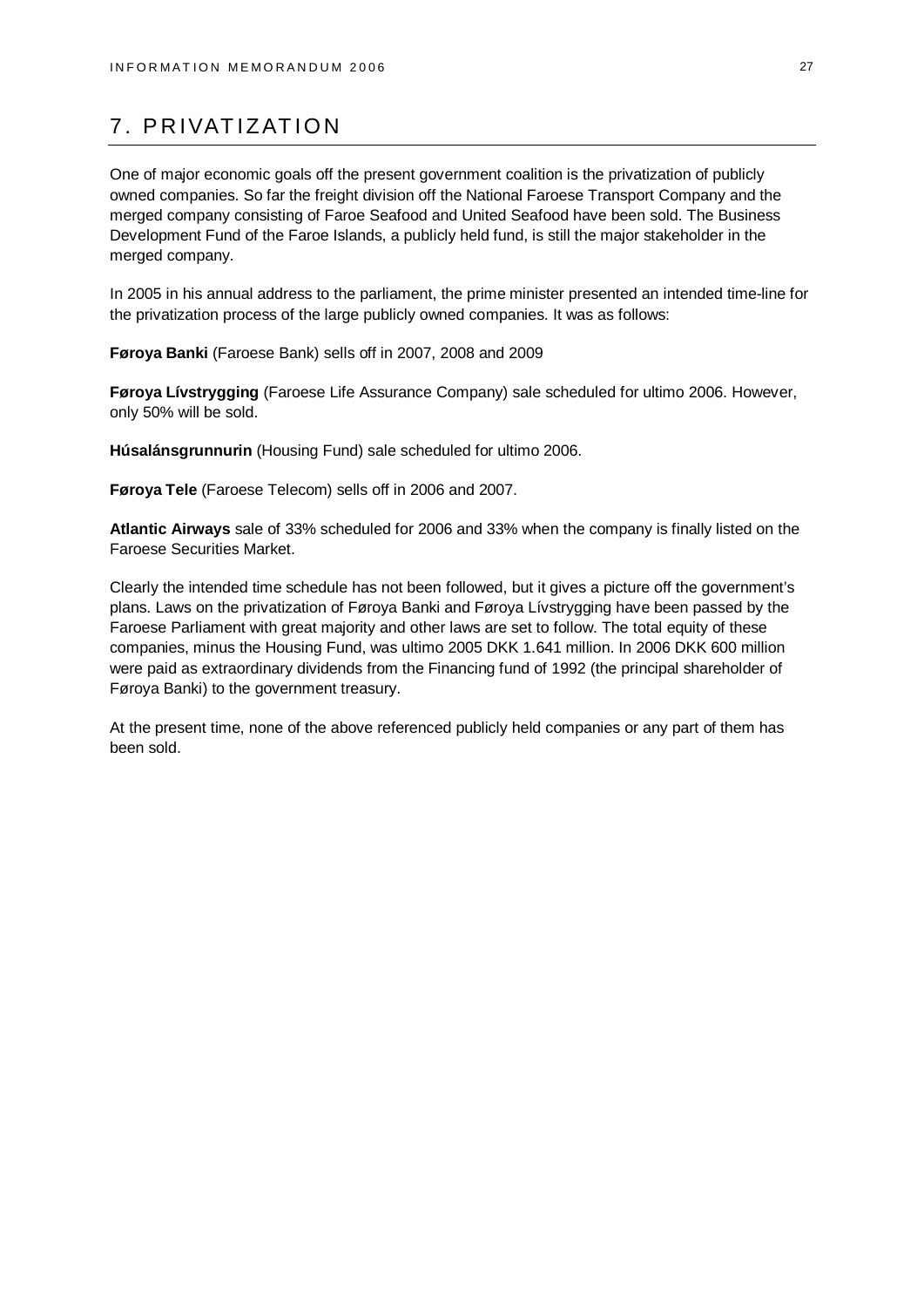# 7. PRIVATIZATION

One of major economic goals off the present government coalition is the privatization of publicly owned companies. So far the freight division off the National Faroese Transport Company and the merged company consisting of Faroe Seafood and United Seafood have been sold. The Business Development Fund of the Faroe Islands, a publicly held fund, is still the major stakeholder in the merged company.

In 2005 in his annual address to the parliament, the prime minister presented an intended time-line for the privatization process of the large publicly owned companies. It was as follows:

**Føroya Banki** (Faroese Bank) sells off in 2007, 2008 and 2009

**Føroya Lívstrygging** (Faroese Life Assurance Company) sale scheduled for ultimo 2006. However, only 50% will be sold.

**Húsalánsgrunnurin** (Housing Fund) sale scheduled for ultimo 2006.

**Føroya Tele** (Faroese Telecom) sells off in 2006 and 2007.

**Atlantic Airways** sale of 33% scheduled for 2006 and 33% when the company is finally listed on the Faroese Securities Market.

Clearly the intended time schedule has not been followed, but it gives a picture off the government's plans. Laws on the privatization of Føroya Banki and Føroya Lívstrygging have been passed by the Faroese Parliament with great majority and other laws are set to follow. The total equity of these companies, minus the Housing Fund, was ultimo 2005 DKK 1.641 million. In 2006 DKK 600 million were paid as extraordinary dividends from the Financing fund of 1992 (the principal shareholder of Føroya Banki) to the government treasury.

At the present time, none of the above referenced publicly held companies or any part of them has been sold.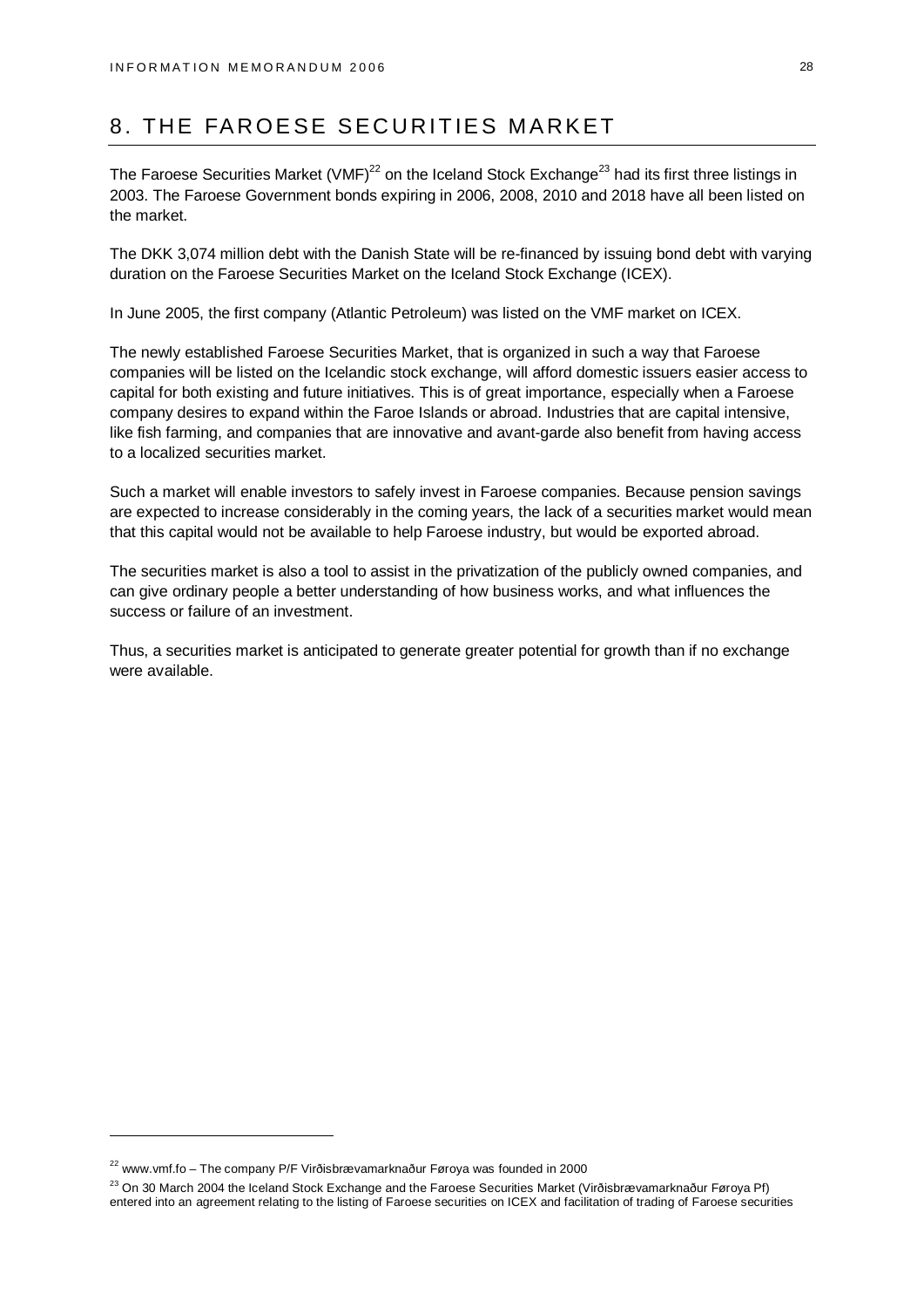# 8. THE FAROESE SECURITIES MARKET

The Faroese Securities Market (VMF)[22] on the Iceland Stock Exchange[23] had its first three listings in 2003. The Faroese Government bonds expiring in 2006, 2008, 2010 and 2018 have all been listed on the market.

The DKK 3,074 million debt with the Danish State will be re-financed by issuing bond debt with varying duration on the Faroese Securities Market on the Iceland Stock Exchange (ICEX).

In June 2005, the first company (Atlantic Petroleum) was listed on the VMF market on ICEX.

The newly established Faroese Securities Market, that is organized in such a way that Faroese companies will be listed on the Icelandic stock exchange, will afford domestic issuers easier access to capital for both existing and future initiatives. This is of great importance, especially when a Faroese company desires to expand within the Faroe Islands or abroad. Industries that are capital intensive, like fish farming, and companies that are innovative and avant-garde also benefit from having access to a localized securities market.

Such a market will enable investors to safely invest in Faroese companies. Because pension savings are expected to increase considerably in the coming years, the lack of a securities market would mean that this capital would not be available to help Faroese industry, but would be exported abroad.

The securities market is also a tool to assist in the privatization of the publicly owned companies, and can give ordinary people a better understanding of how business works, and what influences the success or failure of an investment.

Thus, a securities market is anticipated to generate greater potential for growth than if no exchange were available.

---

[22] www.vmf.fo – The company P/F Virðisbrævamarknaður Føroya was founded in 2000

[23] On 30 March 2004 the Iceland Stock Exchange and the Faroese Securities Market (Virðisbrævamarknaður Føroya Pf) entered into an agreement relating to the listing of Faroese securities on ICEX and facilitation of trading of Faroese securities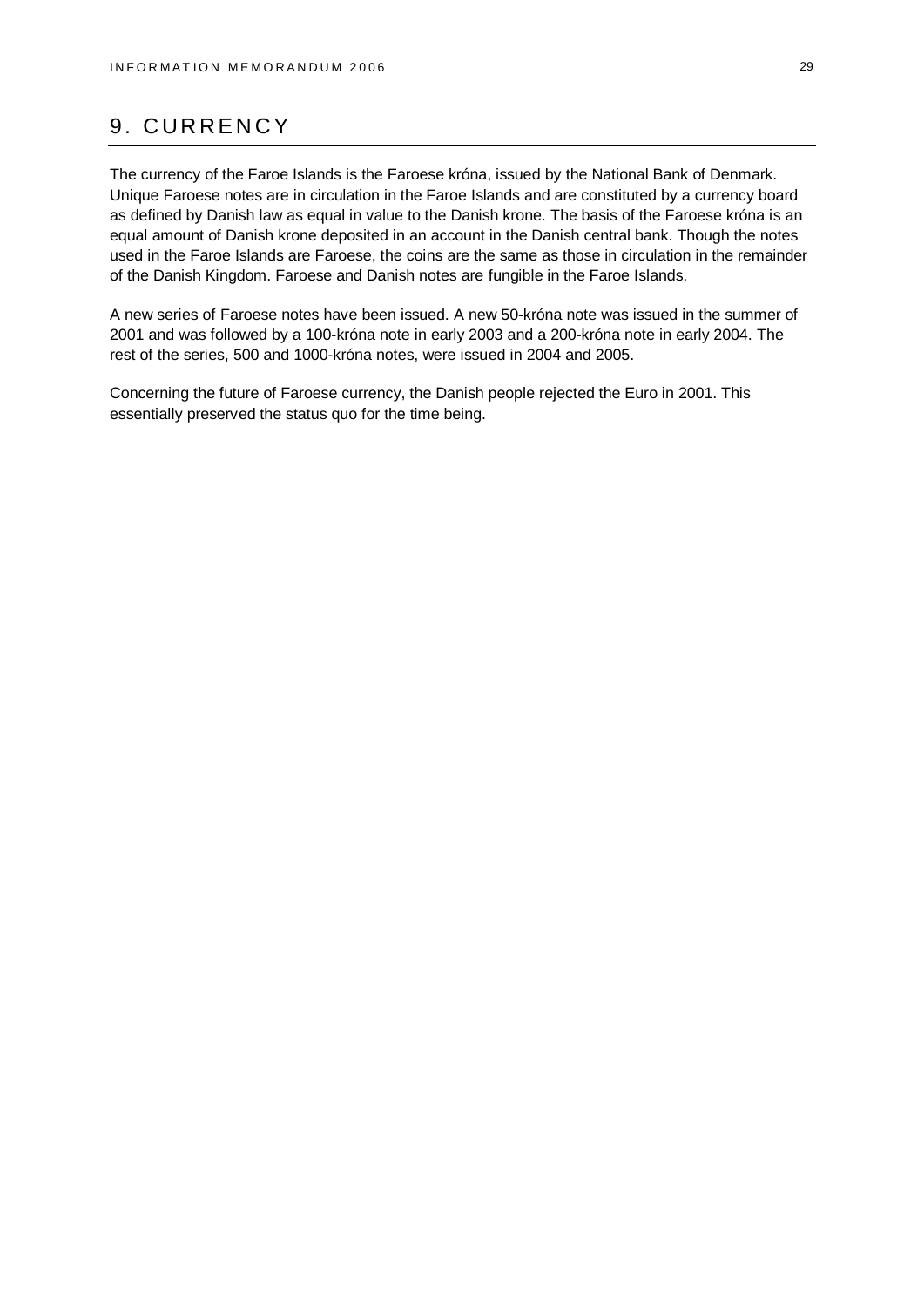# 9. CURRENCY

The currency of the Faroe Islands is the Faroese króna, issued by the National Bank of Denmark. Unique Faroese notes are in circulation in the Faroe Islands and are constituted by a currency board as defined by Danish law as equal in value to the Danish krone. The basis of the Faroese króna is an equal amount of Danish krone deposited in an account in the Danish central bank. Though the notes used in the Faroe Islands are Faroese, the coins are the same as those in circulation in the remainder of the Danish Kingdom. Faroese and Danish notes are fungible in the Faroe Islands.

A new series of Faroese notes have been issued. A new 50-króna note was issued in the summer of 2001 and was followed by a 100-króna note in early 2003 and a 200-króna note in early 2004. The rest of the series, 500 and 1000-króna notes, were issued in 2004 and 2005.

Concerning the future of Faroese currency, the Danish people rejected the Euro in 2001. This essentially preserved the status quo for the time being.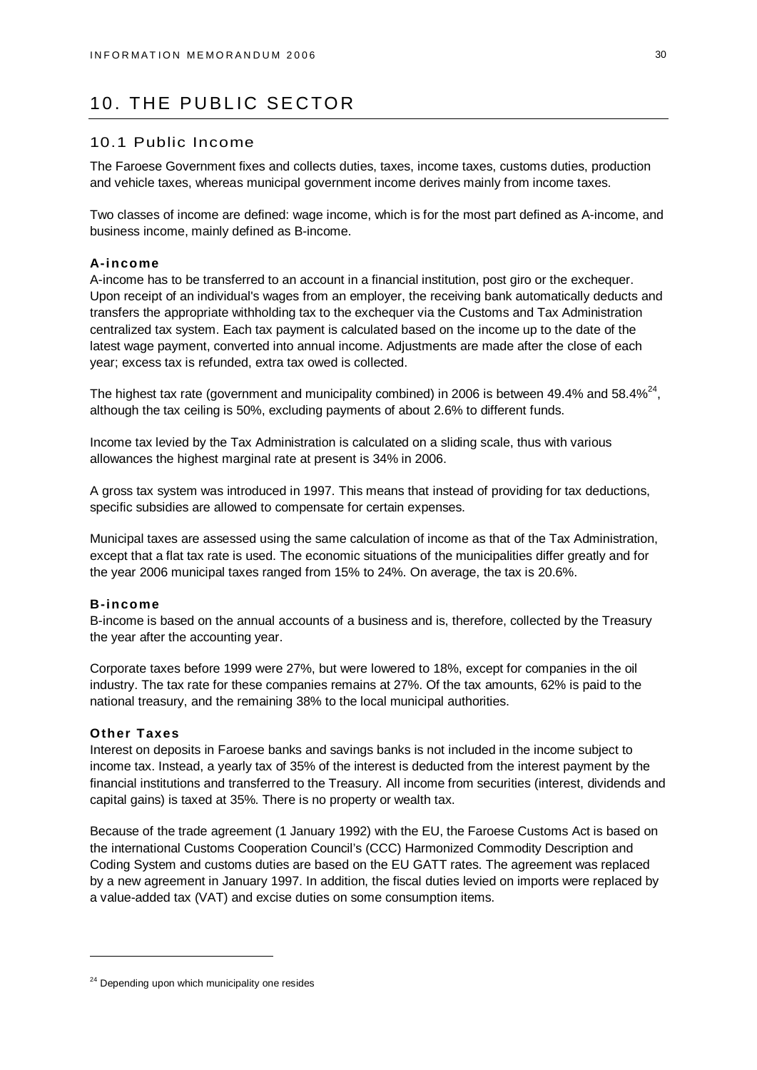# 10. THE PUBLIC SECTOR

## 10.1 Public Income

The Faroese Government fixes and collects duties, taxes, income taxes, customs duties, production and vehicle taxes, whereas municipal government income derives mainly from income taxes.

Two classes of income are defined: wage income, which is for the most part defined as A-income, and business income, mainly defined as B-income.

### A-income

A-income has to be transferred to an account in a financial institution, post giro or the exchequer. Upon receipt of an individual's wages from an employer, the receiving bank automatically deducts and transfers the appropriate withholding tax to the exchequer via the Customs and Tax Administration centralized tax system. Each tax payment is calculated based on the income up to the date of the latest wage payment, converted into annual income. Adjustments are made after the close of each year; excess tax is refunded, extra tax owed is collected.

The highest tax rate (government and municipality combined) in 2006 is between 49.4% and 58.4%[24], although the tax ceiling is 50%, excluding payments of about 2.6% to different funds.

Income tax levied by the Tax Administration is calculated on a sliding scale, thus with various allowances the highest marginal rate at present is 34% in 2006.

A gross tax system was introduced in 1997. This means that instead of providing for tax deductions, specific subsidies are allowed to compensate for certain expenses.

Municipal taxes are assessed using the same calculation of income as that of the Tax Administration, except that a flat tax rate is used. The economic situations of the municipalities differ greatly and for the year 2006 municipal taxes ranged from 15% to 24%. On average, the tax is 20.6%.

### B-income

B-income is based on the annual accounts of a business and is, therefore, collected by the Treasury the year after the accounting year.

Corporate taxes before 1999 were 27%, but were lowered to 18%, except for companies in the oil industry. The tax rate for these companies remains at 27%. Of the tax amounts, 62% is paid to the national treasury, and the remaining 38% to the local municipal authorities.

### Other Taxes

Interest on deposits in Faroese banks and savings banks is not included in the income subject to income tax. Instead, a yearly tax of 35% of the interest is deducted from the interest payment by the financial institutions and transferred to the Treasury. All income from securities (interest, dividends and capital gains) is taxed at 35%. There is no property or wealth tax.

Because of the trade agreement (1 January 1992) with the EU, the Faroese Customs Act is based on the international Customs Cooperation Council's (CCC) Harmonized Commodity Description and Coding System and customs duties are based on the EU GATT rates. The agreement was replaced by a new agreement in January 1997. In addition, the fiscal duties levied on imports were replaced by a value-added tax (VAT) and excise duties on some consumption items.

---

[24] Depending upon which municipality one resides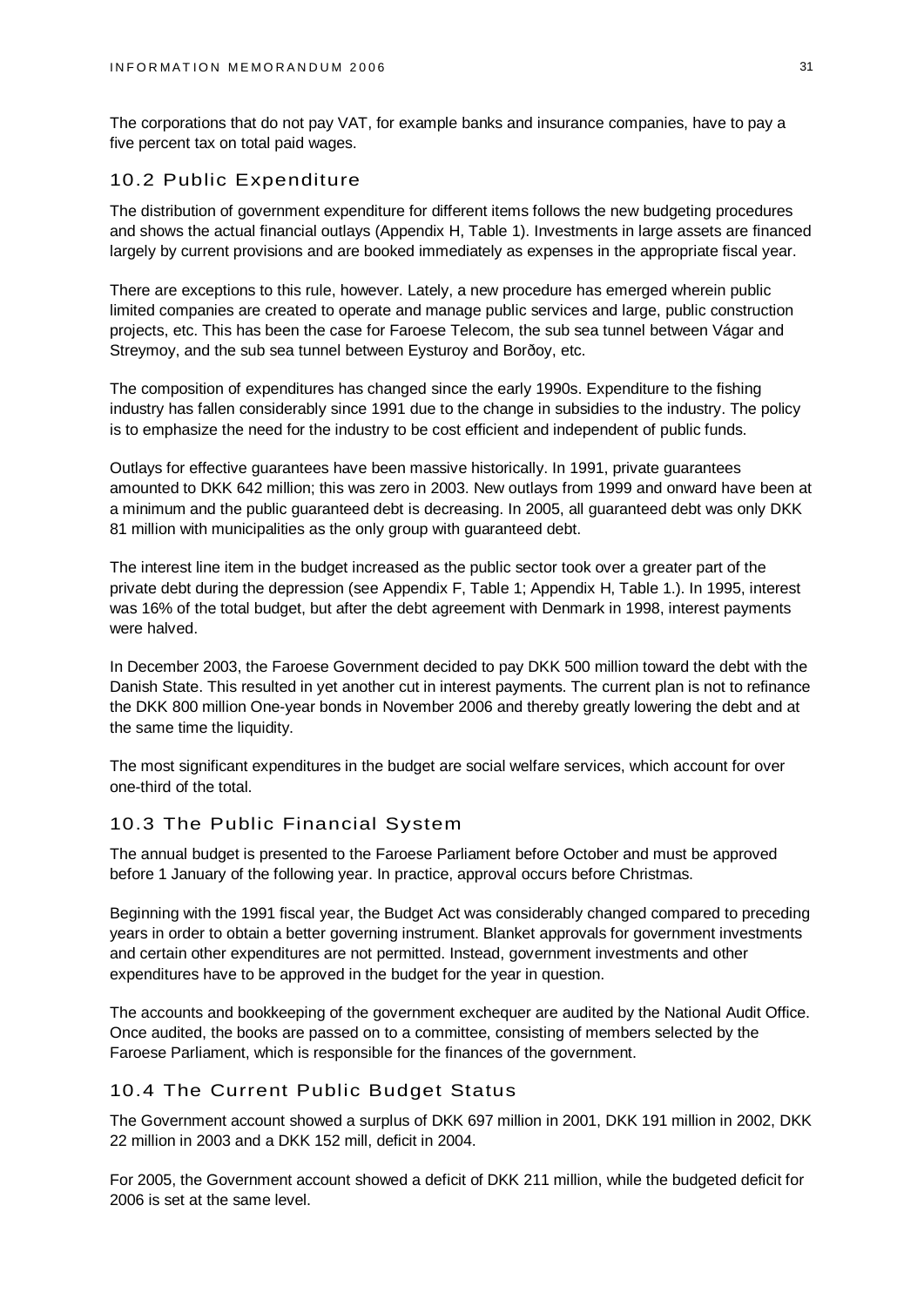The corporations that do not pay VAT, for example banks and insurance companies, have to pay a five percent tax on total paid wages.

## 10.2 Public Expenditure

The distribution of government expenditure for different items follows the new budgeting procedures and shows the actual financial outlays (Appendix H, Table 1). Investments in large assets are financed largely by current provisions and are booked immediately as expenses in the appropriate fiscal year.

There are exceptions to this rule, however. Lately, a new procedure has emerged wherein public limited companies are created to operate and manage public services and large, public construction projects, etc. This has been the case for Faroese Telecom, the sub sea tunnel between Vágar and Streymoy, and the sub sea tunnel between Eysturoy and Borðoy, etc.

The composition of expenditures has changed since the early 1990s. Expenditure to the fishing industry has fallen considerably since 1991 due to the change in subsidies to the industry. The policy is to emphasize the need for the industry to be cost efficient and independent of public funds.

Outlays for effective guarantees have been massive historically. In 1991, private guarantees amounted to DKK 642 million; this was zero in 2003. New outlays from 1999 and onward have been at a minimum and the public guaranteed debt is decreasing. In 2005, all guaranteed debt was only DKK 81 million with municipalities as the only group with guaranteed debt.

The interest line item in the budget increased as the public sector took over a greater part of the private debt during the depression (see Appendix F, Table 1; Appendix H, Table 1.). In 1995, interest was 16% of the total budget, but after the debt agreement with Denmark in 1998, interest payments were halved.

In December 2003, the Faroese Government decided to pay DKK 500 million toward the debt with the Danish State. This resulted in yet another cut in interest payments. The current plan is not to refinance the DKK 800 million One-year bonds in November 2006 and thereby greatly lowering the debt and at the same time the liquidity.

The most significant expenditures in the budget are social welfare services, which account for over one-third of the total.

## 10.3 The Public Financial System

The annual budget is presented to the Faroese Parliament before October and must be approved before 1 January of the following year. In practice, approval occurs before Christmas.

Beginning with the 1991 fiscal year, the Budget Act was considerably changed compared to preceding years in order to obtain a better governing instrument. Blanket approvals for government investments and certain other expenditures are not permitted. Instead, government investments and other expenditures have to be approved in the budget for the year in question.

The accounts and bookkeeping of the government exchequer are audited by the National Audit Office. Once audited, the books are passed on to a committee, consisting of members selected by the Faroese Parliament, which is responsible for the finances of the government.

## 10.4 The Current Public Budget Status

The Government account showed a surplus of DKK 697 million in 2001, DKK 191 million in 2002, DKK 22 million in 2003 and a DKK 152 mill, deficit in 2004.

For 2005, the Government account showed a deficit of DKK 211 million, while the budgeted deficit for 2006 is set at the same level.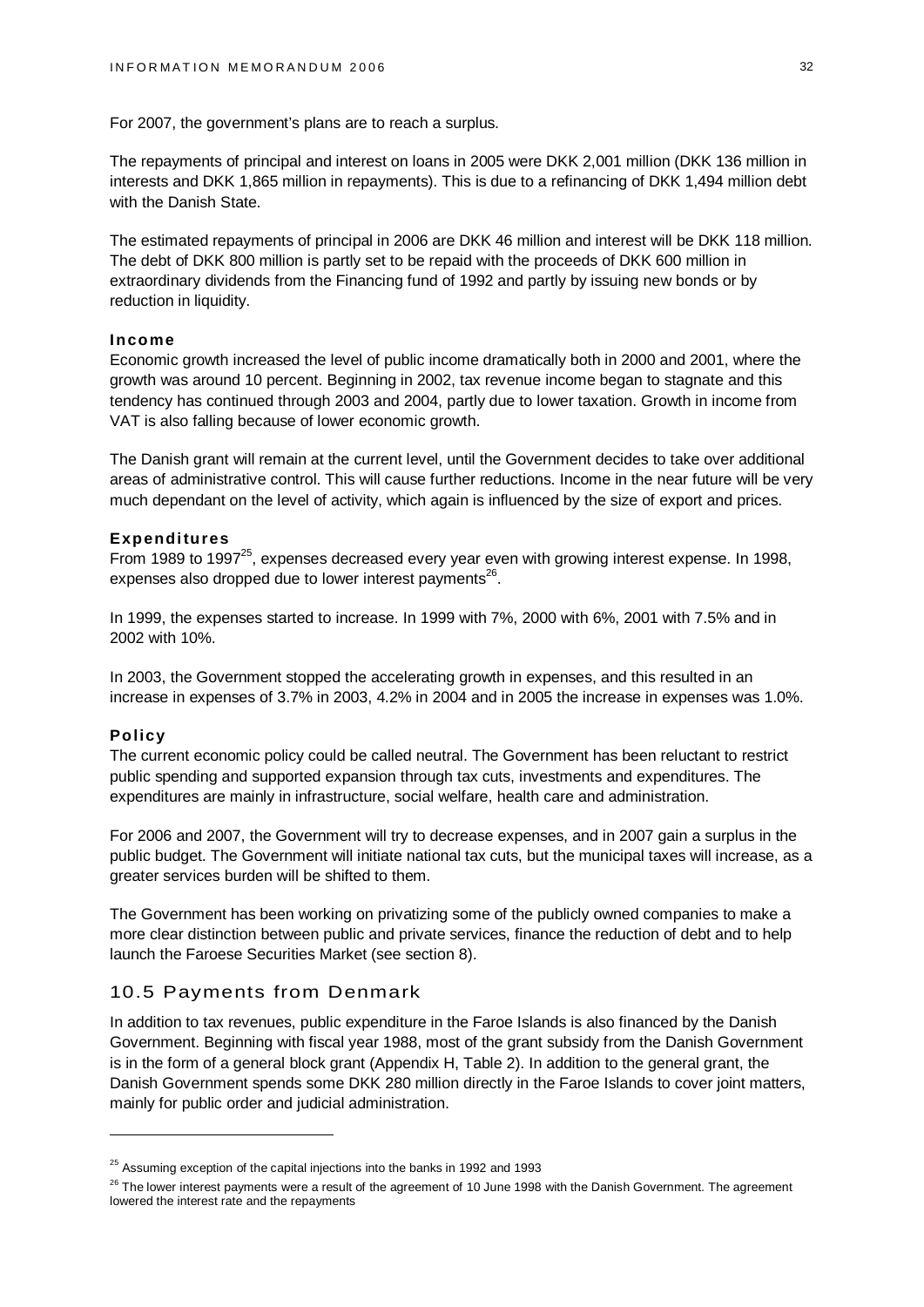For 2007, the government's plans are to reach a surplus.

The repayments of principal and interest on loans in 2005 were DKK 2,001 million (DKK 136 million in interests and DKK 1,865 million in repayments). This is due to a refinancing of DKK 1,494 million debt with the Danish State.

The estimated repayments of principal in 2006 are DKK 46 million and interest will be DKK 118 million. The debt of DKK 800 million is partly set to be repaid with the proceeds of DKK 600 million in extraordinary dividends from the Financing fund of 1992 and partly by issuing new bonds or by reduction in liquidity.

#### Income

Economic growth increased the level of public income dramatically both in 2000 and 2001, where the growth was around 10 percent. Beginning in 2002, tax revenue income began to stagnate and this tendency has continued through 2003 and 2004, partly due to lower taxation. Growth in income from VAT is also falling because of lower economic growth.

The Danish grant will remain at the current level, until the Government decides to take over additional areas of administrative control. This will cause further reductions. Income in the near future will be very much dependant on the level of activity, which again is influenced by the size of export and prices.

#### Expenditures

From 1989 to 1997[25], expenses decreased every year even with growing interest expense. In 1998, expenses also dropped due to lower interest payments[26].

In 1999, the expenses started to increase. In 1999 with 7%, 2000 with 6%, 2001 with 7.5% and in 2002 with 10%.

In 2003, the Government stopped the accelerating growth in expenses, and this resulted in an increase in expenses of 3.7% in 2003, 4.2% in 2004 and in 2005 the increase in expenses was 1.0%.

#### Policy

The current economic policy could be called neutral. The Government has been reluctant to restrict public spending and supported expansion through tax cuts, investments and expenditures. The expenditures are mainly in infrastructure, social welfare, health care and administration.

For 2006 and 2007, the Government will try to decrease expenses, and in 2007 gain a surplus in the public budget. The Government will initiate national tax cuts, but the municipal taxes will increase, as a greater services burden will be shifted to them.

The Government has been working on privatizing some of the publicly owned companies to make a more clear distinction between public and private services, finance the reduction of debt and to help launch the Faroese Securities Market (see section 8).

## 10.5 Payments from Denmark

In addition to tax revenues, public expenditure in the Faroe Islands is also financed by the Danish Government. Beginning with fiscal year 1988, most of the grant subsidy from the Danish Government is in the form of a general block grant (Appendix H, Table 2). In addition to the general grant, the Danish Government spends some DKK 280 million directly in the Faroe Islands to cover joint matters, mainly for public order and judicial administration.

---

[25] Assuming exception of the capital injections into the banks in 1992 and 1993

[26] The lower interest payments were a result of the agreement of 10 June 1998 with the Danish Government. The agreement lowered the interest rate and the repayments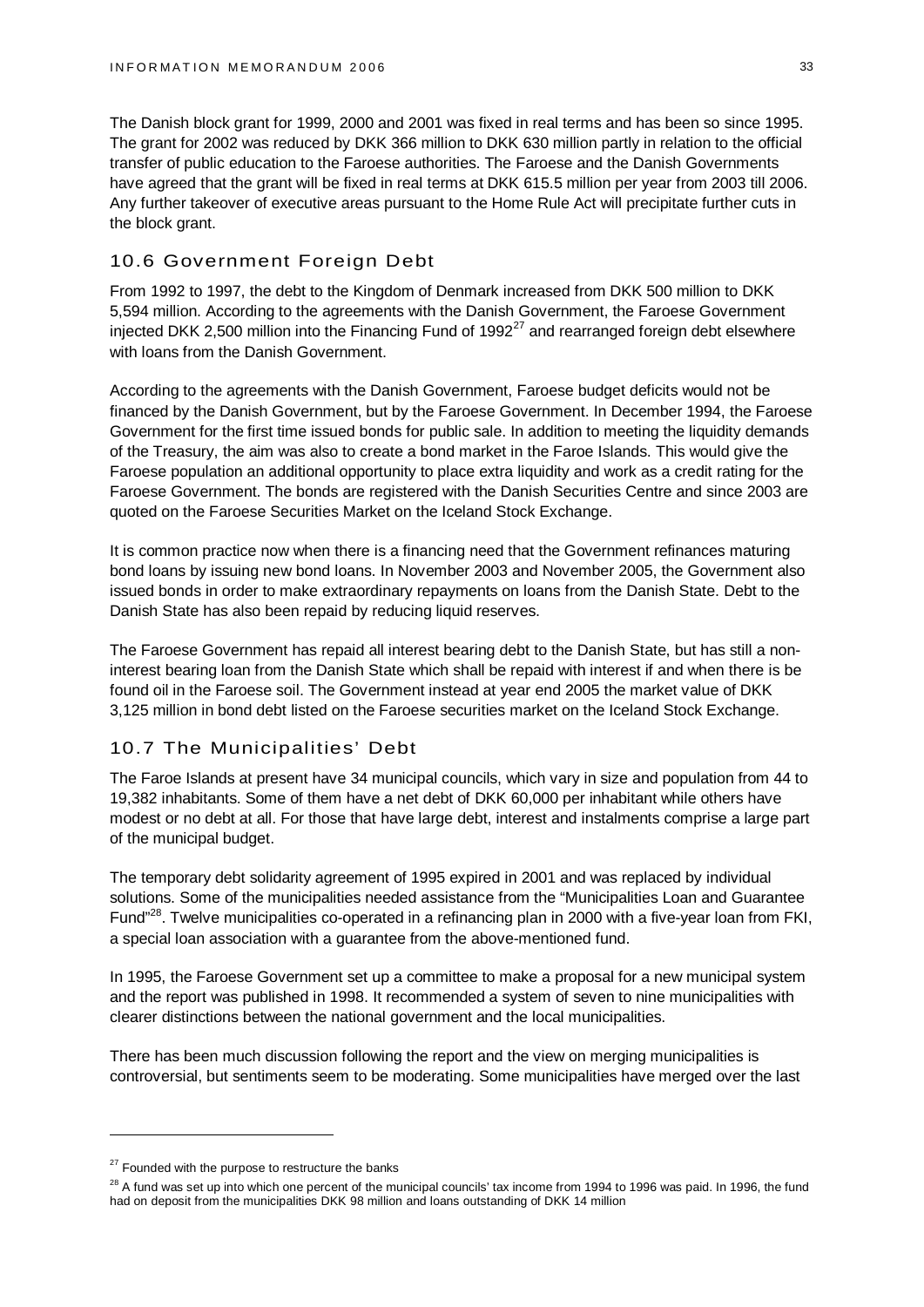The Danish block grant for 1999, 2000 and 2001 was fixed in real terms and has been so since 1995. The grant for 2002 was reduced by DKK 366 million to DKK 630 million partly in relation to the official transfer of public education to the Faroese authorities. The Faroese and the Danish Governments have agreed that the grant will be fixed in real terms at DKK 615.5 million per year from 2003 till 2006. Any further takeover of executive areas pursuant to the Home Rule Act will precipitate further cuts in the block grant.

## 10.6 Government Foreign Debt

From 1992 to 1997, the debt to the Kingdom of Denmark increased from DKK 500 million to DKK 5,594 million. According to the agreements with the Danish Government, the Faroese Government injected DKK 2,500 million into the Financing Fund of 1992[27] and rearranged foreign debt elsewhere with loans from the Danish Government.

According to the agreements with the Danish Government, Faroese budget deficits would not be financed by the Danish Government, but by the Faroese Government. In December 1994, the Faroese Government for the first time issued bonds for public sale. In addition to meeting the liquidity demands of the Treasury, the aim was also to create a bond market in the Faroe Islands. This would give the Faroese population an additional opportunity to place extra liquidity and work as a credit rating for the Faroese Government. The bonds are registered with the Danish Securities Centre and since 2003 are quoted on the Faroese Securities Market on the Iceland Stock Exchange.

It is common practice now when there is a financing need that the Government refinances maturing bond loans by issuing new bond loans. In November 2003 and November 2005, the Government also issued bonds in order to make extraordinary repayments on loans from the Danish State. Debt to the Danish State has also been repaid by reducing liquid reserves.

The Faroese Government has repaid all interest bearing debt to the Danish State, but has still a non-interest bearing loan from the Danish State which shall be repaid with interest if and when there is be found oil in the Faroese soil. The Government instead at year end 2005 the market value of DKK 3,125 million in bond debt listed on the Faroese securities market on the Iceland Stock Exchange.

## 10.7 The Municipalities' Debt

The Faroe Islands at present have 34 municipal councils, which vary in size and population from 44 to 19,382 inhabitants. Some of them have a net debt of DKK 60,000 per inhabitant while others have modest or no debt at all. For those that have large debt, interest and instalments comprise a large part of the municipal budget.

The temporary debt solidarity agreement of 1995 expired in 2001 and was replaced by individual solutions. Some of the municipalities needed assistance from the "Municipalities Loan and Guarantee Fund"[28]. Twelve municipalities co-operated in a refinancing plan in 2000 with a five-year loan from FKI, a special loan association with a guarantee from the above-mentioned fund.

In 1995, the Faroese Government set up a committee to make a proposal for a new municipal system and the report was published in 1998. It recommended a system of seven to nine municipalities with clearer distinctions between the national government and the local municipalities.

There has been much discussion following the report and the view on merging municipalities is controversial, but sentiments seem to be moderating. Some municipalities have merged over the last

---

[27] Founded with the purpose to restructure the banks

[28] A fund was set up into which one percent of the municipal councils' tax income from 1994 to 1996 was paid. In 1996, the fund had on deposit from the municipalities DKK 98 million and loans outstanding of DKK 14 million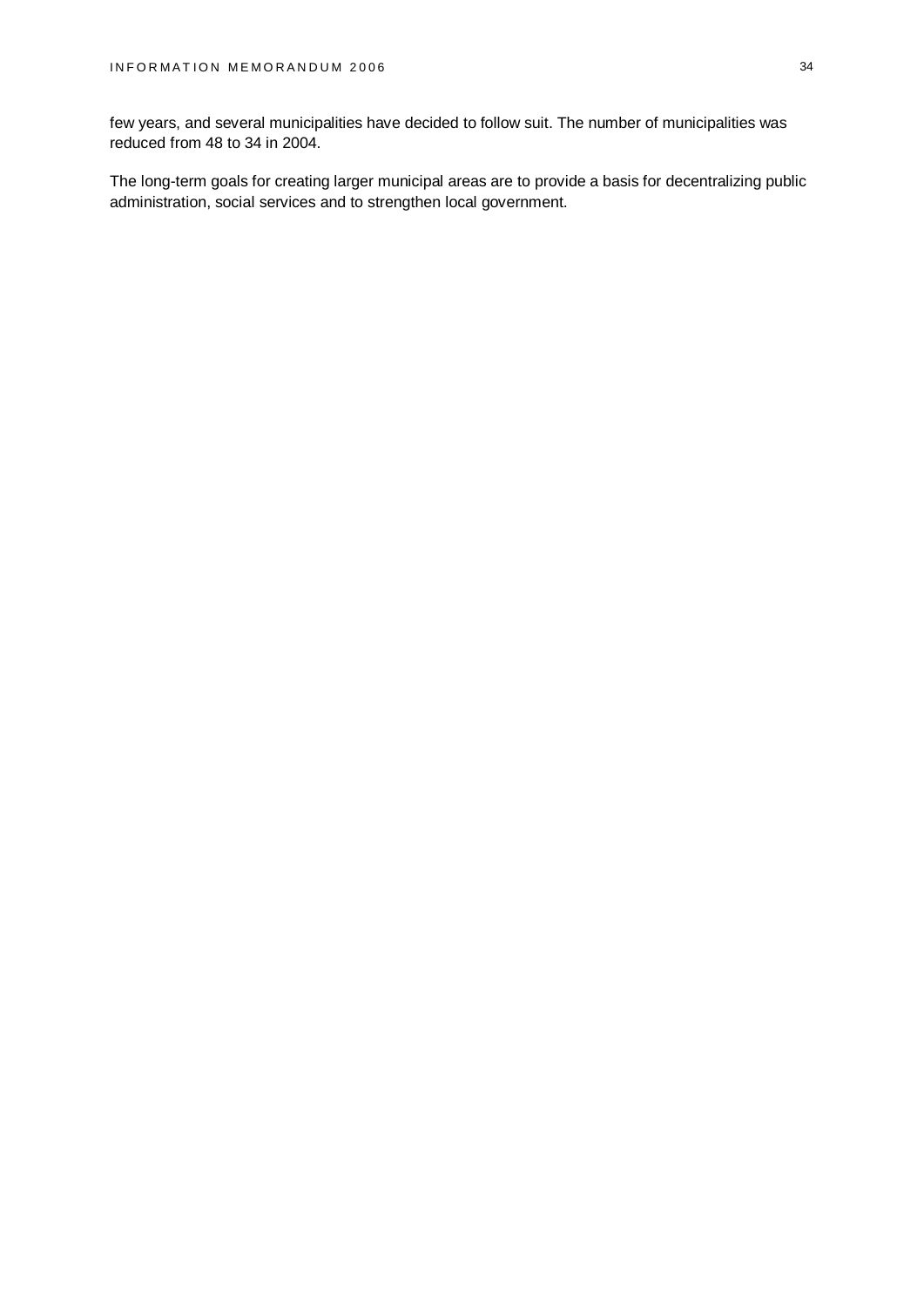few years, and several municipalities have decided to follow suit. The number of municipalities was reduced from 48 to 34 in 2004.

The long-term goals for creating larger municipal areas are to provide a basis for decentralizing public administration, social services and to strengthen local government.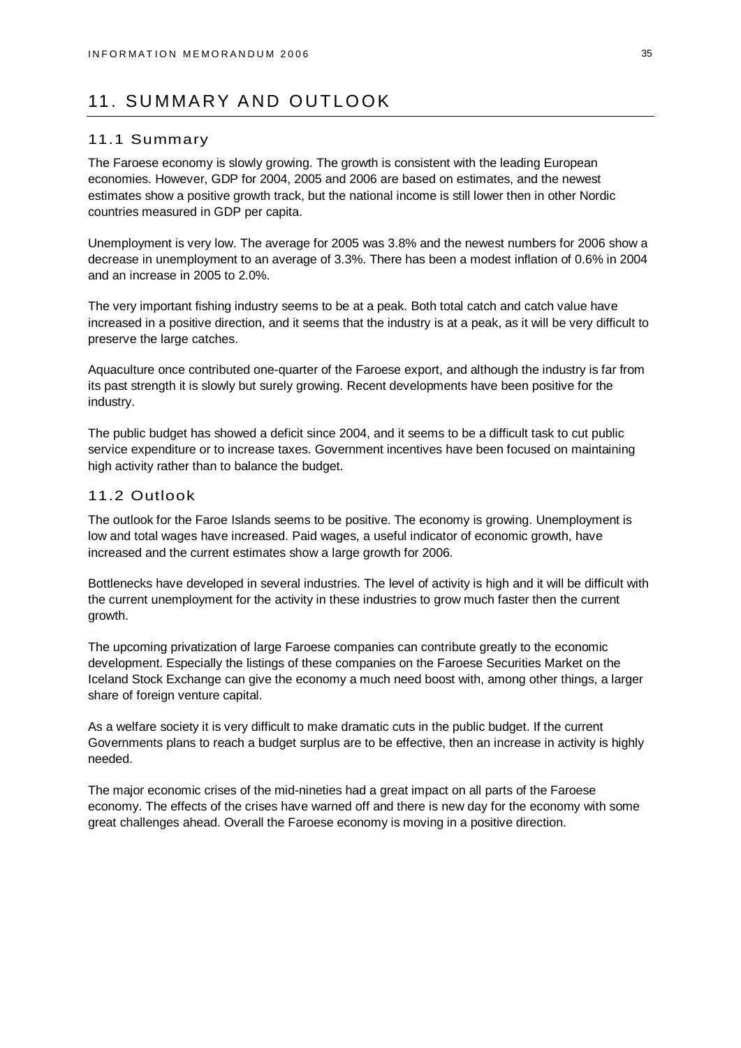# 11. SUMMARY AND OUTLOOK

## 11.1 Summary

The Faroese economy is slowly growing. The growth is consistent with the leading European economies. However, GDP for 2004, 2005 and 2006 are based on estimates, and the newest estimates show a positive growth track, but the national income is still lower then in other Nordic countries measured in GDP per capita.

Unemployment is very low. The average for 2005 was 3.8% and the newest numbers for 2006 show a decrease in unemployment to an average of 3.3%. There has been a modest inflation of 0.6% in 2004 and an increase in 2005 to 2.0%.

The very important fishing industry seems to be at a peak. Both total catch and catch value have increased in a positive direction, and it seems that the industry is at a peak, as it will be very difficult to preserve the large catches.

Aquaculture once contributed one-quarter of the Faroese export, and although the industry is far from its past strength it is slowly but surely growing. Recent developments have been positive for the industry.

The public budget has showed a deficit since 2004, and it seems to be a difficult task to cut public service expenditure or to increase taxes. Government incentives have been focused on maintaining high activity rather than to balance the budget.

## 11.2 Outlook

The outlook for the Faroe Islands seems to be positive. The economy is growing. Unemployment is low and total wages have increased. Paid wages, a useful indicator of economic growth, have increased and the current estimates show a large growth for 2006.

Bottlenecks have developed in several industries. The level of activity is high and it will be difficult with the current unemployment for the activity in these industries to grow much faster then the current growth.

The upcoming privatization of large Faroese companies can contribute greatly to the economic development. Especially the listings of these companies on the Faroese Securities Market on the Iceland Stock Exchange can give the economy a much need boost with, among other things, a larger share of foreign venture capital.

As a welfare society it is very difficult to make dramatic cuts in the public budget. If the current Governments plans to reach a budget surplus are to be effective, then an increase in activity is highly needed.

The major economic crises of the mid-nineties had a great impact on all parts of the Faroese economy. The effects of the crises have warned off and there is new day for the economy with some great challenges ahead. Overall the Faroese economy is moving in a positive direction.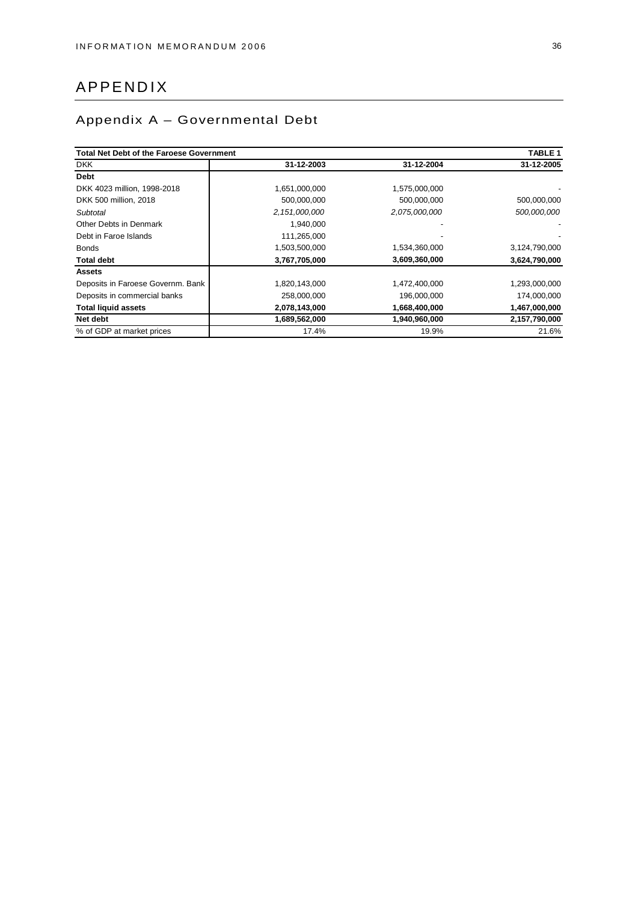# APPENDIX

## Appendix A – Governmental Debt

| **Total Net Debt of the Faroese Government** | | | **TABLE 1** |
|---|---|---|---|
| DKK | **31-12-2003** | **31-12-2004** | **31-12-2005** |
| **Debt** | | | |
| DKK 4023 million, 1998-2018 | 1,651,000,000 | 1,575,000,000 | - |
| DKK 500 million, 2018 | 500,000,000 | 500,000,000 | 500,000,000 |
| *Subtotal* | *2,151,000,000* | *2,075,000,000* | *500,000,000* |
| Other Debts in Denmark | 1,940,000 | - | - |
| Debt in Faroe Islands | 111,265,000 | - | - |
| Bonds | 1,503,500,000 | 1,534,360,000 | 3,124,790,000 |
| **Total debt** | **3,767,705,000** | **3,609,360,000** | **3,624,790,000** |
| **Assets** | | | |
| Deposits in Faroese Governm. Bank | 1,820,143,000 | 1,472,400,000 | 1,293,000,000 |
| Deposits in commercial banks | 258,000,000 | 196,000,000 | 174,000,000 |
| **Total liquid assets** | **2,078,143,000** | **1,668,400,000** | **1,467,000,000** |
| **Net debt** | **1,689,562,000** | **1,940,960,000** | **2,157,790,000** |
| % of GDP at market prices | 17.4% | 19.9% | 21.6% |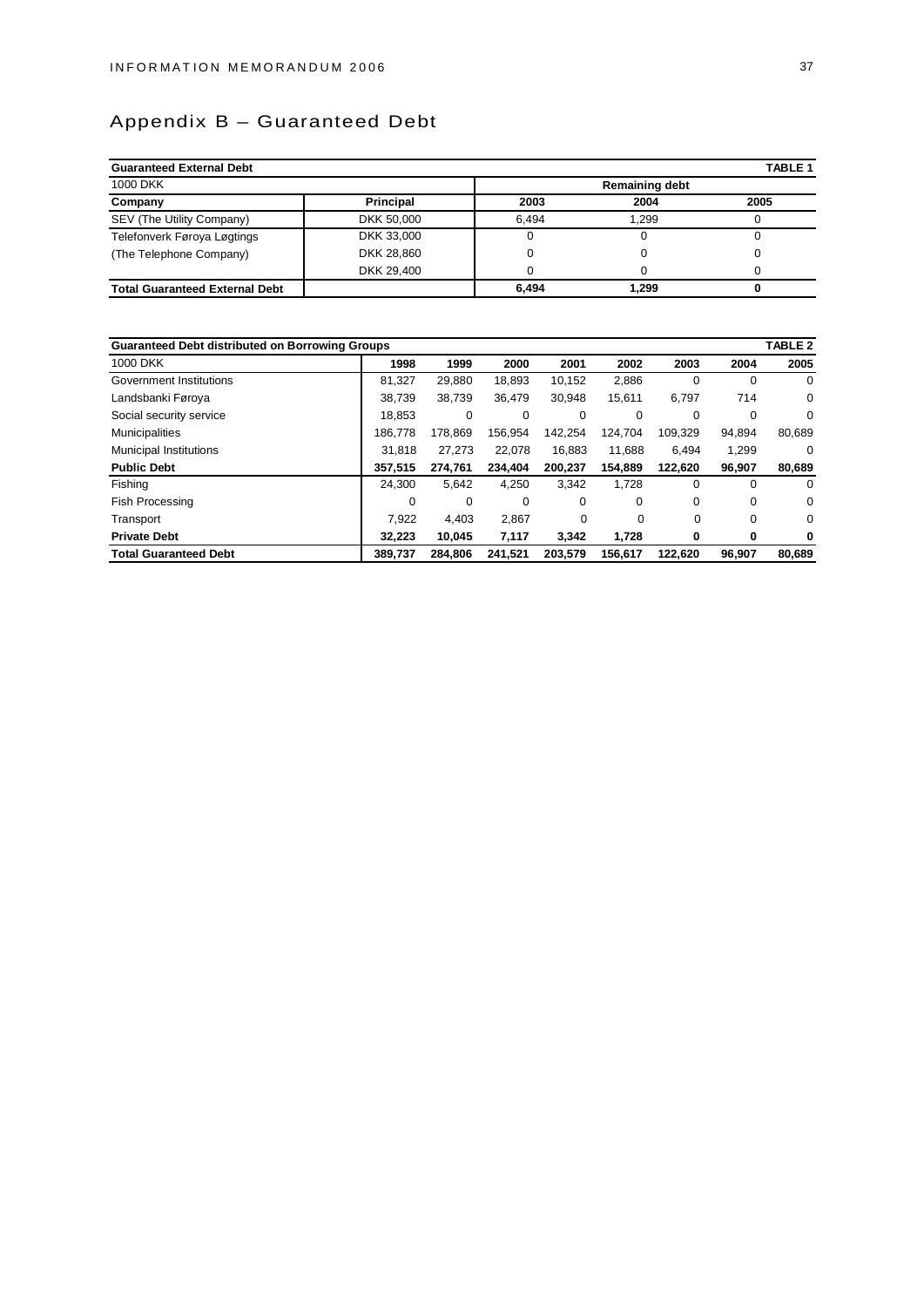# Appendix B – Guaranteed Debt

| Guaranteed External Debt | | | | TABLE 1 |
|---|---|---|---|---|
| 1000 DKK | | Remaining debt | | |
| **Company** | **Principal** | **2003** | **2004** | **2005** |
| SEV (The Utility Company) | DKK 50,000 | 6,494 | 1,299 | 0 |
| Telefonverk Føroya Løgtings | DKK 33,000 | 0 | 0 | 0 |
| (The Telephone Company) | DKK 28,860 | 0 | 0 | 0 |
| | DKK 29,400 | 0 | 0 | 0 |
| **Total Guaranteed External Debt** | | **6,494** | **1,299** | **0** |

| Guaranteed Debt distributed on Borrowing Groups | | | | | | | | TABLE 2 |
|---|---|---|---|---|---|---|---|---|
| 1000 DKK | **1998** | **1999** | **2000** | **2001** | **2002** | **2003** | **2004** | **2005** |
| Government Institutions | 81,327 | 29,880 | 18,893 | 10,152 | 2,886 | 0 | 0 | 0 |
| Landsbanki Føroya | 38,739 | 38,739 | 36,479 | 30,948 | 15,611 | 6,797 | 714 | 0 |
| Social security service | 18,853 | 0 | 0 | 0 | 0 | 0 | 0 | 0 |
| Municipalities | 186,778 | 178,869 | 156,954 | 142,254 | 124,704 | 109,329 | 94,894 | 80,689 |
| Municipal Institutions | 31,818 | 27,273 | 22,078 | 16,883 | 11,688 | 6,494 | 1,299 | 0 |
| **Public Debt** | **357,515** | **274,761** | **234,404** | **200,237** | **154,889** | **122,620** | **96,907** | **80,689** |
| Fishing | 24,300 | 5,642 | 4,250 | 3,342 | 1,728 | 0 | 0 | 0 |
| Fish Processing | 0 | 0 | 0 | 0 | 0 | 0 | 0 | 0 |
| Transport | 7,922 | 4,403 | 2,867 | 0 | 0 | 0 | 0 | 0 |
| **Private Debt** | **32,223** | **10,045** | **7,117** | **3,342** | **1,728** | **0** | **0** | **0** |
| **Total Guaranteed Debt** | **389,737** | **284,806** | **241,521** | **203,579** | **156,617** | **122,620** | **96,907** | **80,689** |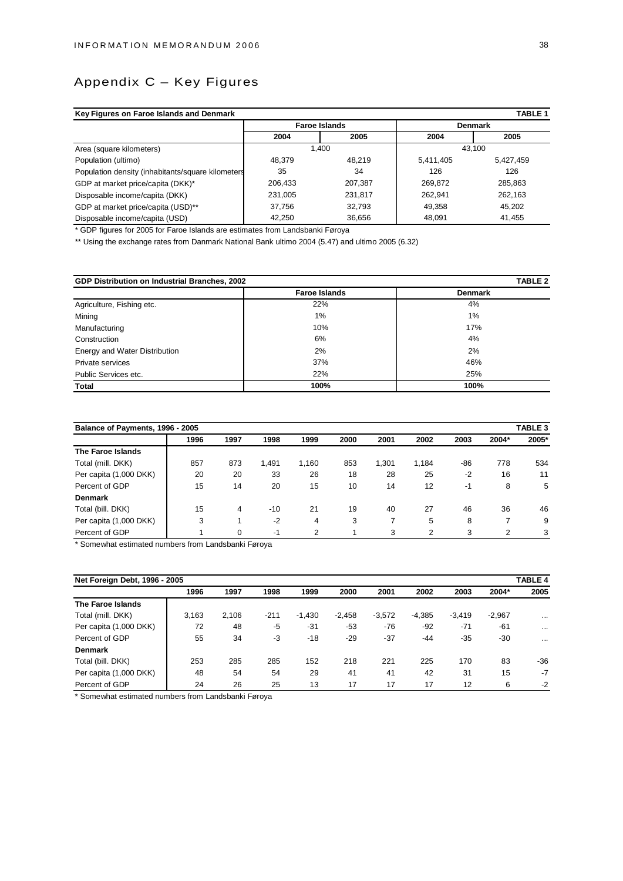# Appendix C – Key Figures

| Key Figures on Faroe Islands and Denmark | | | | TABLE 1 |
|---|---|---|---|---|
| | Faroe Islands | | Denmark | |
| | 2004 | 2005 | 2004 | 2005 |
| Area (square kilometers) | 1,400 | | 43,100 | |
| Population (ultimo) | 48,379 | 48,219 | 5,411,405 | 5,427,459 |
| Population density (inhabitants/square kilometers | 35 | 34 | 126 | 126 |
| GDP at market price/capita (DKK)* | 206,433 | 207,387 | 269,872 | 285,863 |
| Disposable income/capita (DKK) | 231,005 | 231,817 | 262,941 | 262,163 |
| GDP at market price/capita (USD)** | 37,756 | 32,793 | 49,358 | 45,202 |
| Disposable income/capita (USD) | 42,250 | 36,656 | 48,091 | 41,455 |

\* GDP figures for 2005 for Faroe Islands are estimates from Landsbanki Føroya

** Using the exchange rates from Danmark National Bank ultimo 2004 (5.47) and ultimo 2005 (6.32)

| GDP Distribution on Industrial Branches, 2002 | | TABLE 2 |
|---|---|---|
| | Faroe Islands | Denmark |
| Agriculture, Fishing etc. | 22% | 4% |
| Mining | 1% | 1% |
| Manufacturing | 10% | 17% |
| Construction | 6% | 4% |
| Energy and Water Distribution | 2% | 2% |
| Private services | 37% | 46% |
| Public Services etc. | 22% | 25% |
| **Total** | **100%** | **100%** |

| Balance of Payments, 1996 - 2005 | | | | | | | | | | TABLE 3 |
|---|---|---|---|---|---|---|---|---|---|---|
| | 1996 | 1997 | 1998 | 1999 | 2000 | 2001 | 2002 | 2003 | 2004* | 2005* |
| **The Faroe Islands** | | | | | | | | | | |
| Total (mill. DKK) | 857 | 873 | 1,491 | 1,160 | 853 | 1,301 | 1,184 | -86 | 778 | 534 |
| Per capita (1,000 DKK) | 20 | 20 | 33 | 26 | 18 | 28 | 25 | -2 | 16 | 11 |
| Percent of GDP | 15 | 14 | 20 | 15 | 10 | 14 | 12 | -1 | 8 | 5 |
| **Denmark** | | | | | | | | | | |
| Total (bill. DKK) | 15 | 4 | -10 | 21 | 19 | 40 | 27 | 46 | 36 | 46 |
| Per capita (1,000 DKK) | 3 | 1 | -2 | 4 | 3 | 7 | 5 | 8 | 7 | 9 |
| Percent of GDP | 1 | 0 | -1 | 2 | 1 | 3 | 2 | 3 | 2 | 3 |

\* Somewhat estimated numbers from Landsbanki Føroya

| Net Foreign Debt, 1996 - 2005 | | | | | | | | | | TABLE 4 |
|---|---|---|---|---|---|---|---|---|---|---|
| | 1996 | 1997 | 1998 | 1999 | 2000 | 2001 | 2002 | 2003 | 2004* | 2005 |
| **The Faroe Islands** | | | | | | | | | | |
| Total (mill. DKK) | 3,163 | 2,106 | -211 | -1,430 | -2,458 | -3,572 | -4,385 | -3,419 | -2,967 | ... |
| Per capita (1,000 DKK) | 72 | 48 | -5 | -31 | -53 | -76 | -92 | -71 | -61 | ... |
| Percent of GDP | 55 | 34 | -3 | -18 | -29 | -37 | -44 | -35 | -30 | ... |
| **Denmark** | | | | | | | | | | |
| Total (bill. DKK) | 253 | 285 | 285 | 152 | 218 | 221 | 225 | 170 | 83 | -36 |
| Per capita (1,000 DKK) | 48 | 54 | 54 | 29 | 41 | 41 | 42 | 31 | 15 | -7 |
| Percent of GDP | 24 | 26 | 25 | 13 | 17 | 17 | 17 | 12 | 6 | -2 |

\* Somewhat estimated numbers from Landsbanki Føroya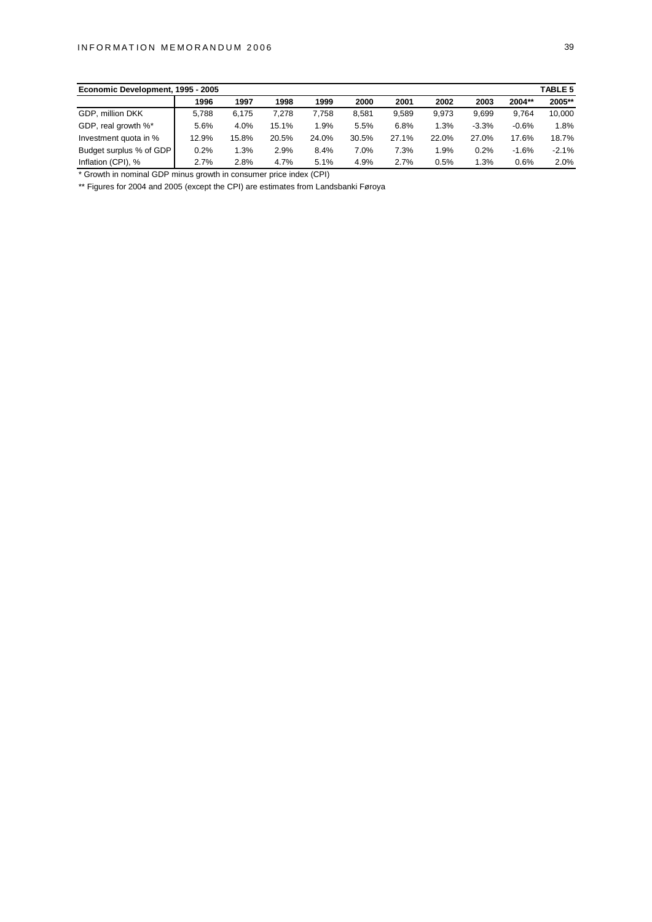**Economic Development, 1995 - 2005** — **TABLE 5**

| | 1996 | 1997 | 1998 | 1999 | 2000 | 2001 | 2002 | 2003 | 2004** | 2005** |
|---|---|---|---|---|---|---|---|---|---|---|
| GDP, million DKK | 5,788 | 6,175 | 7,278 | 7,758 | 8,581 | 9,589 | 9,973 | 9,699 | 9,764 | 10,000 |
| GDP, real growth %* | 5.6% | 4.0% | 15.1% | 1.9% | 5.5% | 6.8% | 1.3% | -3.3% | -0.6% | 1.8% |
| Investment quota in % | 12.9% | 15.8% | 20.5% | 24.0% | 30.5% | 27.1% | 22.0% | 27.0% | 17.6% | 18.7% |
| Budget surplus % of GDP | 0.2% | 1.3% | 2.9% | 8.4% | 7.0% | 7.3% | 1.9% | 0.2% | -1.6% | -2.1% |
| Inflation (CPI), % | 2.7% | 2.8% | 4.7% | 5.1% | 4.9% | 2.7% | 0.5% | 1.3% | 0.6% | 2.0% |

* Growth in nominal GDP minus growth in consumer price index (CPI)

** Figures for 2004 and 2005 (except the CPI) are estimates from Landsbanki Føroya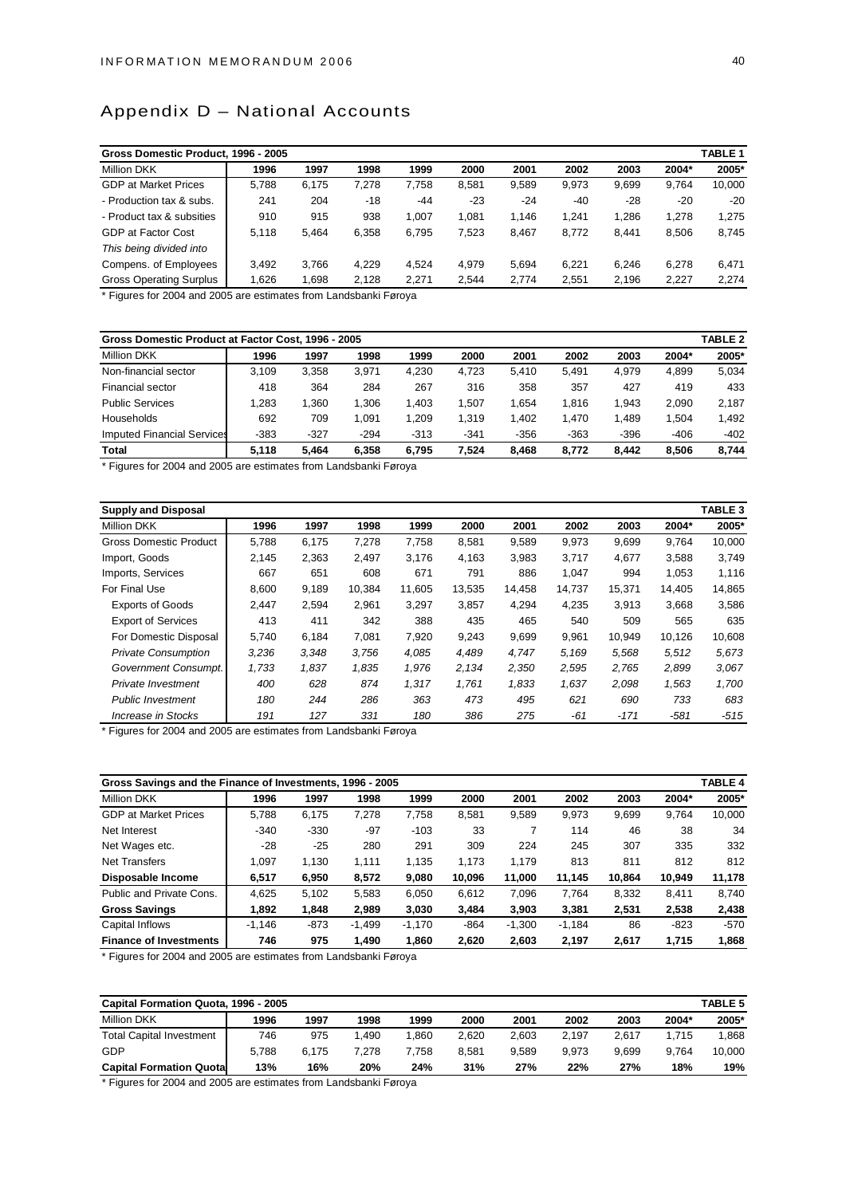# Appendix D – National Accounts

| Gross Domestic Product, 1996 - 2005 | | | | | | | | | | TABLE 1 |
|---|---|---|---|---|---|---|---|---|---|---|
| Million DKK | 1996 | 1997 | 1998 | 1999 | 2000 | 2001 | 2002 | 2003 | 2004* | 2005* |
| GDP at Market Prices | 5,788 | 6,175 | 7,278 | 7,758 | 8,581 | 9,589 | 9,973 | 9,699 | 9,764 | 10,000 |
| - Production tax & subs. | 241 | 204 | -18 | -44 | -23 | -24 | -40 | -28 | -20 | -20 |
| - Product tax & subsities | 910 | 915 | 938 | 1,007 | 1,081 | 1,146 | 1,241 | 1,286 | 1,278 | 1,275 |
| GDP at Factor Cost | 5,118 | 5,464 | 6,358 | 6,795 | 7,523 | 8,467 | 8,772 | 8,441 | 8,506 | 8,745 |
| *This being divided into* | | | | | | | | | | |
| Compens. of Employees | 3,492 | 3,766 | 4,229 | 4,524 | 4,979 | 5,694 | 6,221 | 6,246 | 6,278 | 6,471 |
| Gross Operating Surplus | 1,626 | 1,698 | 2,128 | 2,271 | 2,544 | 2,774 | 2,551 | 2,196 | 2,227 | 2,274 |

\* Figures for 2004 and 2005 are estimates from Landsbanki Føroya

| Gross Domestic Product at Factor Cost, 1996 - 2005 | | | | | | | | | | TABLE 2 |
|---|---|---|---|---|---|---|---|---|---|---|
| Million DKK | 1996 | 1997 | 1998 | 1999 | 2000 | 2001 | 2002 | 2003 | 2004* | 2005* |
| Non-financial sector | 3,109 | 3,358 | 3,971 | 4,230 | 4,723 | 5,410 | 5,491 | 4,979 | 4,899 | 5,034 |
| Financial sector | 418 | 364 | 284 | 267 | 316 | 358 | 357 | 427 | 419 | 433 |
| Public Services | 1,283 | 1,360 | 1,306 | 1,403 | 1,507 | 1,654 | 1,816 | 1,943 | 2,090 | 2,187 |
| Households | 692 | 709 | 1,091 | 1,209 | 1,319 | 1,402 | 1,470 | 1,489 | 1,504 | 1,492 |
| Imputed Financial Services | -383 | -327 | -294 | -313 | -341 | -356 | -363 | -396 | -406 | -402 |
| **Total** | **5,118** | **5,464** | **6,358** | **6,795** | **7,524** | **8,468** | **8,772** | **8,442** | **8,506** | **8,744** |

\* Figures for 2004 and 2005 are estimates from Landsbanki Føroya

| Supply and Disposal | | | | | | | | | | TABLE 3 |
|---|---|---|---|---|---|---|---|---|---|---|
| Million DKK | 1996 | 1997 | 1998 | 1999 | 2000 | 2001 | 2002 | 2003 | 2004* | 2005* |
| Gross Domestic Product | 5,788 | 6,175 | 7,278 | 7,758 | 8,581 | 9,589 | 9,973 | 9,699 | 9,764 | 10,000 |
| Import, Goods | 2,145 | 2,363 | 2,497 | 3,176 | 4,163 | 3,983 | 3,717 | 4,677 | 3,588 | 3,749 |
| Imports, Services | 667 | 651 | 608 | 671 | 791 | 886 | 1,047 | 994 | 1,053 | 1,116 |
| For Final Use | 8,600 | 9,189 | 10,384 | 11,605 | 13,535 | 14,458 | 14,737 | 15,371 | 14,405 | 14,865 |
| Exports of Goods | 2,447 | 2,594 | 2,961 | 3,297 | 3,857 | 4,294 | 4,235 | 3,913 | 3,668 | 3,586 |
| Export of Services | 413 | 411 | 342 | 388 | 435 | 465 | 540 | 509 | 565 | 635 |
| For Domestic Disposal | 5,740 | 6,184 | 7,081 | 7,920 | 9,243 | 9,699 | 9,961 | 10,949 | 10,126 | 10,608 |
| *Private Consumption* | *3,236* | *3,348* | *3,756* | *4,085* | *4,489* | *4,747* | *5,169* | *5,568* | *5,512* | *5,673* |
| *Government Consumpt.* | *1,733* | *1,837* | *1,835* | *1,976* | *2,134* | *2,350* | *2,595* | *2,765* | *2,899* | *3,067* |
| *Private Investment* | *400* | *628* | *874* | *1,317* | *1,761* | *1,833* | *1,637* | *2,098* | *1,563* | *1,700* |
| *Public Investment* | *180* | *244* | *286* | *363* | *473* | *495* | *621* | *690* | *733* | *683* |
| *Increase in Stocks* | *191* | *127* | *331* | *180* | *386* | *275* | *-61* | *-171* | *-581* | *-515* |

\* Figures for 2004 and 2005 are estimates from Landsbanki Føroya

| Gross Savings and the Finance of Investments, 1996 - 2005 | | | | | | | | | | TABLE 4 |
|---|---|---|---|---|---|---|---|---|---|---|
| Million DKK | 1996 | 1997 | 1998 | 1999 | 2000 | 2001 | 2002 | 2003 | 2004* | 2005* |
| GDP at Market Prices | 5,788 | 6,175 | 7,278 | 7,758 | 8,581 | 9,589 | 9,973 | 9,699 | 9,764 | 10,000 |
| Net Interest | -340 | -330 | -97 | -103 | 33 | 7 | 114 | 46 | 38 | 34 |
| Net Wages etc. | -28 | -25 | 280 | 291 | 309 | 224 | 245 | 307 | 335 | 332 |
| Net Transfers | 1,097 | 1,130 | 1,111 | 1,135 | 1,173 | 1,179 | 813 | 811 | 812 | 812 |
| **Disposable Income** | **6,517** | **6,950** | **8,572** | **9,080** | **10,096** | **11,000** | **11,145** | **10,864** | **10,949** | **11,178** |
| Public and Private Cons. | 4,625 | 5,102 | 5,583 | 6,050 | 6,612 | 7,096 | 7,764 | 8,332 | 8,411 | 8,740 |
| **Gross Savings** | **1,892** | **1,848** | **2,989** | **3,030** | **3,484** | **3,903** | **3,381** | **2,531** | **2,538** | **2,438** |
| Capital Inflows | -1,146 | -873 | -1,499 | -1,170 | -864 | -1,300 | -1,184 | 86 | -823 | -570 |
| **Finance of Investments** | **746** | **975** | **1,490** | **1,860** | **2,620** | **2,603** | **2,197** | **2,617** | **1,715** | **1,868** |

\* Figures for 2004 and 2005 are estimates from Landsbanki Føroya

| Capital Formation Quota, 1996 - 2005 | | | | | | | | | | TABLE 5 |
|---|---|---|---|---|---|---|---|---|---|---|
| Million DKK | 1996 | 1997 | 1998 | 1999 | 2000 | 2001 | 2002 | 2003 | 2004* | 2005* |
| Total Capital Investment | 746 | 975 | 1,490 | 1,860 | 2,620 | 2,603 | 2,197 | 2,617 | 1,715 | 1,868 |
| GDP | 5,788 | 6,175 | 7,278 | 7,758 | 8,581 | 9,589 | 9,973 | 9,699 | 9,764 | 10,000 |
| **Capital Formation Quota** | **13%** | **16%** | **20%** | **24%** | **31%** | **27%** | **22%** | **27%** | **18%** | **19%** |

\* Figures for 2004 and 2005 are estimates from Landsbanki Føroya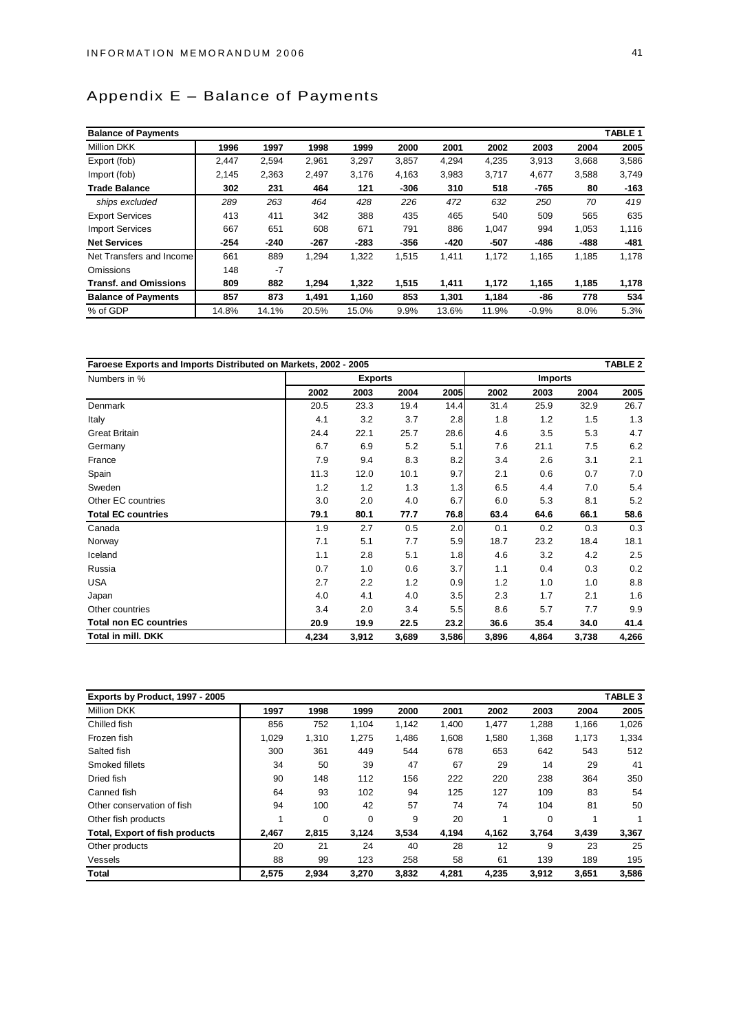# Appendix E – Balance of Payments

| Balance of Payments | | | | | | | | | | TABLE 1 |
|---|---|---|---|---|---|---|---|---|---|---|
| Million DKK | 1996 | 1997 | 1998 | 1999 | 2000 | 2001 | 2002 | 2003 | 2004 | 2005 |
| Export (fob) | 2,447 | 2,594 | 2,961 | 3,297 | 3,857 | 4,294 | 4,235 | 3,913 | 3,668 | 3,586 |
| Import (fob) | 2,145 | 2,363 | 2,497 | 3,176 | 4,163 | 3,983 | 3,717 | 4,677 | 3,588 | 3,749 |
| **Trade Balance** | **302** | **231** | **464** | **121** | **-306** | **310** | **518** | **-765** | **80** | **-163** |
| *ships excluded* | *289* | *263* | *464* | *428* | *226* | *472* | *632* | *250* | *70* | *419* |
| Export Services | 413 | 411 | 342 | 388 | 435 | 465 | 540 | 509 | 565 | 635 |
| Import Services | 667 | 651 | 608 | 671 | 791 | 886 | 1,047 | 994 | 1,053 | 1,116 |
| **Net Services** | **-254** | **-240** | **-267** | **-283** | **-356** | **-420** | **-507** | **-486** | **-488** | **-481** |
| Net Transfers and Income | 661 | 889 | 1,294 | 1,322 | 1,515 | 1,411 | 1,172 | 1,165 | 1,185 | 1,178 |
| Omissions | 148 | -7 | | | | | | | | |
| **Transf. and Omissions** | **809** | **882** | **1,294** | **1,322** | **1,515** | **1,411** | **1,172** | **1,165** | **1,185** | **1,178** |
| **Balance of Payments** | **857** | **873** | **1,491** | **1,160** | **853** | **1,301** | **1,184** | **-86** | **778** | **534** |
| % of GDP | 14.8% | 14.1% | 20.5% | 15.0% | 9.9% | 13.6% | 11.9% | -0.9% | 8.0% | 5.3% |

| Faroese Exports and Imports Distributed on Markets, 2002 - 2005 | | | | | | | | TABLE 2 |
|---|---|---|---|---|---|---|---|---|
| Numbers in % | Exports | | | | Imports | | | |
| | 2002 | 2003 | 2004 | 2005 | 2002 | 2003 | 2004 | 2005 |
| Denmark | 20.5 | 23.3 | 19.4 | 14.4 | 31.4 | 25.9 | 32.9 | 26.7 |
| Italy | 4.1 | 3.2 | 3.7 | 2.8 | 1.8 | 1.2 | 1.5 | 1.3 |
| Great Britain | 24.4 | 22.1 | 25.7 | 28.6 | 4.6 | 3.5 | 5.3 | 4.7 |
| Germany | 6.7 | 6.9 | 5.2 | 5.1 | 7.6 | 21.1 | 7.5 | 6.2 |
| France | 7.9 | 9.4 | 8.3 | 8.2 | 3.4 | 2.6 | 3.1 | 2.1 |
| Spain | 11.3 | 12.0 | 10.1 | 9.7 | 2.1 | 0.6 | 0.7 | 7.0 |
| Sweden | 1.2 | 1.2 | 1.3 | 1.3 | 6.5 | 4.4 | 7.0 | 5.4 |
| Other EC countries | 3.0 | 2.0 | 4.0 | 6.7 | 6.0 | 5.3 | 8.1 | 5.2 |
| **Total EC countries** | **79.1** | **80.1** | **77.7** | **76.8** | **63.4** | **64.6** | **66.1** | **58.6** |
| Canada | 1.9 | 2.7 | 0.5 | 2.0 | 0.1 | 0.2 | 0.3 | 0.3 |
| Norway | 7.1 | 5.1 | 7.7 | 5.9 | 18.7 | 23.2 | 18.4 | 18.1 |
| Iceland | 1.1 | 2.8 | 5.1 | 1.8 | 4.6 | 3.2 | 4.2 | 2.5 |
| Russia | 0.7 | 1.0 | 0.6 | 3.7 | 1.1 | 0.4 | 0.3 | 0.2 |
| USA | 2.7 | 2.2 | 1.2 | 0.9 | 1.2 | 1.0 | 1.0 | 8.8 |
| Japan | 4.0 | 4.1 | 4.0 | 3.5 | 2.3 | 1.7 | 2.1 | 1.6 |
| Other countries | 3.4 | 2.0 | 3.4 | 5.5 | 8.6 | 5.7 | 7.7 | 9.9 |
| **Total non EC countries** | **20.9** | **19.9** | **22.5** | **23.2** | **36.6** | **35.4** | **34.0** | **41.4** |
| **Total in mill. DKK** | **4,234** | **3,912** | **3,689** | **3,586** | **3,896** | **4,864** | **3,738** | **4,266** |

| Exports by Product, 1997 - 2005 | | | | | | | | | TABLE 3 |
|---|---|---|---|---|---|---|---|---|---|
| Million DKK | 1997 | 1998 | 1999 | 2000 | 2001 | 2002 | 2003 | 2004 | 2005 |
| Chilled fish | 856 | 752 | 1,104 | 1,142 | 1,400 | 1,477 | 1,288 | 1,166 | 1,026 |
| Frozen fish | 1,029 | 1,310 | 1,275 | 1,486 | 1,608 | 1,580 | 1,368 | 1,173 | 1,334 |
| Salted fish | 300 | 361 | 449 | 544 | 678 | 653 | 642 | 543 | 512 |
| Smoked fillets | 34 | 50 | 39 | 47 | 67 | 29 | 14 | 29 | 41 |
| Dried fish | 90 | 148 | 112 | 156 | 222 | 220 | 238 | 364 | 350 |
| Canned fish | 64 | 93 | 102 | 94 | 125 | 127 | 109 | 83 | 54 |
| Other conservation of fish | 94 | 100 | 42 | 57 | 74 | 74 | 104 | 81 | 50 |
| Other fish products | 1 | 0 | 0 | 9 | 20 | 1 | 0 | 1 | 1 |
| **Total, Export of fish products** | **2,467** | **2,815** | **3,124** | **3,534** | **4,194** | **4,162** | **3,764** | **3,439** | **3,367** |
| Other products | 20 | 21 | 24 | 40 | 28 | 12 | 9 | 23 | 25 |
| Vessels | 88 | 99 | 123 | 258 | 58 | 61 | 139 | 189 | 195 |
| **Total** | **2,575** | **2,934** | **3,270** | **3,832** | **4,281** | **4,235** | **3,912** | **3,651** | **3,586** |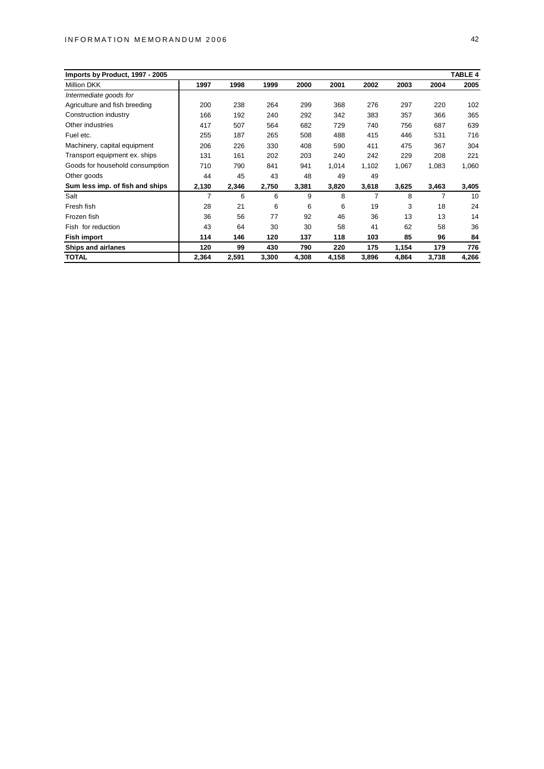| Imports by Product, 1997 - 2005 | | | | | | | | | TABLE 4 |
|---|---|---|---|---|---|---|---|---|---|
| Million DKK | 1997 | 1998 | 1999 | 2000 | 2001 | 2002 | 2003 | 2004 | 2005 |
| *Intermediate goods for* | | | | | | | | | |
| Agriculture and fish breeding | 200 | 238 | 264 | 299 | 368 | 276 | 297 | 220 | 102 |
| Construction industry | 166 | 192 | 240 | 292 | 342 | 383 | 357 | 366 | 365 |
| Other industries | 417 | 507 | 564 | 682 | 729 | 740 | 756 | 687 | 639 |
| Fuel etc. | 255 | 187 | 265 | 508 | 488 | 415 | 446 | 531 | 716 |
| Machinery, capital equipment | 206 | 226 | 330 | 408 | 590 | 411 | 475 | 367 | 304 |
| Transport equipment ex. ships | 131 | 161 | 202 | 203 | 240 | 242 | 229 | 208 | 221 |
| Goods for household consumption | 710 | 790 | 841 | 941 | 1,014 | 1,102 | 1,067 | 1,083 | 1,060 |
| Other goods | 44 | 45 | 43 | 48 | 49 | 49 | | | |
| **Sum less imp. of fish and ships** | **2,130** | **2,346** | **2,750** | **3,381** | **3,820** | **3,618** | **3,625** | **3,463** | **3,405** |
| Salt | 7 | 6 | 6 | 9 | 8 | 7 | 8 | 7 | 10 |
| Fresh fish | 28 | 21 | 6 | 6 | 6 | 19 | 3 | 18 | 24 |
| Frozen fish | 36 | 56 | 77 | 92 | 46 | 36 | 13 | 13 | 14 |
| Fish for reduction | 43 | 64 | 30 | 30 | 58 | 41 | 62 | 58 | 36 |
| **Fish import** | **114** | **146** | **120** | **137** | **118** | **103** | **85** | **96** | **84** |
| **Ships and airlanes** | **120** | **99** | **430** | **790** | **220** | **175** | **1,154** | **179** | **776** |
| **TOTAL** | **2,364** | **2,591** | **3,300** | **4,308** | **4,158** | **3,896** | **4,864** | **3,738** | **4,266** |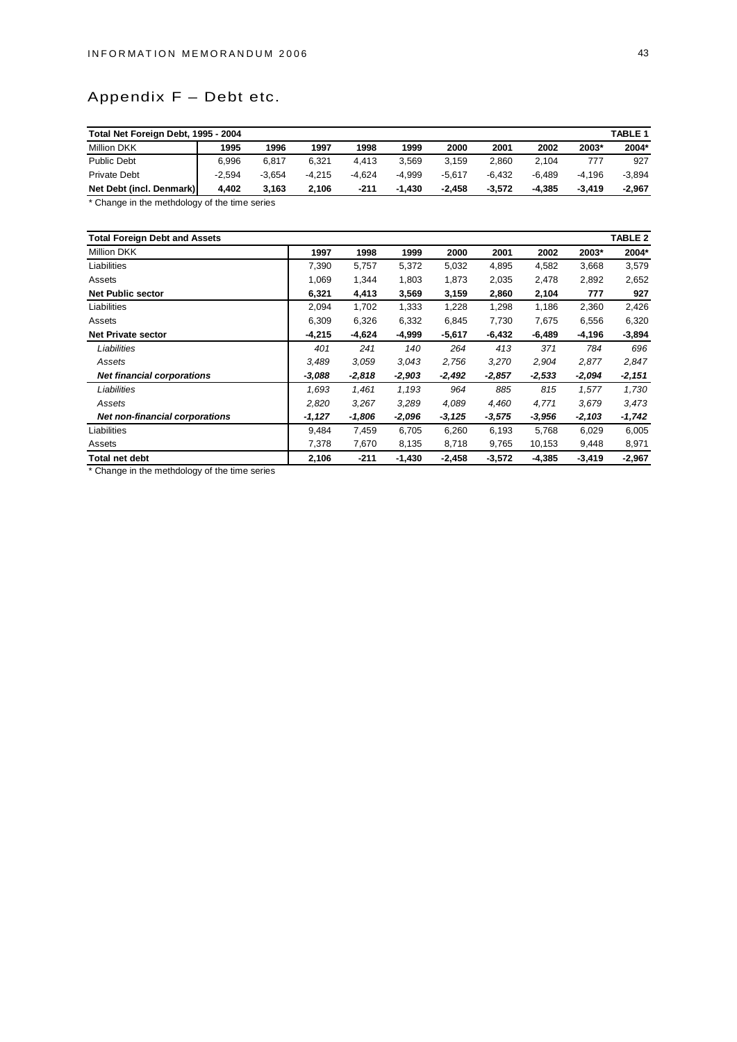# Appendix F – Debt etc.

| Total Net Foreign Debt, 1995 - 2004 | | | | | | | | | | TABLE 1 |
|---|---|---|---|---|---|---|---|---|---|---|
| Million DKK | **1995** | **1996** | **1997** | **1998** | **1999** | **2000** | **2001** | **2002** | **2003*** | **2004*** |
| Public Debt | 6,996 | 6,817 | 6,321 | 4,413 | 3,569 | 3,159 | 2,860 | 2,104 | 777 | 927 |
| Private Debt | -2,594 | -3,654 | -4,215 | -4,624 | -4,999 | -5,617 | -6,432 | -6,489 | -4,196 | -3,894 |
| **Net Debt (incl. Denmark)** | **4,402** | **3,163** | **2,106** | **-211** | **-1,430** | **-2,458** | **-3,572** | **-4,385** | **-3,419** | **-2,967** |

* Change in the methdology of the time series

| Total Foreign Debt and Assets | | | | | | | | TABLE 2 |
|---|---|---|---|---|---|---|---|---|
| Million DKK | **1997** | **1998** | **1999** | **2000** | **2001** | **2002** | **2003*** | **2004*** |
| Liabilities | 7,390 | 5,757 | 5,372 | 5,032 | 4,895 | 4,582 | 3,668 | 3,579 |
| Assets | 1,069 | 1,344 | 1,803 | 1,873 | 2,035 | 2,478 | 2,892 | 2,652 |
| **Net Public sector** | **6,321** | **4,413** | **3,569** | **3,159** | **2,860** | **2,104** | **777** | **927** |
| Liabilities | 2,094 | 1,702 | 1,333 | 1,228 | 1,298 | 1,186 | 2,360 | 2,426 |
| Assets | 6,309 | 6,326 | 6,332 | 6,845 | 7,730 | 7,675 | 6,556 | 6,320 |
| **Net Private sector** | **-4,215** | **-4,624** | **-4,999** | **-5,617** | **-6,432** | **-6,489** | **-4,196** | **-3,894** |
| *Liabilities* | *401* | *241* | *140* | *264* | *413* | *371* | *784* | *696* |
| *Assets* | *3,489* | *3,059* | *3,043* | *2,756* | *3,270* | *2,904* | *2,877* | *2,847* |
| ***Net financial corporations*** | ***-3,088*** | ***-2,818*** | ***-2,903*** | ***-2,492*** | ***-2,857*** | ***-2,533*** | ***-2,094*** | ***-2,151*** |
| *Liabilities* | *1,693* | *1,461* | *1,193* | *964* | *885* | *815* | *1,577* | *1,730* |
| *Assets* | *2,820* | *3,267* | *3,289* | *4,089* | *4,460* | *4,771* | *3,679* | *3,473* |
| ***Net non-financial corporations*** | ***-1,127*** | ***-1,806*** | ***-2,096*** | ***-3,125*** | ***-3,575*** | ***-3,956*** | ***-2,103*** | ***-1,742*** |
| Liabilities | 9,484 | 7,459 | 6,705 | 6,260 | 6,193 | 5,768 | 6,029 | 6,005 |
| Assets | 7,378 | 7,670 | 8,135 | 8,718 | 9,765 | 10,153 | 9,448 | 8,971 |
| **Total net debt** | **2,106** | **-211** | **-1,430** | **-2,458** | **-3,572** | **-4,385** | **-3,419** | **-2,967** |

* Change in the methdology of the time series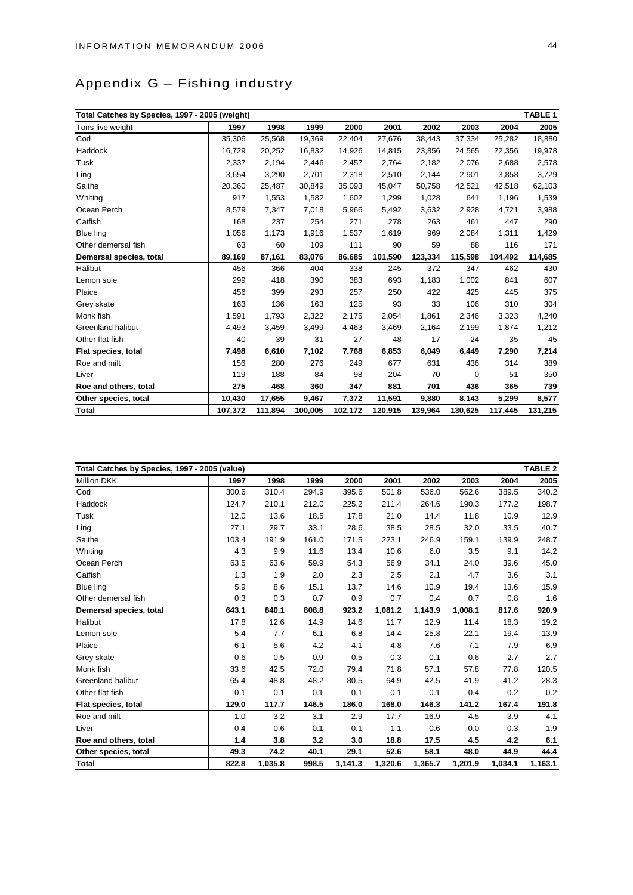# Appendix G – Fishing industry

| Total Catches by Species, 1997 - 2005 (weight) | | | | | | | | | TABLE 1 |
|---|---|---|---|---|---|---|---|---|---|
| Tons live weight | 1997 | 1998 | 1999 | 2000 | 2001 | 2002 | 2003 | 2004 | 2005 |
| Cod | 35,306 | 25,568 | 19,369 | 22,404 | 27,676 | 38,443 | 37,334 | 25,282 | 18,880 |
| Haddock | 16,729 | 20,252 | 16,832 | 14,926 | 14,815 | 23,856 | 24,565 | 22,356 | 19,978 |
| Tusk | 2,337 | 2,194 | 2,446 | 2,457 | 2,764 | 2,182 | 2,076 | 2,688 | 2,578 |
| Ling | 3,654 | 3,290 | 2,701 | 2,318 | 2,510 | 2,144 | 2,901 | 3,858 | 3,729 |
| Saithe | 20,360 | 25,487 | 30,849 | 35,093 | 45,047 | 50,758 | 42,521 | 42,518 | 62,103 |
| Whiting | 917 | 1,553 | 1,582 | 1,602 | 1,299 | 1,028 | 641 | 1,196 | 1,539 |
| Ocean Perch | 8,579 | 7,347 | 7,018 | 5,966 | 5,492 | 3,632 | 2,928 | 4,721 | 3,988 |
| Catfish | 168 | 237 | 254 | 271 | 278 | 263 | 461 | 447 | 290 |
| Blue ling | 1,056 | 1,173 | 1,916 | 1,537 | 1,619 | 969 | 2,084 | 1,311 | 1,429 |
| Other demersal fish | 63 | 60 | 109 | 111 | 90 | 59 | 88 | 116 | 171 |
| **Demersal species, total** | **89,169** | **87,161** | **83,076** | **86,685** | **101,590** | **123,334** | **115,598** | **104,492** | **114,685** |
| Halibut | 456 | 366 | 404 | 338 | 245 | 372 | 347 | 462 | 430 |
| Lemon sole | 299 | 418 | 390 | 383 | 693 | 1,183 | 1,002 | 841 | 607 |
| Plaice | 456 | 399 | 293 | 257 | 250 | 422 | 425 | 445 | 375 |
| Grey skate | 163 | 136 | 163 | 125 | 93 | 33 | 106 | 310 | 304 |
| Monk fish | 1,591 | 1,793 | 2,322 | 2,175 | 2,054 | 1,861 | 2,346 | 3,323 | 4,240 |
| Greenland halibut | 4,493 | 3,459 | 3,499 | 4,463 | 3,469 | 2,164 | 2,199 | 1,874 | 1,212 |
| Other flat fish | 40 | 39 | 31 | 27 | 48 | 17 | 24 | 35 | 45 |
| **Flat species, total** | **7,498** | **6,610** | **7,102** | **7,768** | **6,853** | **6,049** | **6,449** | **7,290** | **7,214** |
| Roe and milt | 156 | 280 | 276 | 249 | 677 | 631 | 436 | 314 | 389 |
| Liver | 119 | 188 | 84 | 98 | 204 | 70 | 0 | 51 | 350 |
| **Roe and others, total** | **275** | **468** | **360** | **347** | **881** | **701** | **436** | **365** | **739** |
| **Other species, total** | **10,430** | **17,655** | **9,467** | **7,372** | **11,591** | **9,880** | **8,143** | **5,299** | **8,577** |
| **Total** | **107,372** | **111,894** | **100,005** | **102,172** | **120,915** | **139,964** | **130,625** | **117,445** | **131,215** |

| Total Catches by Species, 1997 - 2005 (value) | | | | | | | | | TABLE 2 |
|---|---|---|---|---|---|---|---|---|---|
| Million DKK | 1997 | 1998 | 1999 | 2000 | 2001 | 2002 | 2003 | 2004 | 2005 |
| Cod | 300.6 | 310.4 | 294.9 | 395.6 | 501.8 | 536.0 | 562.6 | 389.5 | 340.2 |
| Haddock | 124.7 | 210.1 | 212.0 | 225.2 | 211.4 | 264.6 | 190.3 | 177.2 | 198.7 |
| Tusk | 12.0 | 13.6 | 18.5 | 17.8 | 21.0 | 14.4 | 11.8 | 10.9 | 12.9 |
| Ling | 27.1 | 29.7 | 33.1 | 28.6 | 38.5 | 28.5 | 32.0 | 33.5 | 40.7 |
| Saithe | 103.4 | 191.9 | 161.0 | 171.5 | 223.1 | 246.9 | 159.1 | 139.9 | 248.7 |
| Whiting | 4.3 | 9.9 | 11.6 | 13.4 | 10.6 | 6.0 | 3.5 | 9.1 | 14.2 |
| Ocean Perch | 63.5 | 63.6 | 59.9 | 54.3 | 56.9 | 34.1 | 24.0 | 39.6 | 45.0 |
| Catfish | 1.3 | 1.9 | 2.0 | 2.3 | 2.5 | 2.1 | 4.7 | 3.6 | 3.1 |
| Blue ling | 5.9 | 8.6 | 15.1 | 13.7 | 14.6 | 10.9 | 19.4 | 13.6 | 15.9 |
| Other demersal fish | 0.3 | 0.3 | 0.7 | 0.9 | 0.7 | 0.4 | 0.7 | 0.8 | 1.6 |
| **Demersal species, total** | **643.1** | **840.1** | **808.8** | **923.2** | **1,081.2** | **1,143.9** | **1,008.1** | **817.6** | **920.9** |
| Halibut | 17.8 | 12.6 | 14.9 | 14.6 | 11.7 | 12.9 | 11.4 | 18.3 | 19.2 |
| Lemon sole | 5.4 | 7.7 | 6.1 | 6.8 | 14.4 | 25.8 | 22.1 | 19.4 | 13.9 |
| Plaice | 6.1 | 5.6 | 4.2 | 4.1 | 4.8 | 7.6 | 7.1 | 7.9 | 6.9 |
| Grey skate | 0.6 | 0.5 | 0.9 | 0.5 | 0.3 | 0.1 | 0.6 | 2.7 | 2.7 |
| Monk fish | 33.6 | 42.5 | 72.0 | 79.4 | 71.8 | 57.1 | 57.8 | 77.8 | 120.5 |
| Greenland halibut | 65.4 | 48.8 | 48.2 | 80.5 | 64.9 | 42.5 | 41.9 | 41.2 | 28.3 |
| Other flat fish | 0.1 | 0.1 | 0.1 | 0.1 | 0.1 | 0.1 | 0.4 | 0.2 | 0.2 |
| **Flat species, total** | **129.0** | **117.7** | **146.5** | **186.0** | **168.0** | **146.3** | **141.2** | **167.4** | **191.8** |
| Roe and milt | 1.0 | 3.2 | 3.1 | 2.9 | 17.7 | 16.9 | 4.5 | 3.9 | 4.1 |
| Liver | 0.4 | 0.6 | 0.1 | 0.1 | 1.1 | 0.6 | 0.0 | 0.3 | 1.9 |
| **Roe and others, total** | **1.4** | **3.8** | **3.2** | **3.0** | **18.8** | **17.5** | **4.5** | **4.2** | **6.1** |
| **Other species, total** | **49.3** | **74.2** | **40.1** | **29.1** | **52.6** | **58.1** | **48.0** | **44.9** | **44.4** |
| **Total** | **822.8** | **1,035.8** | **998.5** | **1,141.3** | **1,320.6** | **1,365.7** | **1,201.9** | **1,034.1** | **1,163.1** |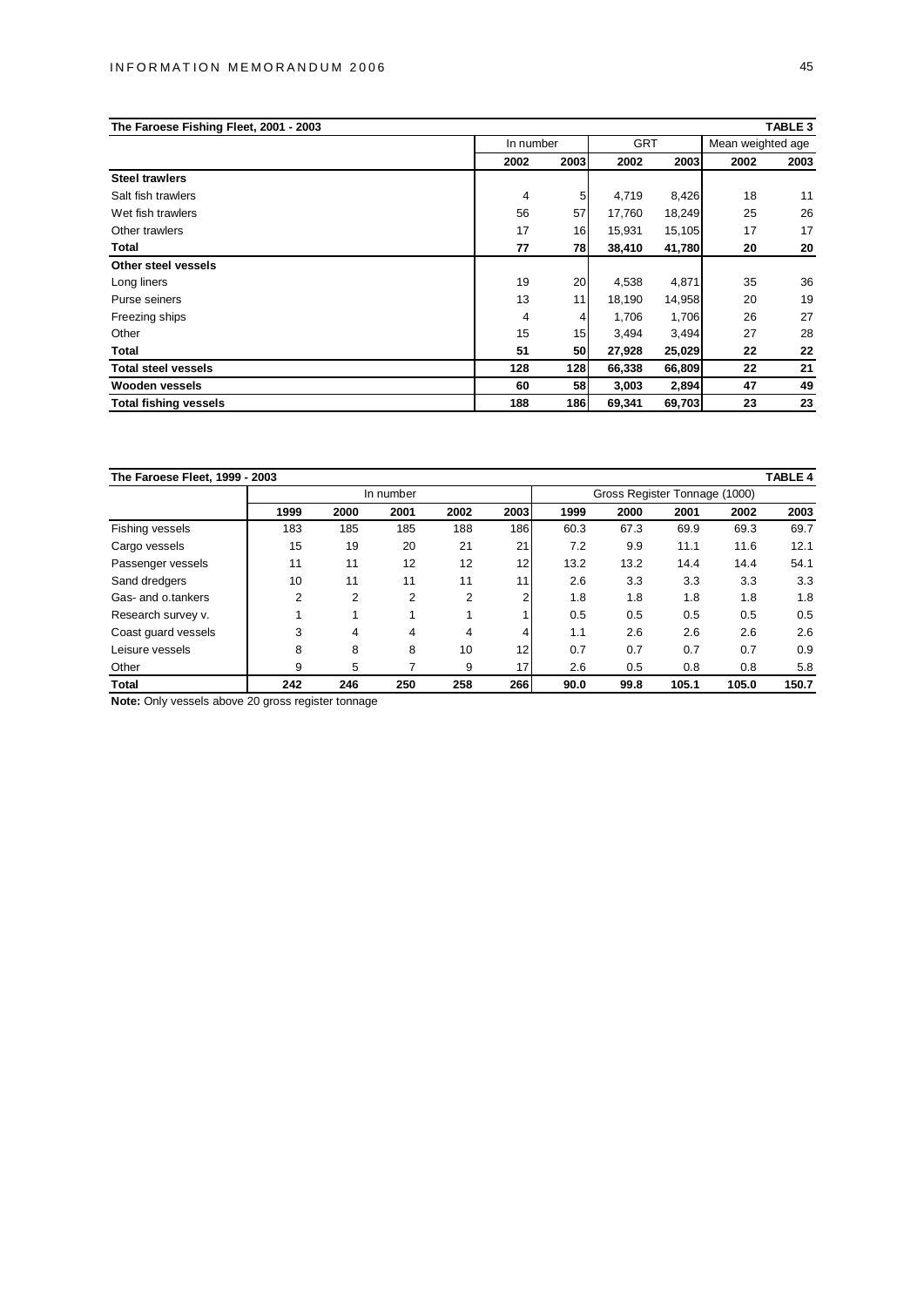**The Faroese Fishing Fleet, 2001 - 2003** — **TABLE 3**

| | In number | | GRT | | Mean weighted age | |
|---|---|---|---|---|---|---|
| | 2002 | 2003 | 2002 | 2003 | 2002 | 2003 |
| **Steel trawlers** | | | | | | |
| Salt fish trawlers | 4 | 5 | 4,719 | 8,426 | 18 | 11 |
| Wet fish trawlers | 56 | 57 | 17,760 | 18,249 | 25 | 26 |
| Other trawlers | 17 | 16 | 15,931 | 15,105 | 17 | 17 |
| **Total** | **77** | **78** | **38,410** | **41,780** | **20** | **20** |
| **Other steel vessels** | | | | | | |
| Long liners | 19 | 20 | 4,538 | 4,871 | 35 | 36 |
| Purse seiners | 13 | 11 | 18,190 | 14,958 | 20 | 19 |
| Freezing ships | 4 | 4 | 1,706 | 1,706 | 26 | 27 |
| Other | 15 | 15 | 3,494 | 3,494 | 27 | 28 |
| **Total** | **51** | **50** | **27,928** | **25,029** | **22** | **22** |
| **Total steel vessels** | **128** | **128** | **66,338** | **66,809** | **22** | **21** |
| **Wooden vessels** | **60** | **58** | **3,003** | **2,894** | **47** | **49** |
| **Total fishing vessels** | **188** | **186** | **69,341** | **69,703** | **23** | **23** |

**The Faroese Fleet, 1999 - 2003** — **TABLE 4**

| | In number | | | | | Gross Register Tonnage (1000) | | | | |
|---|---|---|---|---|---|---|---|---|---|---|
| | 1999 | 2000 | 2001 | 2002 | 2003 | 1999 | 2000 | 2001 | 2002 | 2003 |
| Fishing vessels | 183 | 185 | 185 | 188 | 186 | 60.3 | 67.3 | 69.9 | 69.3 | 69.7 |
| Cargo vessels | 15 | 19 | 20 | 21 | 21 | 7.2 | 9.9 | 11.1 | 11.6 | 12.1 |
| Passenger vessels | 11 | 11 | 12 | 12 | 12 | 13.2 | 13.2 | 14.4 | 14.4 | 54.1 |
| Sand dredgers | 10 | 11 | 11 | 11 | 11 | 2.6 | 3.3 | 3.3 | 3.3 | 3.3 |
| Gas- and o.tankers | 2 | 2 | 2 | 2 | 2 | 1.8 | 1.8 | 1.8 | 1.8 | 1.8 |
| Research survey v. | 1 | 1 | 1 | 1 | 1 | 0.5 | 0.5 | 0.5 | 0.5 | 0.5 |
| Coast guard vessels | 3 | 4 | 4 | 4 | 4 | 1.1 | 2.6 | 2.6 | 2.6 | 2.6 |
| Leisure vessels | 8 | 8 | 8 | 10 | 12 | 0.7 | 0.7 | 0.7 | 0.7 | 0.9 |
| Other | 9 | 5 | 7 | 9 | 17 | 2.6 | 0.5 | 0.8 | 0.8 | 5.8 |
| **Total** | **242** | **246** | **250** | **258** | **266** | **90.0** | **99.8** | **105.1** | **105.0** | **150.7** |

**Note:** Only vessels above 20 gross register tonnage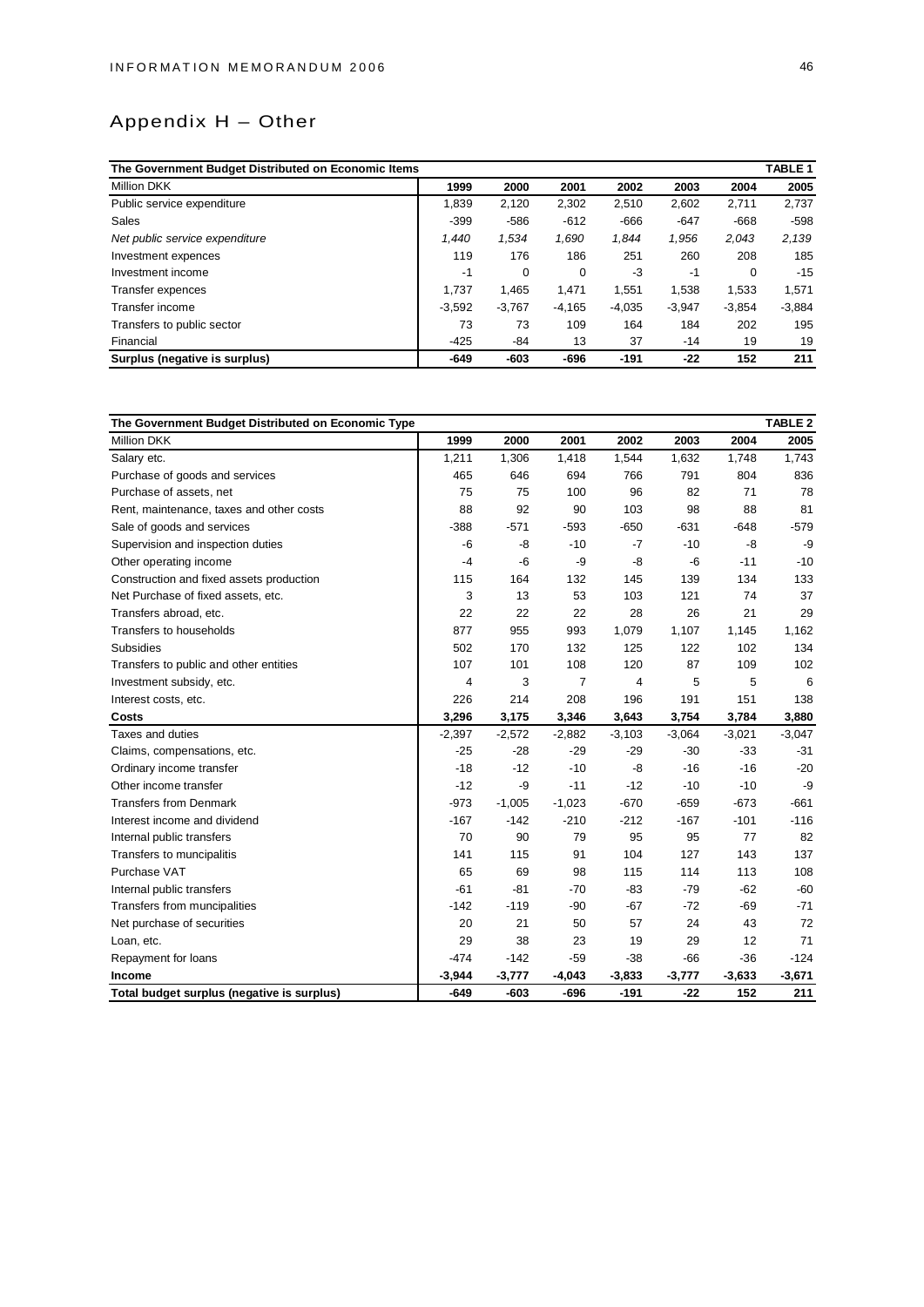# Appendix H – Other

| The Government Budget Distributed on Economic Items | | | | | | | TABLE 1 |
|---|---|---|---|---|---|---|---|
| Million DKK | 1999 | 2000 | 2001 | 2002 | 2003 | 2004 | 2005 |
| Public service expenditure | 1,839 | 2,120 | 2,302 | 2,510 | 2,602 | 2,711 | 2,737 |
| Sales | -399 | -586 | -612 | -666 | -647 | -668 | -598 |
| *Net public service expenditure* | *1,440* | *1,534* | *1,690* | *1,844* | *1,956* | *2,043* | *2,139* |
| Investment expences | 119 | 176 | 186 | 251 | 260 | 208 | 185 |
| Investment income | -1 | 0 | 0 | -3 | -1 | 0 | -15 |
| Transfer expences | 1,737 | 1,465 | 1,471 | 1,551 | 1,538 | 1,533 | 1,571 |
| Transfer income | -3,592 | -3,767 | -4,165 | -4,035 | -3,947 | -3,854 | -3,884 |
| Transfers to public sector | 73 | 73 | 109 | 164 | 184 | 202 | 195 |
| Financial | -425 | -84 | 13 | 37 | -14 | 19 | 19 |
| **Surplus (negative is surplus)** | **-649** | **-603** | **-696** | **-191** | **-22** | **152** | **211** |

| The Government Budget Distributed on Economic Type | | | | | | | TABLE 2 |
|---|---|---|---|---|---|---|---|
| Million DKK | 1999 | 2000 | 2001 | 2002 | 2003 | 2004 | 2005 |
| Salary etc. | 1,211 | 1,306 | 1,418 | 1,544 | 1,632 | 1,748 | 1,743 |
| Purchase of goods and services | 465 | 646 | 694 | 766 | 791 | 804 | 836 |
| Purchase of assets, net | 75 | 75 | 100 | 96 | 82 | 71 | 78 |
| Rent, maintenance, taxes and other costs | 88 | 92 | 90 | 103 | 98 | 88 | 81 |
| Sale of goods and services | -388 | -571 | -593 | -650 | -631 | -648 | -579 |
| Supervision and inspection duties | -6 | -8 | -10 | -7 | -10 | -8 | -9 |
| Other operating income | -4 | -6 | -9 | -8 | -6 | -11 | -10 |
| Construction and fixed assets production | 115 | 164 | 132 | 145 | 139 | 134 | 133 |
| Net Purchase of fixed assets, etc. | 3 | 13 | 53 | 103 | 121 | 74 | 37 |
| Transfers abroad, etc. | 22 | 22 | 22 | 28 | 26 | 21 | 29 |
| Transfers to households | 877 | 955 | 993 | 1,079 | 1,107 | 1,145 | 1,162 |
| Subsidies | 502 | 170 | 132 | 125 | 122 | 102 | 134 |
| Transfers to public and other entities | 107 | 101 | 108 | 120 | 87 | 109 | 102 |
| Investment subsidy, etc. | 4 | 3 | 7 | 4 | 5 | 5 | 6 |
| Interest costs, etc. | 226 | 214 | 208 | 196 | 191 | 151 | 138 |
| **Costs** | **3,296** | **3,175** | **3,346** | **3,643** | **3,754** | **3,784** | **3,880** |
| Taxes and duties | -2,397 | -2,572 | -2,882 | -3,103 | -3,064 | -3,021 | -3,047 |
| Claims, compensations, etc. | -25 | -28 | -29 | -29 | -30 | -33 | -31 |
| Ordinary income transfer | -18 | -12 | -10 | -8 | -16 | -16 | -20 |
| Other income transfer | -12 | -9 | -11 | -12 | -10 | -10 | -9 |
| Transfers from Denmark | -973 | -1,005 | -1,023 | -670 | -659 | -673 | -661 |
| Interest income and dividend | -167 | -142 | -210 | -212 | -167 | -101 | -116 |
| Internal public transfers | 70 | 90 | 79 | 95 | 95 | 77 | 82 |
| Transfers to muncipalitis | 141 | 115 | 91 | 104 | 127 | 143 | 137 |
| Purchase VAT | 65 | 69 | 98 | 115 | 114 | 113 | 108 |
| Internal public transfers | -61 | -81 | -70 | -83 | -79 | -62 | -60 |
| Transfers from muncipalities | -142 | -119 | -90 | -67 | -72 | -69 | -71 |
| Net purchase of securities | 20 | 21 | 50 | 57 | 24 | 43 | 72 |
| Loan, etc. | 29 | 38 | 23 | 19 | 29 | 12 | 71 |
| Repayment for loans | -474 | -142 | -59 | -38 | -66 | -36 | -124 |
| **Income** | **-3,944** | **-3,777** | **-4,043** | **-3,833** | **-3,777** | **-3,633** | **-3,671** |
| **Total budget surplus (negative is surplus)** | **-649** | **-603** | **-696** | **-191** | **-22** | **152** | **211** |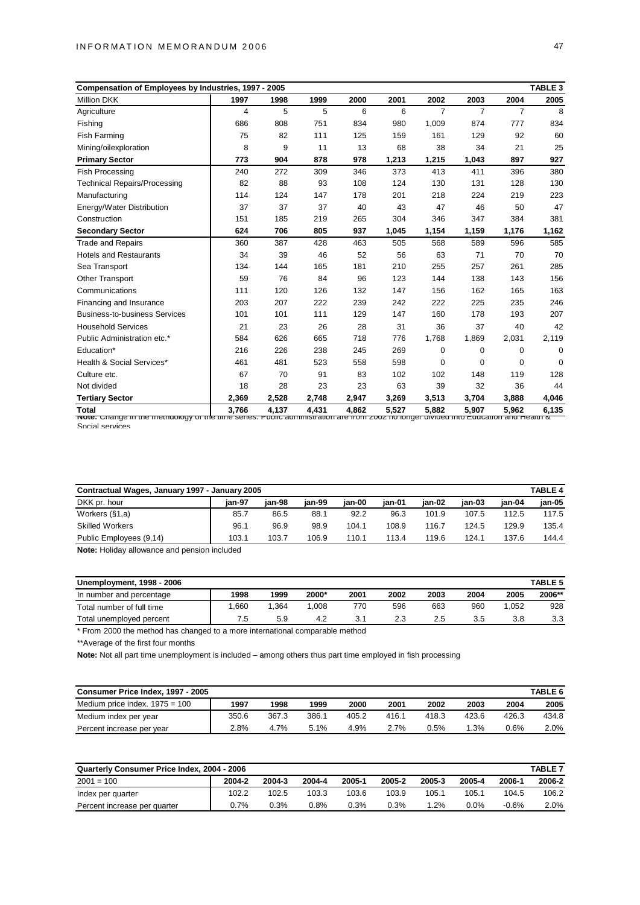| Compensation of Employees by Industries, 1997 - 2005 | | | | | | | | | TABLE 3 |
|---|---|---|---|---|---|---|---|---|---|
| Million DKK | 1997 | 1998 | 1999 | 2000 | 2001 | 2002 | 2003 | 2004 | 2005 |
| Agriculture | 4 | 5 | 5 | 6 | 6 | 7 | 7 | 7 | 8 |
| Fishing | 686 | 808 | 751 | 834 | 980 | 1,009 | 874 | 777 | 834 |
| Fish Farming | 75 | 82 | 111 | 125 | 159 | 161 | 129 | 92 | 60 |
| Mining/oilexploration | 8 | 9 | 11 | 13 | 68 | 38 | 34 | 21 | 25 |
| **Primary Sector** | **773** | **904** | **878** | **978** | **1,213** | **1,215** | **1,043** | **897** | **927** |
| Fish Processing | 240 | 272 | 309 | 346 | 373 | 413 | 411 | 396 | 380 |
| Technical Repairs/Processing | 82 | 88 | 93 | 108 | 124 | 130 | 131 | 128 | 130 |
| Manufacturing | 114 | 124 | 147 | 178 | 201 | 218 | 224 | 219 | 223 |
| Energy/Water Distribution | 37 | 37 | 37 | 40 | 43 | 47 | 46 | 50 | 47 |
| Construction | 151 | 185 | 219 | 265 | 304 | 346 | 347 | 384 | 381 |
| **Secondary Sector** | **624** | **706** | **805** | **937** | **1,045** | **1,154** | **1,159** | **1,176** | **1,162** |
| Trade and Repairs | 360 | 387 | 428 | 463 | 505 | 568 | 589 | 596 | 585 |
| Hotels and Restaurants | 34 | 39 | 46 | 52 | 56 | 63 | 71 | 70 | 70 |
| Sea Transport | 134 | 144 | 165 | 181 | 210 | 255 | 257 | 261 | 285 |
| Other Transport | 59 | 76 | 84 | 96 | 123 | 144 | 138 | 143 | 156 |
| Communications | 111 | 120 | 126 | 132 | 147 | 156 | 162 | 165 | 163 |
| Financing and Insurance | 203 | 207 | 222 | 239 | 242 | 222 | 225 | 235 | 246 |
| Business-to-business Services | 101 | 101 | 111 | 129 | 147 | 160 | 178 | 193 | 207 |
| Household Services | 21 | 23 | 26 | 28 | 31 | 36 | 37 | 40 | 42 |
| Public Administration etc.* | 584 | 626 | 665 | 718 | 776 | 1,768 | 1,869 | 2,031 | 2,119 |
| Education* | 216 | 226 | 238 | 245 | 269 | 0 | 0 | 0 | 0 |
| Health & Social Services* | 461 | 481 | 523 | 558 | 598 | 0 | 0 | 0 | 0 |
| Culture etc. | 67 | 70 | 91 | 83 | 102 | 102 | 148 | 119 | 128 |
| Not divided | 18 | 28 | 23 | 23 | 63 | 39 | 32 | 36 | 44 |
| **Tertiary Sector** | **2,369** | **2,528** | **2,748** | **2,947** | **3,269** | **3,513** | **3,704** | **3,888** | **4,046** |
| **Total** | **3,766** | **4,137** | **4,431** | **4,862** | **5,527** | **5,882** | **5,907** | **5,962** | **6,135** |

**Note:** Change in the methodology of the time series. Public administration are from 2002 no longer divided into Education and Health & Social services

| Contractual Wages, January 1997 - January 2005 | | | | | | | | | TABLE 4 |
|---|---|---|---|---|---|---|---|---|---|
| DKK pr. hour | jan-97 | jan-98 | jan-99 | jan-00 | jan-01 | jan-02 | jan-03 | jan-04 | jan-05 |
| Workers (§1,a) | 85.7 | 86.5 | 88.1 | 92.2 | 96.3 | 101.9 | 107.5 | 112.5 | 117.5 |
| Skilled Workers | 96.1 | 96.9 | 98.9 | 104.1 | 108.9 | 116.7 | 124.5 | 129.9 | 135.4 |
| Public Employees (9,14) | 103.1 | 103.7 | 106.9 | 110.1 | 113.4 | 119.6 | 124.1 | 137.6 | 144.4 |

**Note:** Holiday allowance and pension included

| Unemployment, 1998 - 2006 | | | | | | | | TABLE 5 |
|---|---|---|---|---|---|---|---|---|
| In number and percentage | 1998 | 1999 | 2000* | 2001 | 2002 | 2003 | 2004 | 2005 | 2006** |
| Total number of full time | 1,660 | 1,364 | 1,008 | 770 | 596 | 663 | 960 | 1,052 | 928 |
| Total unemployed percent | 7.5 | 5.9 | 4.2 | 3.1 | 2.3 | 2.5 | 3.5 | 3.8 | 3.3 |

\* From 2000 the method has changed to a more international comparable method

**Average of the first four months

**Note:** Not all part time unemployment is included – among others thus part time employed in fish processing

| Consumer Price Index, 1997 - 2005 | | | | | | | | | TABLE 6 |
|---|---|---|---|---|---|---|---|---|---|
| Medium price index. 1975 = 100 | 1997 | 1998 | 1999 | 2000 | 2001 | 2002 | 2003 | 2004 | 2005 |
| Medium index per year | 350.6 | 367.3 | 386.1 | 405.2 | 416.1 | 418.3 | 423.6 | 426.3 | 434.8 |
| Percent increase per year | 2.8% | 4.7% | 5.1% | 4.9% | 2.7% | 0.5% | 1.3% | 0.6% | 2.0% |

| Quarterly Consumer Price Index, 2004 - 2006 | | | | | | | | | TABLE 7 |
|---|---|---|---|---|---|---|---|---|---|
| 2001 = 100 | 2004-2 | 2004-3 | 2004-4 | 2005-1 | 2005-2 | 2005-3 | 2005-4 | 2006-1 | 2006-2 |
| Index per quarter | 102.2 | 102.5 | 103.3 | 103.6 | 103.9 | 105.1 | 105.1 | 104.5 | 106.2 |
| Percent increase per quarter | 0.7% | 0.3% | 0.8% | 0.3% | 0.3% | 1.2% | 0.0% | -0.6% | 2.0% |